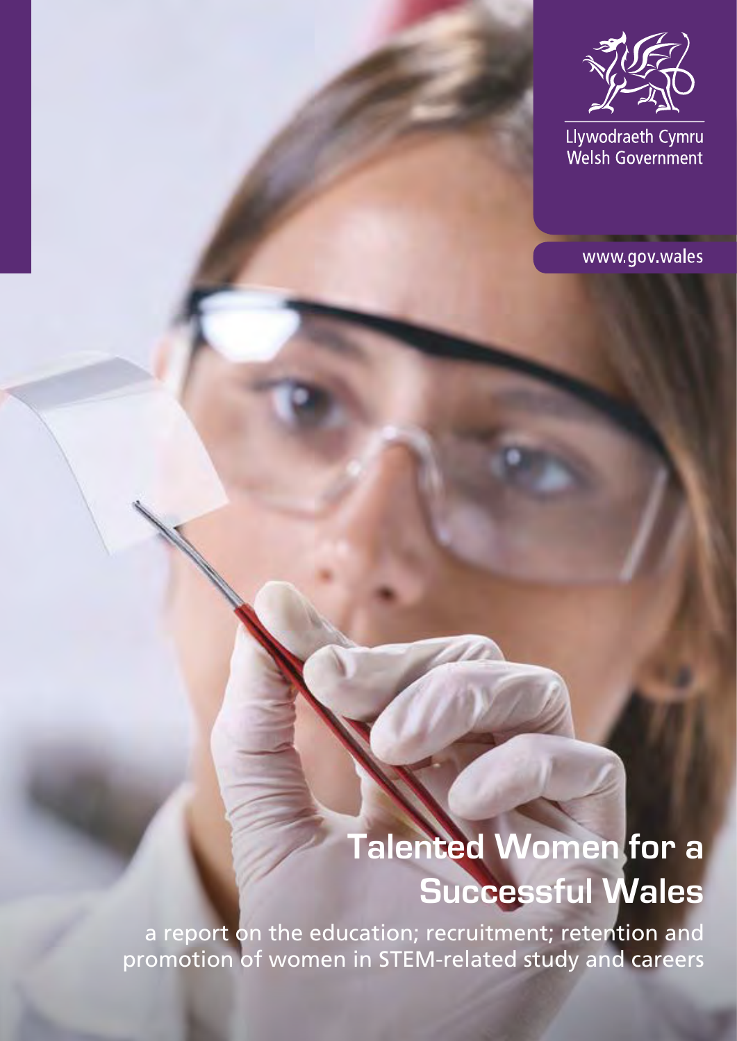Llywodraeth Cymru
Welsh Government

www.gov.wales

# Talented Women for a Successful Wales

a report on the education; recruitment; retention and promotion of women in STEM-related study and careers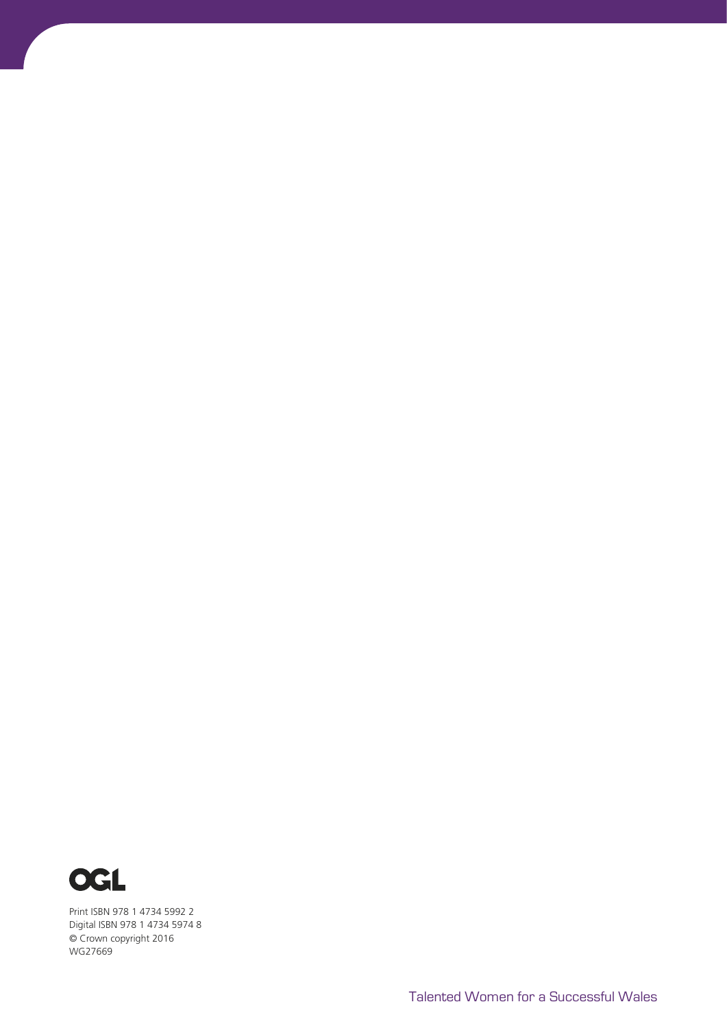OGL

Print ISBN 978 1 4734 5992 2
Digital ISBN 978 1 4734 5974 8
© Crown copyright 2016
WG27669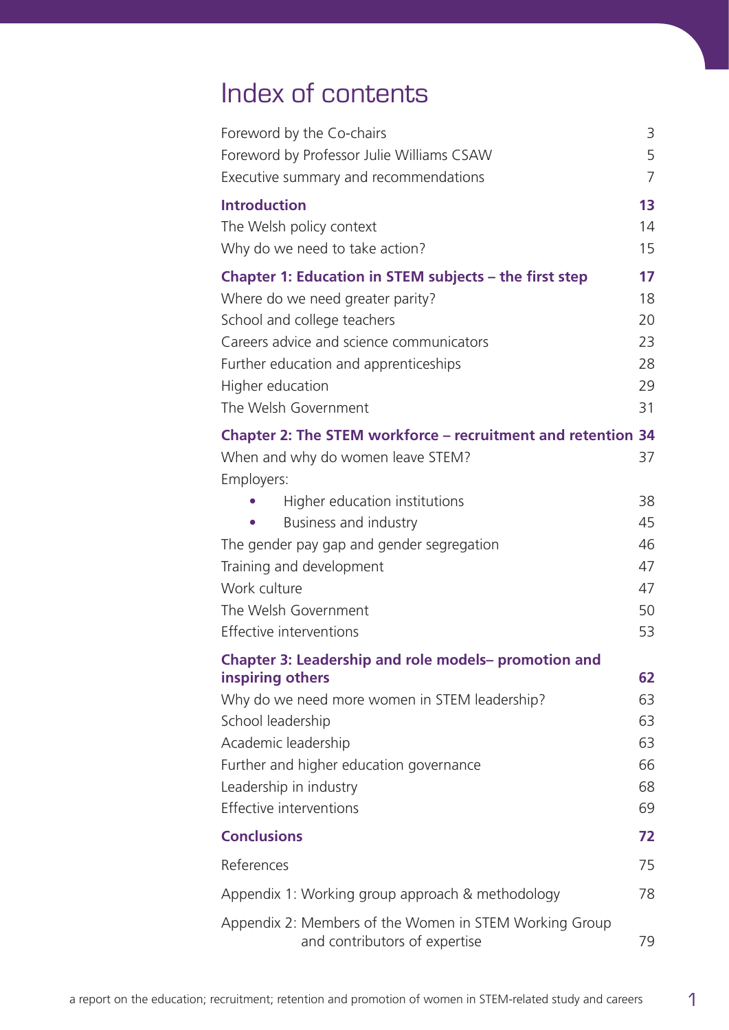# Index of contents

| | |
|---|---|
| Foreword by the Co-chairs | 3 |
| Foreword by Professor Julie Williams CSAW | 5 |
| Executive summary and recommendations | 7 |
| **Introduction** | **13** |
| The Welsh policy context | 14 |
| Why do we need to take action? | 15 |
| **Chapter 1: Education in STEM subjects – the first step** | **17** |
| Where do we need greater parity? | 18 |
| School and college teachers | 20 |
| Careers advice and science communicators | 23 |
| Further education and apprenticeships | 28 |
| Higher education | 29 |
| The Welsh Government | 31 |
| **Chapter 2: The STEM workforce – recruitment and retention** | **34** |
| When and why do women leave STEM? | 37 |
| Employers: | |
| • Higher education institutions | 38 |
| • Business and industry | 45 |
| The gender pay gap and gender segregation | 46 |
| Training and development | 47 |
| Work culture | 47 |
| The Welsh Government | 50 |
| Effective interventions | 53 |
| **Chapter 3: Leadership and role models– promotion and inspiring others** | **62** |
| Why do we need more women in STEM leadership? | 63 |
| School leadership | 63 |
| Academic leadership | 63 |
| Further and higher education governance | 66 |
| Leadership in industry | 68 |
| Effective interventions | 69 |
| **Conclusions** | **72** |
| References | 75 |
| Appendix 1: Working group approach & methodology | 78 |
| Appendix 2: Members of the Women in STEM Working Group and contributors of expertise | 79 |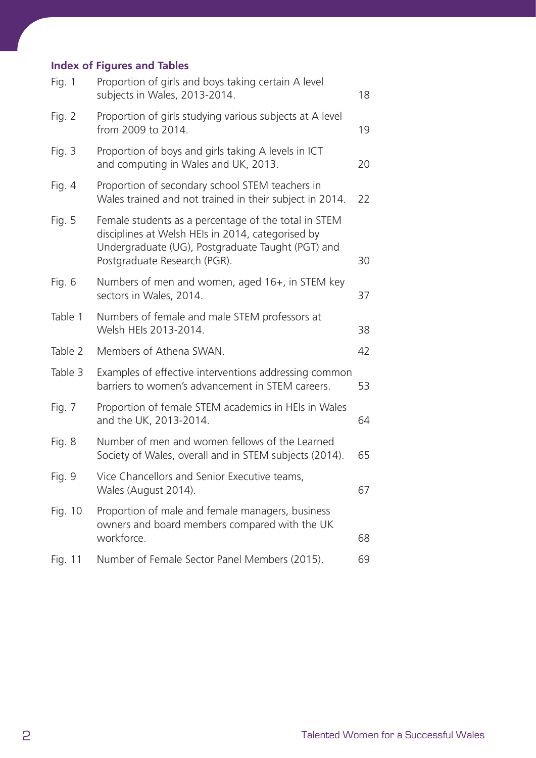## Index of Figures and Tables

| | | |
|---|---|---|
| Fig. 1 | Proportion of girls and boys taking certain A level subjects in Wales, 2013-2014. | 18 |
| Fig. 2 | Proportion of girls studying various subjects at A level from 2009 to 2014. | 19 |
| Fig. 3 | Proportion of boys and girls taking A levels in ICT and computing in Wales and UK, 2013. | 20 |
| Fig. 4 | Proportion of secondary school STEM teachers in Wales trained and not trained in their subject in 2014. | 22 |
| Fig. 5 | Female students as a percentage of the total in STEM disciplines at Welsh HEIs in 2014, categorised by Undergraduate (UG), Postgraduate Taught (PGT) and Postgraduate Research (PGR). | 30 |
| Fig. 6 | Numbers of men and women, aged 16+, in STEM key sectors in Wales, 2014. | 37 |
| Table 1 | Numbers of female and male STEM professors at Welsh HEIs 2013-2014. | 38 |
| Table 2 | Members of Athena SWAN. | 42 |
| Table 3 | Examples of effective interventions addressing common barriers to women's advancement in STEM careers. | 53 |
| Fig. 7 | Proportion of female STEM academics in HEIs in Wales and the UK, 2013-2014. | 64 |
| Fig. 8 | Number of men and women fellows of the Learned Society of Wales, overall and in STEM subjects (2014). | 65 |
| Fig. 9 | Vice Chancellors and Senior Executive teams, Wales (August 2014). | 67 |
| Fig. 10 | Proportion of male and female managers, business owners and board members compared with the UK workforce. | 68 |
| Fig. 11 | Number of Female Sector Panel Members (2015). | 69 |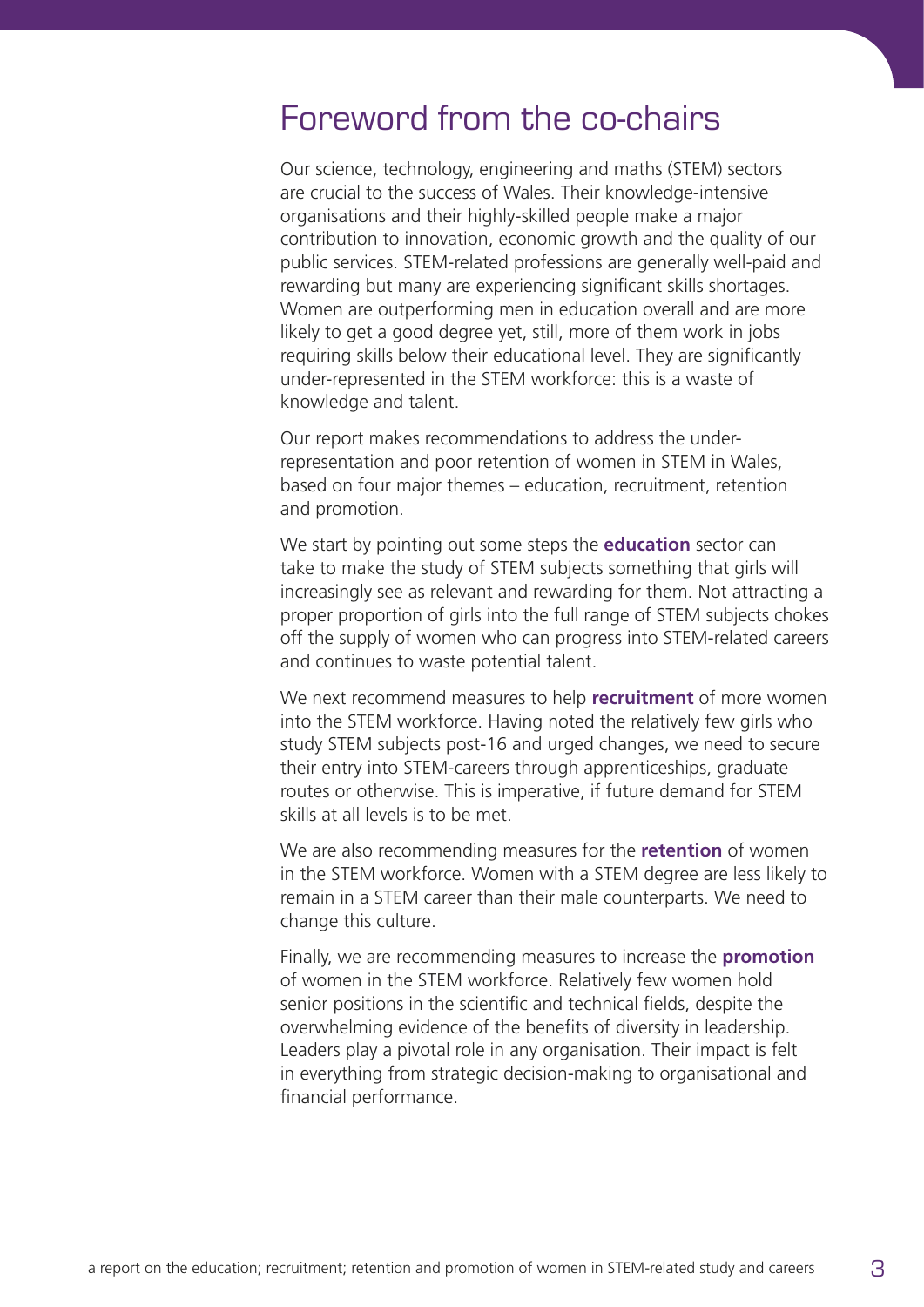# Foreword from the co-chairs

Our science, technology, engineering and maths (STEM) sectors are crucial to the success of Wales. Their knowledge-intensive organisations and their highly-skilled people make a major contribution to innovation, economic growth and the quality of our public services. STEM-related professions are generally well-paid and rewarding but many are experiencing significant skills shortages. Women are outperforming men in education overall and are more likely to get a good degree yet, still, more of them work in jobs requiring skills below their educational level. They are significantly under-represented in the STEM workforce: this is a waste of knowledge and talent.

Our report makes recommendations to address the under-representation and poor retention of women in STEM in Wales, based on four major themes – education, recruitment, retention and promotion.

We start by pointing out some steps the **education** sector can take to make the study of STEM subjects something that girls will increasingly see as relevant and rewarding for them. Not attracting a proper proportion of girls into the full range of STEM subjects chokes off the supply of women who can progress into STEM-related careers and continues to waste potential talent.

We next recommend measures to help **recruitment** of more women into the STEM workforce. Having noted the relatively few girls who study STEM subjects post-16 and urged changes, we need to secure their entry into STEM-careers through apprenticeships, graduate routes or otherwise. This is imperative, if future demand for STEM skills at all levels is to be met.

We are also recommending measures for the **retention** of women in the STEM workforce. Women with a STEM degree are less likely to remain in a STEM career than their male counterparts. We need to change this culture.

Finally, we are recommending measures to increase the **promotion** of women in the STEM workforce. Relatively few women hold senior positions in the scientific and technical fields, despite the overwhelming evidence of the benefits of diversity in leadership. Leaders play a pivotal role in any organisation. Their impact is felt in everything from strategic decision-making to organisational and financial performance.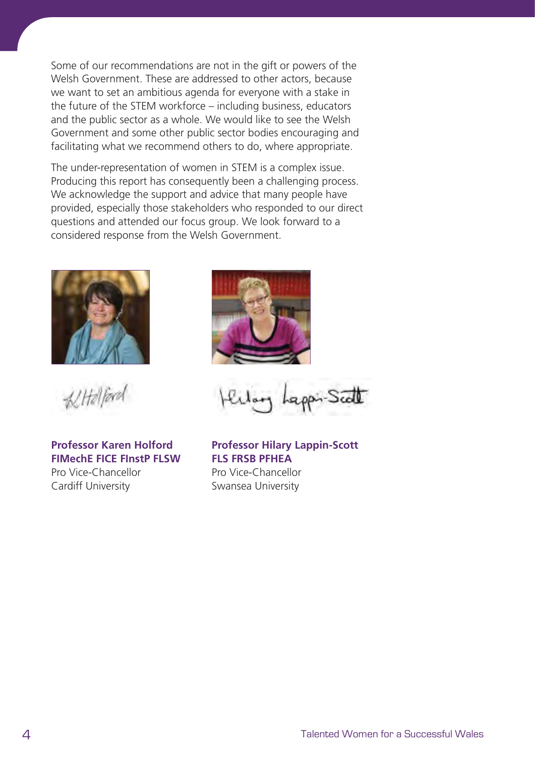Some of our recommendations are not in the gift or powers of the Welsh Government. These are addressed to other actors, because we want to set an ambitious agenda for everyone with a stake in the future of the STEM workforce – including business, educators and the public sector as a whole. We would like to see the Welsh Government and some other public sector bodies encouraging and facilitating what we recommend others to do, where appropriate.

The under-representation of women in STEM is a complex issue. Producing this report has consequently been a challenging process. We acknowledge the support and advice that many people have provided, especially those stakeholders who responded to our direct questions and attended our focus group. We look forward to a considered response from the Welsh Government.

**Professor Karen Holford**
**FIMechE FICE FInstP FLSW**
Pro Vice-Chancellor
Cardiff University

**Professor Hilary Lappin-Scott**
**FLS FRSB PFHEA**
Pro Vice-Chancellor
Swansea University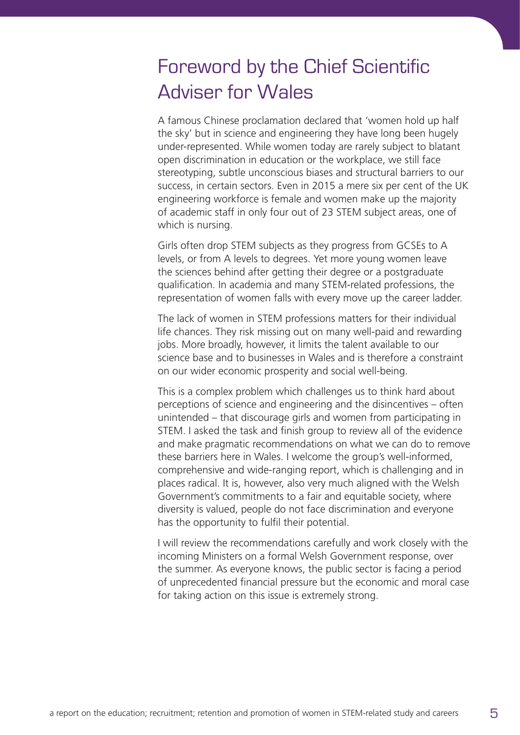# Foreword by the Chief Scientific Adviser for Wales

A famous Chinese proclamation declared that 'women hold up half the sky' but in science and engineering they have long been hugely under-represented. While women today are rarely subject to blatant open discrimination in education or the workplace, we still face stereotyping, subtle unconscious biases and structural barriers to our success, in certain sectors. Even in 2015 a mere six per cent of the UK engineering workforce is female and women make up the majority of academic staff in only four out of 23 STEM subject areas, one of which is nursing.

Girls often drop STEM subjects as they progress from GCSEs to A levels, or from A levels to degrees. Yet more young women leave the sciences behind after getting their degree or a postgraduate qualification. In academia and many STEM-related professions, the representation of women falls with every move up the career ladder.

The lack of women in STEM professions matters for their individual life chances. They risk missing out on many well-paid and rewarding jobs. More broadly, however, it limits the talent available to our science base and to businesses in Wales and is therefore a constraint on our wider economic prosperity and social well-being.

This is a complex problem which challenges us to think hard about perceptions of science and engineering and the disincentives – often unintended – that discourage girls and women from participating in STEM. I asked the task and finish group to review all of the evidence and make pragmatic recommendations on what we can do to remove these barriers here in Wales. I welcome the group's well-informed, comprehensive and wide-ranging report, which is challenging and in places radical. It is, however, also very much aligned with the Welsh Government's commitments to a fair and equitable society, where diversity is valued, people do not face discrimination and everyone has the opportunity to fulfil their potential.

I will review the recommendations carefully and work closely with the incoming Ministers on a formal Welsh Government response, over the summer. As everyone knows, the public sector is facing a period of unprecedented financial pressure but the economic and moral case for taking action on this issue is extremely strong.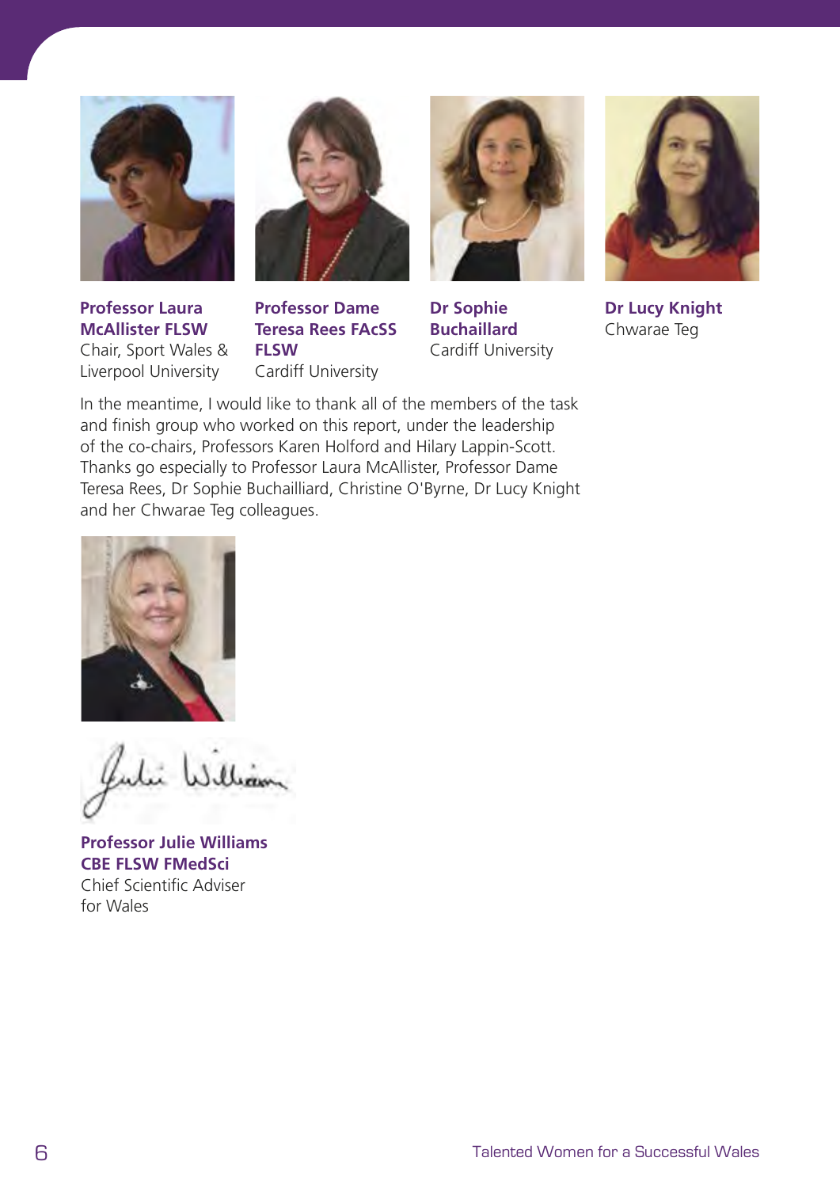**Professor Laura McAllister FLSW**
Chair, Sport Wales & Liverpool University

**Professor Dame Teresa Rees FAcSS FLSW**
Cardiff University

**Dr Sophie Buchaillard**
Cardiff University

**Dr Lucy Knight**
Chwarae Teg

In the meantime, I would like to thank all of the members of the task and finish group who worked on this report, under the leadership of the co-chairs, Professors Karen Holford and Hilary Lappin-Scott. Thanks go especially to Professor Laura McAllister, Professor Dame Teresa Rees, Dr Sophie Buchailliard, Christine O'Byrne, Dr Lucy Knight and her Chwarae Teg colleagues.

**Professor Julie Williams CBE FLSW FMedSci**
Chief Scientific Adviser for Wales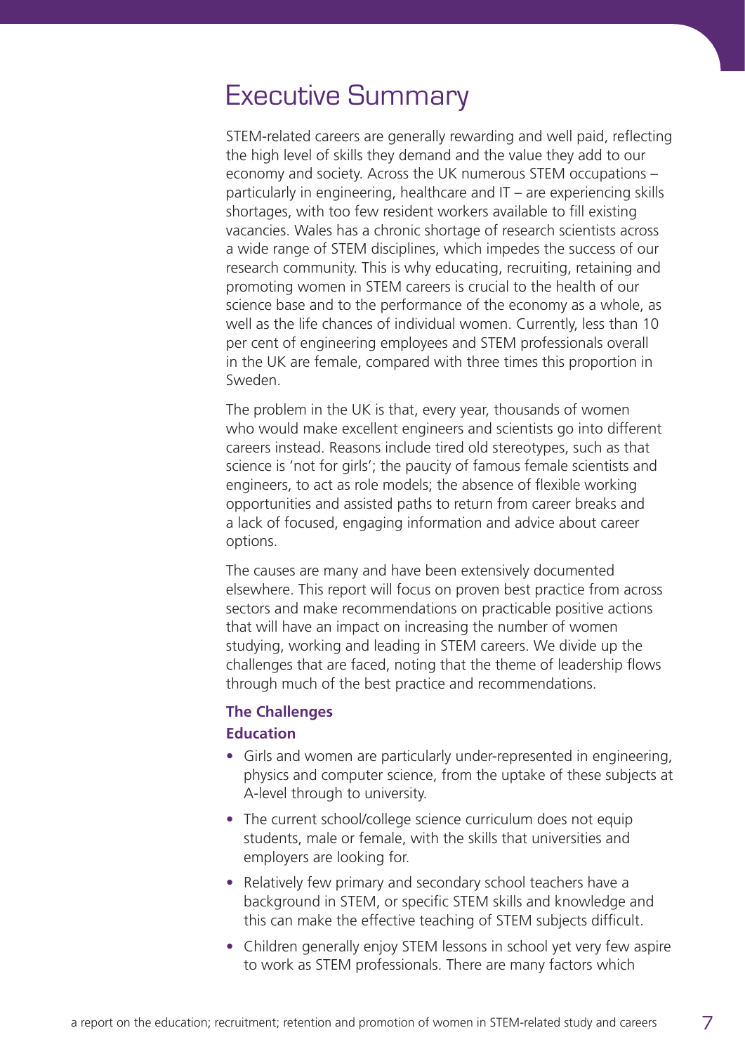# Executive Summary

STEM-related careers are generally rewarding and well paid, reflecting the high level of skills they demand and the value they add to our economy and society. Across the UK numerous STEM occupations – particularly in engineering, healthcare and IT – are experiencing skills shortages, with too few resident workers available to fill existing vacancies. Wales has a chronic shortage of research scientists across a wide range of STEM disciplines, which impedes the success of our research community. This is why educating, recruiting, retaining and promoting women in STEM careers is crucial to the health of our science base and to the performance of the economy as a whole, as well as the life chances of individual women. Currently, less than 10 per cent of engineering employees and STEM professionals overall in the UK are female, compared with three times this proportion in Sweden.

The problem in the UK is that, every year, thousands of women who would make excellent engineers and scientists go into different careers instead. Reasons include tired old stereotypes, such as that science is 'not for girls'; the paucity of famous female scientists and engineers, to act as role models; the absence of flexible working opportunities and assisted paths to return from career breaks and a lack of focused, engaging information and advice about career options.

The causes are many and have been extensively documented elsewhere. This report will focus on proven best practice from across sectors and make recommendations on practicable positive actions that will have an impact on increasing the number of women studying, working and leading in STEM careers. We divide up the challenges that are faced, noting that the theme of leadership flows through much of the best practice and recommendations.

### The Challenges

#### Education

- Girls and women are particularly under-represented in engineering, physics and computer science, from the uptake of these subjects at A-level through to university.
- The current school/college science curriculum does not equip students, male or female, with the skills that universities and employers are looking for.
- Relatively few primary and secondary school teachers have a background in STEM, or specific STEM skills and knowledge and this can make the effective teaching of STEM subjects difficult.
- Children generally enjoy STEM lessons in school yet very few aspire to work as STEM professionals. There are many factors which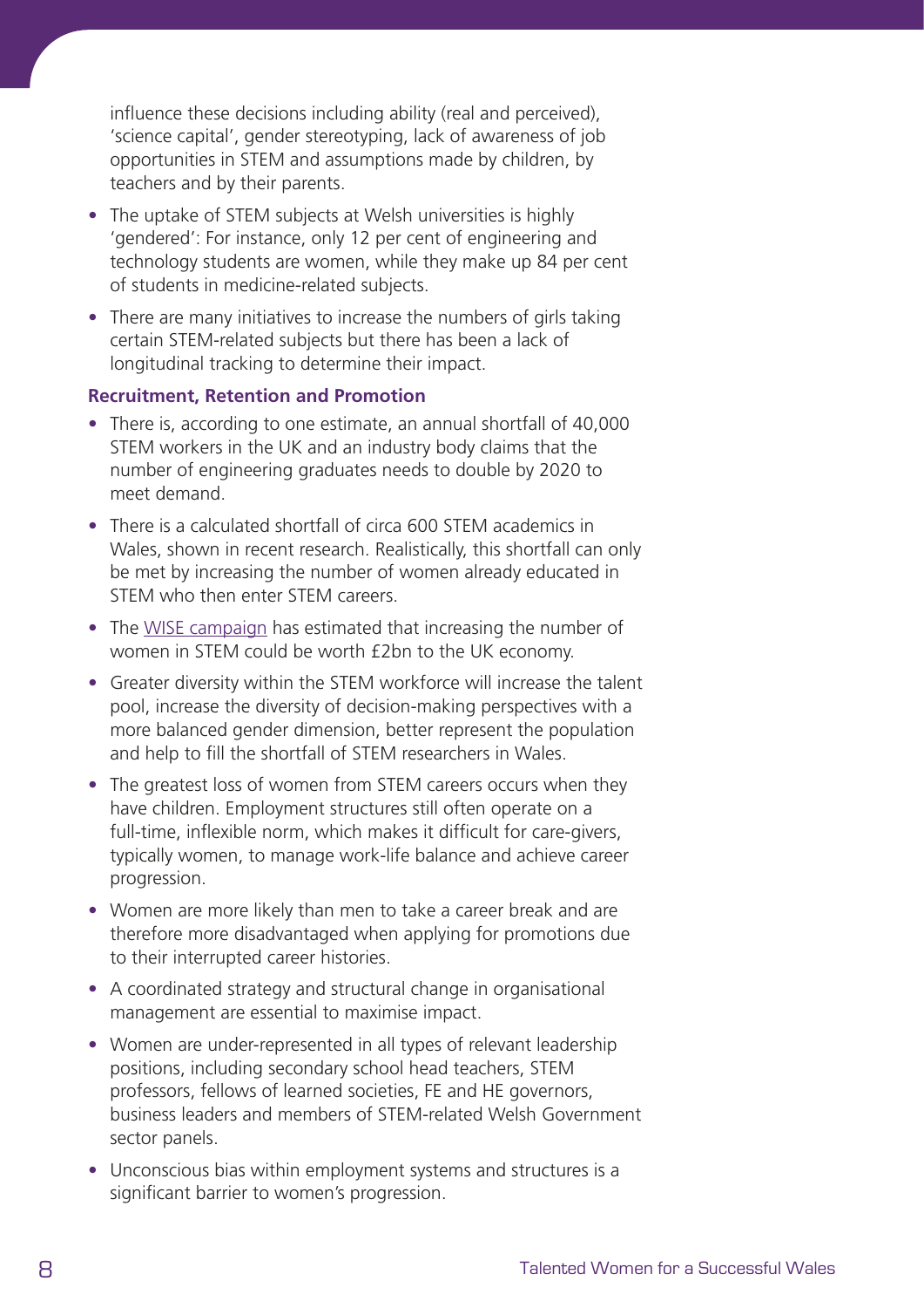influence these decisions including ability (real and perceived), 'science capital', gender stereotyping, lack of awareness of job opportunities in STEM and assumptions made by children, by teachers and by their parents.

- The uptake of STEM subjects at Welsh universities is highly 'gendered': For instance, only 12 per cent of engineering and technology students are women, while they make up 84 per cent of students in medicine-related subjects.
- There are many initiatives to increase the numbers of girls taking certain STEM-related subjects but there has been a lack of longitudinal tracking to determine their impact.

**Recruitment, Retention and Promotion**

- There is, according to one estimate, an annual shortfall of 40,000 STEM workers in the UK and an industry body claims that the number of engineering graduates needs to double by 2020 to meet demand.
- There is a calculated shortfall of circa 600 STEM academics in Wales, shown in recent research. Realistically, this shortfall can only be met by increasing the number of women already educated in STEM who then enter STEM careers.
- The WISE campaign has estimated that increasing the number of women in STEM could be worth £2bn to the UK economy.
- Greater diversity within the STEM workforce will increase the talent pool, increase the diversity of decision-making perspectives with a more balanced gender dimension, better represent the population and help to fill the shortfall of STEM researchers in Wales.
- The greatest loss of women from STEM careers occurs when they have children. Employment structures still often operate on a full-time, inflexible norm, which makes it difficult for care-givers, typically women, to manage work-life balance and achieve career progression.
- Women are more likely than men to take a career break and are therefore more disadvantaged when applying for promotions due to their interrupted career histories.
- A coordinated strategy and structural change in organisational management are essential to maximise impact.
- Women are under-represented in all types of relevant leadership positions, including secondary school head teachers, STEM professors, fellows of learned societies, FE and HE governors, business leaders and members of STEM-related Welsh Government sector panels.
- Unconscious bias within employment systems and structures is a significant barrier to women's progression.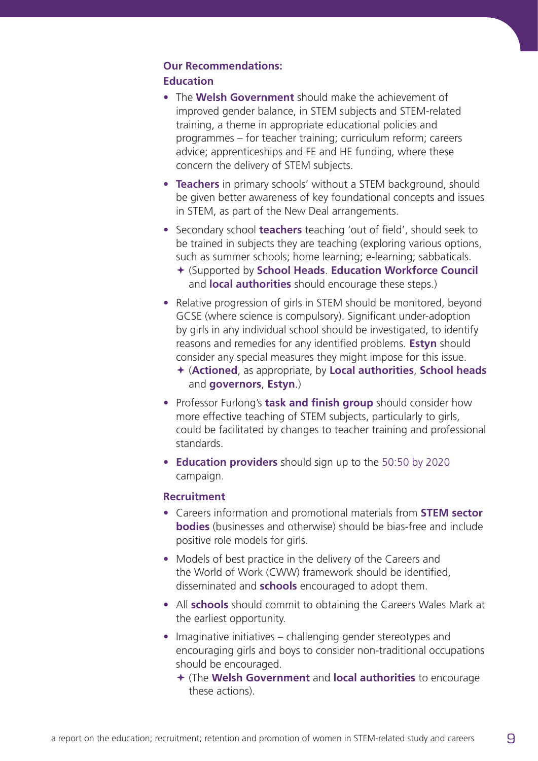### Our Recommendations:

#### Education

- The **Welsh Government** should make the achievement of improved gender balance, in STEM subjects and STEM-related training, a theme in appropriate educational policies and programmes – for teacher training; curriculum reform; careers advice; apprenticeships and FE and HE funding, where these concern the delivery of STEM subjects.
- **Teachers** in primary schools' without a STEM background, should be given better awareness of key foundational concepts and issues in STEM, as part of the New Deal arrangements.
- Secondary school **teachers** teaching 'out of field', should seek to be trained in subjects they are teaching (exploring various options, such as summer schools; home learning; e-learning; sabbaticals.
  - (Supported by **School Heads**. **Education Workforce Council** and **local authorities** should encourage these steps.)
- Relative progression of girls in STEM should be monitored, beyond GCSE (where science is compulsory). Significant under-adoption by girls in any individual school should be investigated, to identify reasons and remedies for any identified problems. **Estyn** should consider any special measures they might impose for this issue.
  - (**Actioned**, as appropriate, by **Local authorities**, **School heads** and **governors**, **Estyn**.)
- Professor Furlong's **task and finish group** should consider how more effective teaching of STEM subjects, particularly to girls, could be facilitated by changes to teacher training and professional standards.
- **Education providers** should sign up to the 50:50 by 2020 campaign.

#### Recruitment

- Careers information and promotional materials from **STEM sector bodies** (businesses and otherwise) should be bias-free and include positive role models for girls.
- Models of best practice in the delivery of the Careers and the World of Work (CWW) framework should be identified, disseminated and **schools** encouraged to adopt them.
- All **schools** should commit to obtaining the Careers Wales Mark at the earliest opportunity.
- Imaginative initiatives – challenging gender stereotypes and encouraging girls and boys to consider non-traditional occupations should be encouraged.
  - (The **Welsh Government** and **local authorities** to encourage these actions).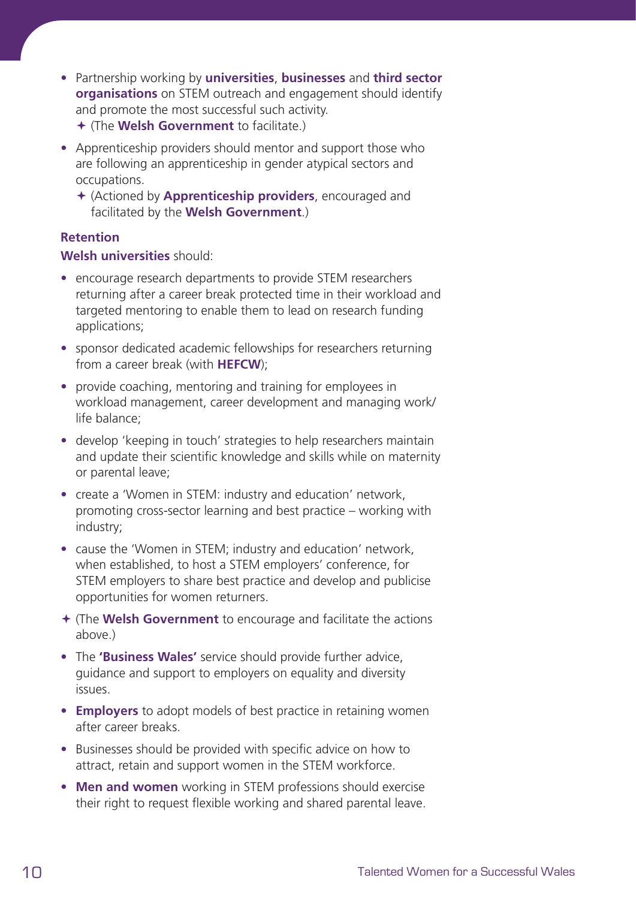- Partnership working by **universities**, **businesses** and **third sector organisations** on STEM outreach and engagement should identify and promote the most successful such activity.
  - ✦ (The **Welsh Government** to facilitate.)
- Apprenticeship providers should mentor and support those who are following an apprenticeship in gender atypical sectors and occupations.
  - ✦ (Actioned by **Apprenticeship providers**, encouraged and facilitated by the **Welsh Government**.)

**Retention**

**Welsh universities** should:

- encourage research departments to provide STEM researchers returning after a career break protected time in their workload and targeted mentoring to enable them to lead on research funding applications;
- sponsor dedicated academic fellowships for researchers returning from a career break (with **HEFCW**);
- provide coaching, mentoring and training for employees in workload management, career development and managing work/life balance;
- develop 'keeping in touch' strategies to help researchers maintain and update their scientific knowledge and skills while on maternity or parental leave;
- create a 'Women in STEM: industry and education' network, promoting cross-sector learning and best practice – working with industry;
- cause the 'Women in STEM; industry and education' network, when established, to host a STEM employers' conference, for STEM employers to share best practice and develop and publicise opportunities for women returners.

✦ (The **Welsh Government** to encourage and facilitate the actions above.)

- The **'Business Wales'** service should provide further advice, guidance and support to employers on equality and diversity issues.
- **Employers** to adopt models of best practice in retaining women after career breaks.
- Businesses should be provided with specific advice on how to attract, retain and support women in the STEM workforce.
- **Men and women** working in STEM professions should exercise their right to request flexible working and shared parental leave.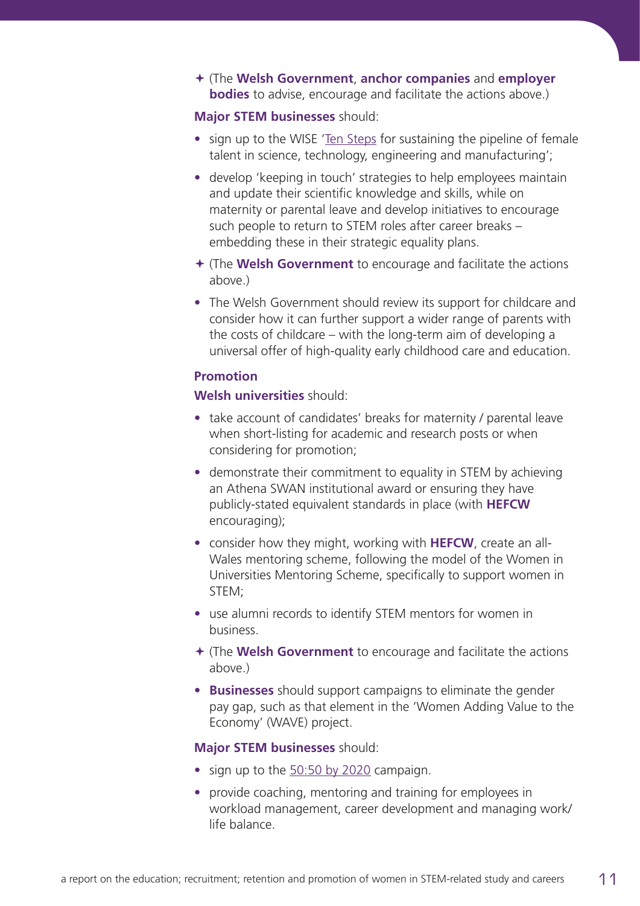✦ (The **Welsh Government**, **anchor companies** and **employer bodies** to advise, encourage and facilitate the actions above.)

**Major STEM businesses** should:

- sign up to the WISE 'Ten Steps for sustaining the pipeline of female talent in science, technology, engineering and manufacturing';
- develop 'keeping in touch' strategies to help employees maintain and update their scientific knowledge and skills, while on maternity or parental leave and develop initiatives to encourage such people to return to STEM roles after career breaks – embedding these in their strategic equality plans.

✦ (The **Welsh Government** to encourage and facilitate the actions above.)

- The Welsh Government should review its support for childcare and consider how it can further support a wider range of parents with the costs of childcare – with the long-term aim of developing a universal offer of high-quality early childhood care and education.

**Promotion**

**Welsh universities** should:

- take account of candidates' breaks for maternity / parental leave when short-listing for academic and research posts or when considering for promotion;
- demonstrate their commitment to equality in STEM by achieving an Athena SWAN institutional award or ensuring they have publicly-stated equivalent standards in place (with **HEFCW** encouraging);
- consider how they might, working with **HEFCW**, create an all-Wales mentoring scheme, following the model of the Women in Universities Mentoring Scheme, specifically to support women in STEM;
- use alumni records to identify STEM mentors for women in business.

✦ (The **Welsh Government** to encourage and facilitate the actions above.)

- **Businesses** should support campaigns to eliminate the gender pay gap, such as that element in the 'Women Adding Value to the Economy' (WAVE) project.

**Major STEM businesses** should:

- sign up to the 50:50 by 2020 campaign.
- provide coaching, mentoring and training for employees in workload management, career development and managing work/life balance.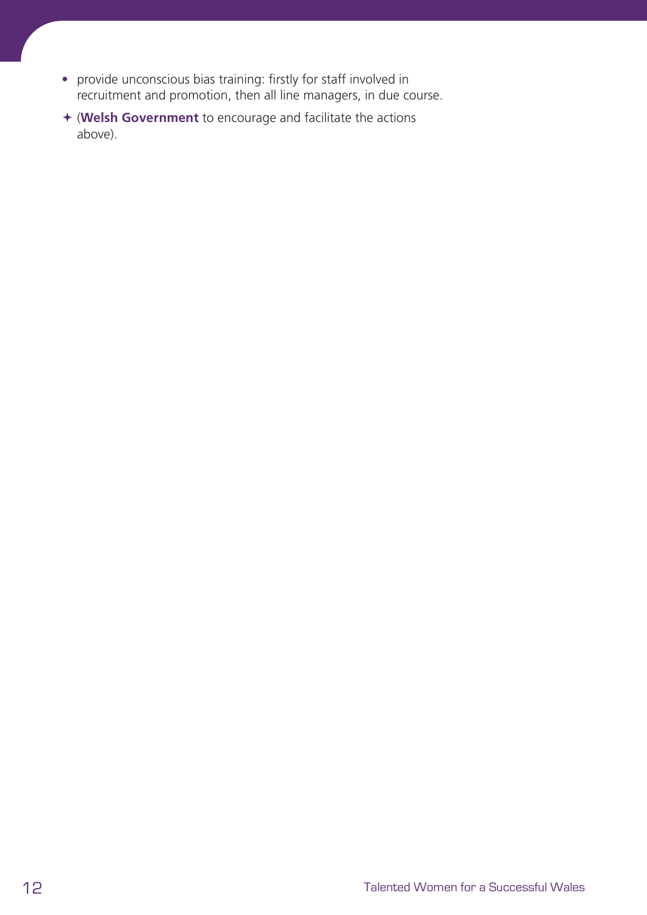- provide unconscious bias training: firstly for staff involved in recruitment and promotion, then all line managers, in due course.

✦ (**Welsh Government** to encourage and facilitate the actions above).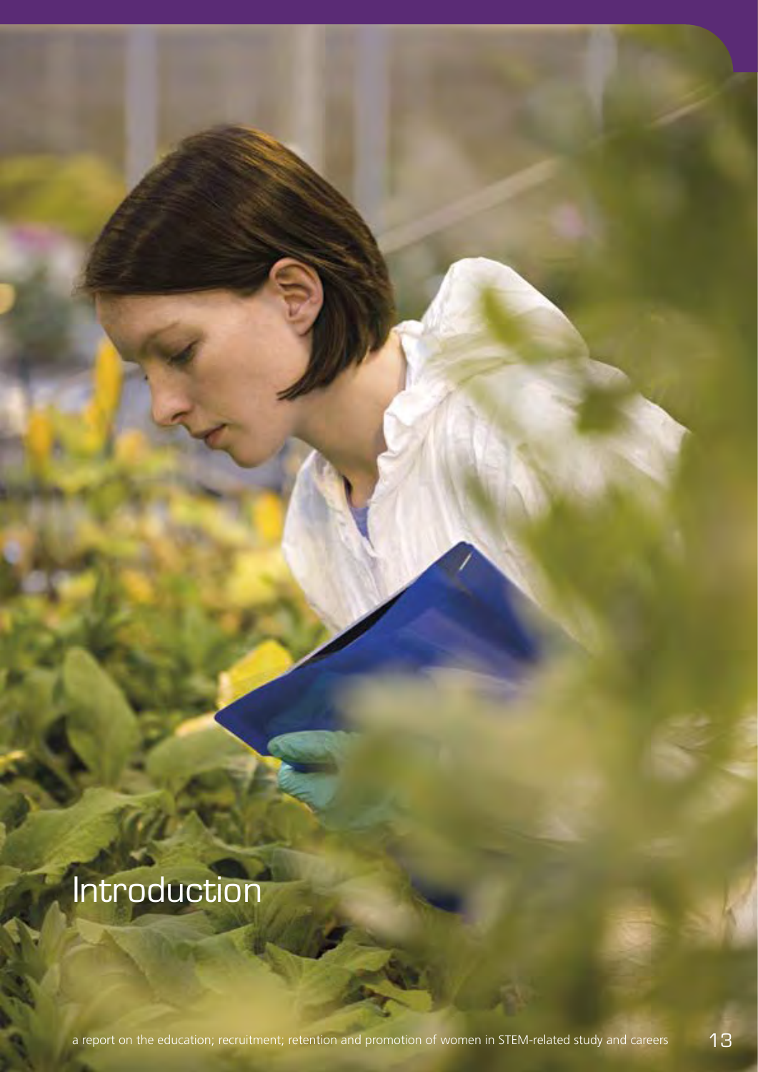# Introduction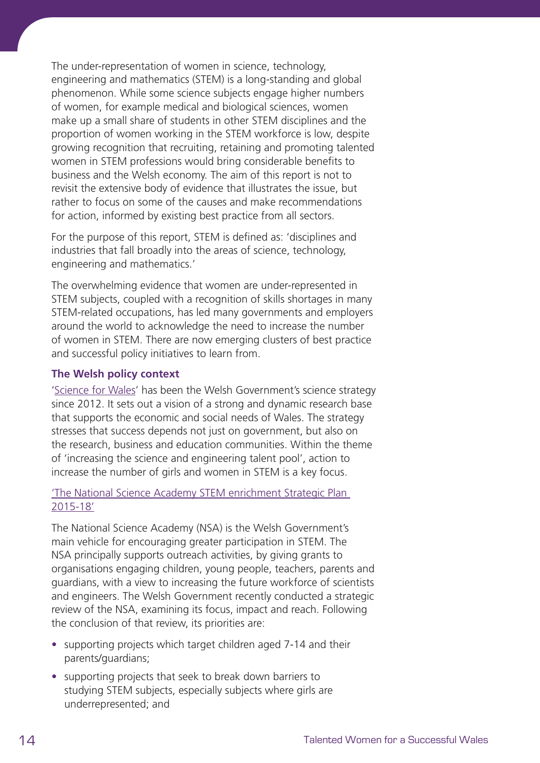The under-representation of women in science, technology, engineering and mathematics (STEM) is a long-standing and global phenomenon. While some science subjects engage higher numbers of women, for example medical and biological sciences, women make up a small share of students in other STEM disciplines and the proportion of women working in the STEM workforce is low, despite growing recognition that recruiting, retaining and promoting talented women in STEM professions would bring considerable benefits to business and the Welsh economy. The aim of this report is not to revisit the extensive body of evidence that illustrates the issue, but rather to focus on some of the causes and make recommendations for action, informed by existing best practice from all sectors.

For the purpose of this report, STEM is defined as: 'disciplines and industries that fall broadly into the areas of science, technology, engineering and mathematics.'

The overwhelming evidence that women are under-represented in STEM subjects, coupled with a recognition of skills shortages in many STEM-related occupations, has led many governments and employers around the world to acknowledge the need to increase the number of women in STEM. There are now emerging clusters of best practice and successful policy initiatives to learn from.

### The Welsh policy context

'Science for Wales' has been the Welsh Government's science strategy since 2012. It sets out a vision of a strong and dynamic research base that supports the economic and social needs of Wales. The strategy stresses that success depends not just on government, but also on the research, business and education communities. Within the theme of 'increasing the science and engineering talent pool', action to increase the number of girls and women in STEM is a key focus.

'The National Science Academy STEM enrichment Strategic Plan 2015-18'

The National Science Academy (NSA) is the Welsh Government's main vehicle for encouraging greater participation in STEM. The NSA principally supports outreach activities, by giving grants to organisations engaging children, young people, teachers, parents and guardians, with a view to increasing the future workforce of scientists and engineers. The Welsh Government recently conducted a strategic review of the NSA, examining its focus, impact and reach. Following the conclusion of that review, its priorities are:

- supporting projects which target children aged 7-14 and their parents/guardians;
- supporting projects that seek to break down barriers to studying STEM subjects, especially subjects where girls are underrepresented; and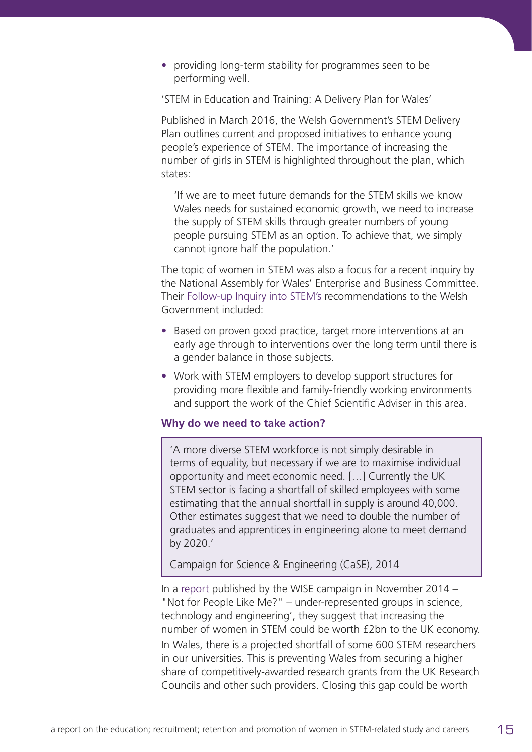- providing long-term stability for programmes seen to be performing well.

'STEM in Education and Training: A Delivery Plan for Wales'

Published in March 2016, the Welsh Government's STEM Delivery Plan outlines current and proposed initiatives to enhance young people's experience of STEM. The importance of increasing the number of girls in STEM is highlighted throughout the plan, which states:

> 'If we are to meet future demands for the STEM skills we know Wales needs for sustained economic growth, we need to increase the supply of STEM skills through greater numbers of young people pursuing STEM as an option. To achieve that, we simply cannot ignore half the population.'

The topic of women in STEM was also a focus for a recent inquiry by the National Assembly for Wales' Enterprise and Business Committee. Their Follow-up Inquiry into STEM's recommendations to the Welsh Government included:

- Based on proven good practice, target more interventions at an early age through to interventions over the long term until there is a gender balance in those subjects.
- Work with STEM employers to develop support structures for providing more flexible and family-friendly working environments and support the work of the Chief Scientific Adviser in this area.

### Why do we need to take action?

> 'A more diverse STEM workforce is not simply desirable in terms of equality, but necessary if we are to maximise individual opportunity and meet economic need. […] Currently the UK STEM sector is facing a shortfall of skilled employees with some estimating that the annual shortfall in supply is around 40,000. Other estimates suggest that we need to double the number of graduates and apprentices in engineering alone to meet demand by 2020.'
>
> Campaign for Science & Engineering (CaSE), 2014

In a report published by the WISE campaign in November 2014 – "Not for People Like Me?" – under-represented groups in science, technology and engineering', they suggest that increasing the number of women in STEM could be worth £2bn to the UK economy.

In Wales, there is a projected shortfall of some 600 STEM researchers in our universities. This is preventing Wales from securing a higher share of competitively-awarded research grants from the UK Research Councils and other such providers. Closing this gap could be worth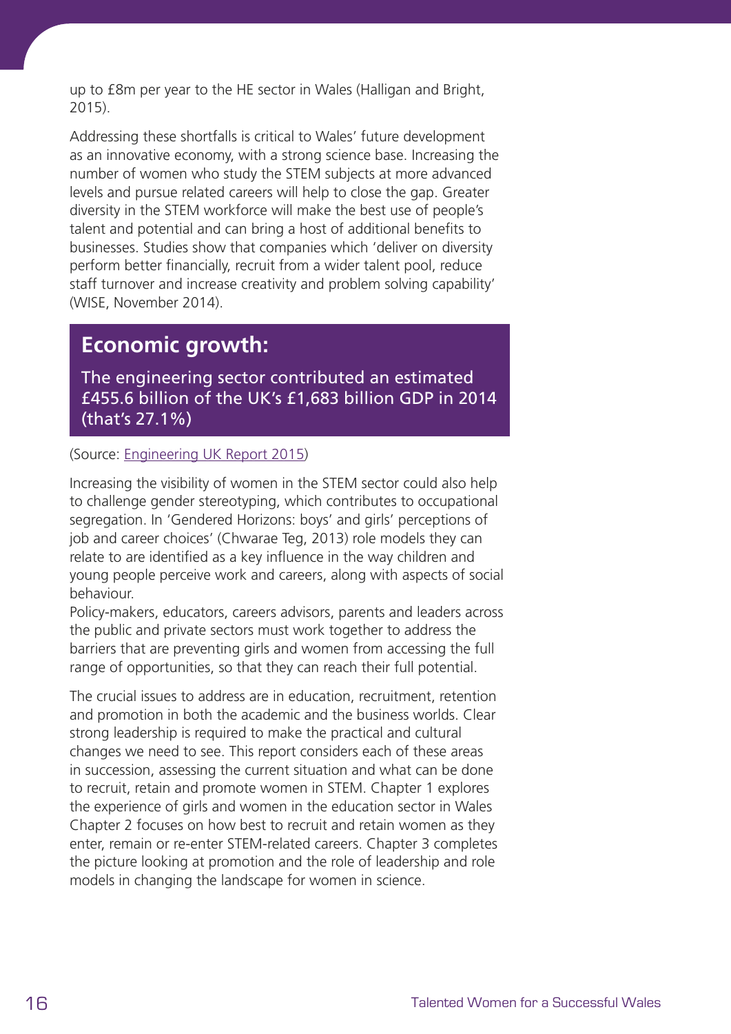up to £8m per year to the HE sector in Wales (Halligan and Bright, 2015).

Addressing these shortfalls is critical to Wales' future development as an innovative economy, with a strong science base. Increasing the number of women who study the STEM subjects at more advanced levels and pursue related careers will help to close the gap. Greater diversity in the STEM workforce will make the best use of people's talent and potential and can bring a host of additional benefits to businesses. Studies show that companies which 'deliver on diversity perform better financially, recruit from a wider talent pool, reduce staff turnover and increase creativity and problem solving capability' (WISE, November 2014).

## Economic growth:

The engineering sector contributed an estimated £455.6 billion of the UK's £1,683 billion GDP in 2014 (that's 27.1%)

(Source: Engineering UK Report 2015)

Increasing the visibility of women in the STEM sector could also help to challenge gender stereotyping, which contributes to occupational segregation. In 'Gendered Horizons: boys' and girls' perceptions of job and career choices' (Chwarae Teg, 2013) role models they can relate to are identified as a key influence in the way children and young people perceive work and careers, along with aspects of social behaviour.

Policy-makers, educators, careers advisors, parents and leaders across the public and private sectors must work together to address the barriers that are preventing girls and women from accessing the full range of opportunities, so that they can reach their full potential.

The crucial issues to address are in education, recruitment, retention and promotion in both the academic and the business worlds. Clear strong leadership is required to make the practical and cultural changes we need to see. This report considers each of these areas in succession, assessing the current situation and what can be done to recruit, retain and promote women in STEM. Chapter 1 explores the experience of girls and women in the education sector in Wales Chapter 2 focuses on how best to recruit and retain women as they enter, remain or re-enter STEM-related careers. Chapter 3 completes the picture looking at promotion and the role of leadership and role models in changing the landscape for women in science.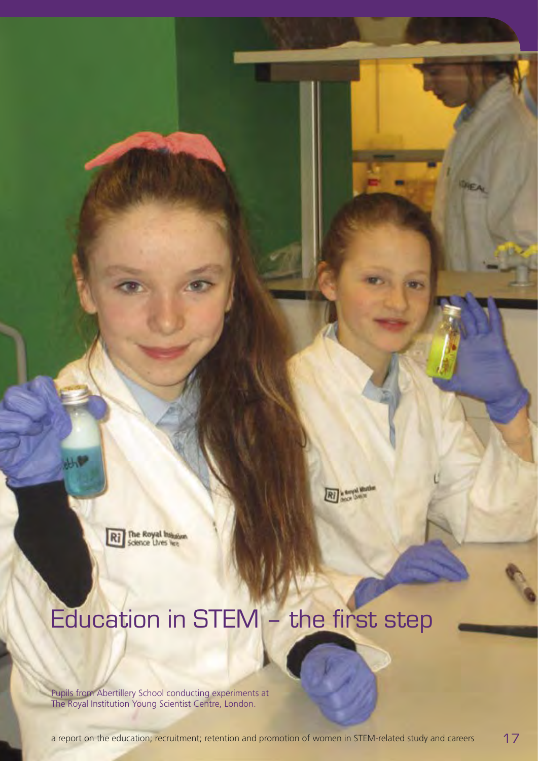# Education in STEM – the first step

Pupils from Abertillery School conducting experiments at The Royal Institution Young Scientist Centre, London.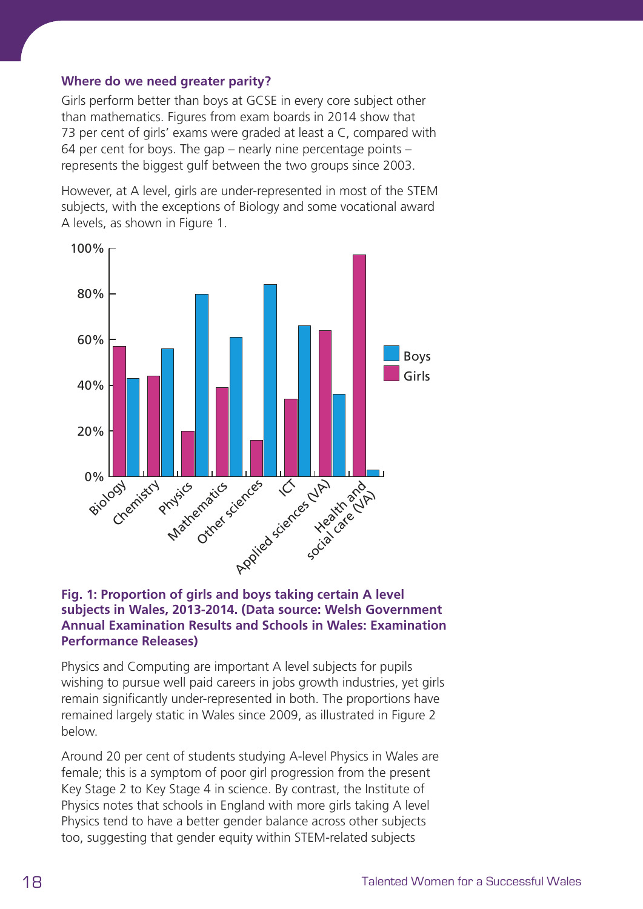### Where do we need greater parity?

Girls perform better than boys at GCSE in every core subject other than mathematics. Figures from exam boards in 2014 show that 73 per cent of girls' exams were graded at least a C, compared with 64 per cent for boys. The gap – nearly nine percentage points – represents the biggest gulf between the two groups since 2003.

However, at A level, girls are under-represented in most of the STEM subjects, with the exceptions of Biology and some vocational award A levels, as shown in Figure 1.

**Fig. 1: Proportion of girls and boys taking certain A level subjects in Wales, 2013-2014. (Data source: Welsh Government Annual Examination Results and Schools in Wales: Examination Performance Releases)**

Physics and Computing are important A level subjects for pupils wishing to pursue well paid careers in jobs growth industries, yet girls remain significantly under-represented in both. The proportions have remained largely static in Wales since 2009, as illustrated in Figure 2 below.

Around 20 per cent of students studying A-level Physics in Wales are female; this is a symptom of poor girl progression from the present Key Stage 2 to Key Stage 4 in science. By contrast, the Institute of Physics notes that schools in England with more girls taking A level Physics tend to have a better gender balance across other subjects too, suggesting that gender equity within STEM-related subjects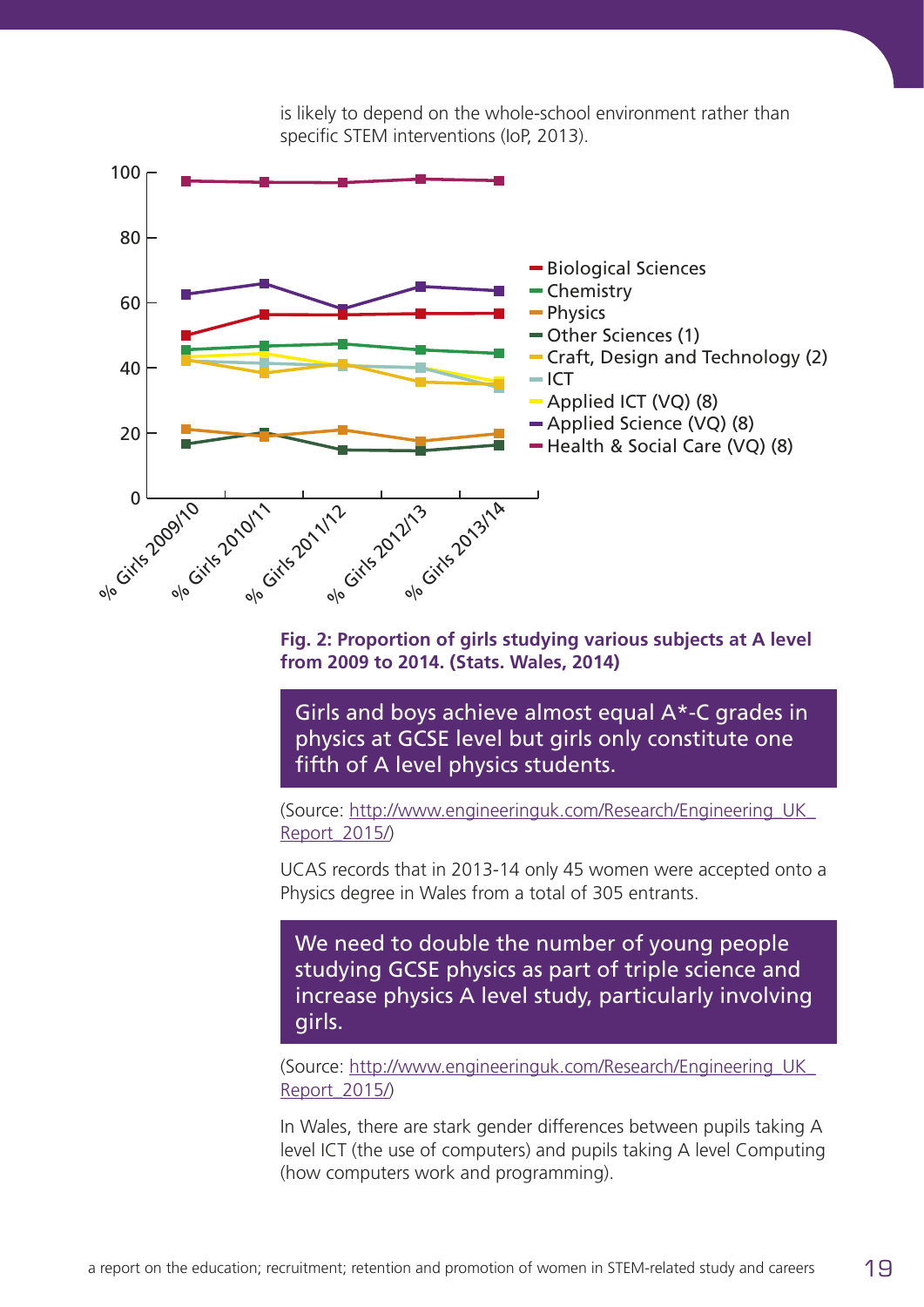is likely to depend on the whole-school environment rather than specific STEM interventions (IoP, 2013).

**Fig. 2: Proportion of girls studying various subjects at A level from 2009 to 2014. (Stats. Wales, 2014)**

> Girls and boys achieve almost equal A*-C grades in physics at GCSE level but girls only constitute one fifth of A level physics students.

(Source: http://www.engineeringuk.com/Research/Engineering_UK_Report_2015/)

UCAS records that in 2013-14 only 45 women were accepted onto a Physics degree in Wales from a total of 305 entrants.

> We need to double the number of young people studying GCSE physics as part of triple science and increase physics A level study, particularly involving girls.

(Source: http://www.engineeringuk.com/Research/Engineering_UK_Report_2015/)

In Wales, there are stark gender differences between pupils taking A level ICT (the use of computers) and pupils taking A level Computing (how computers work and programming).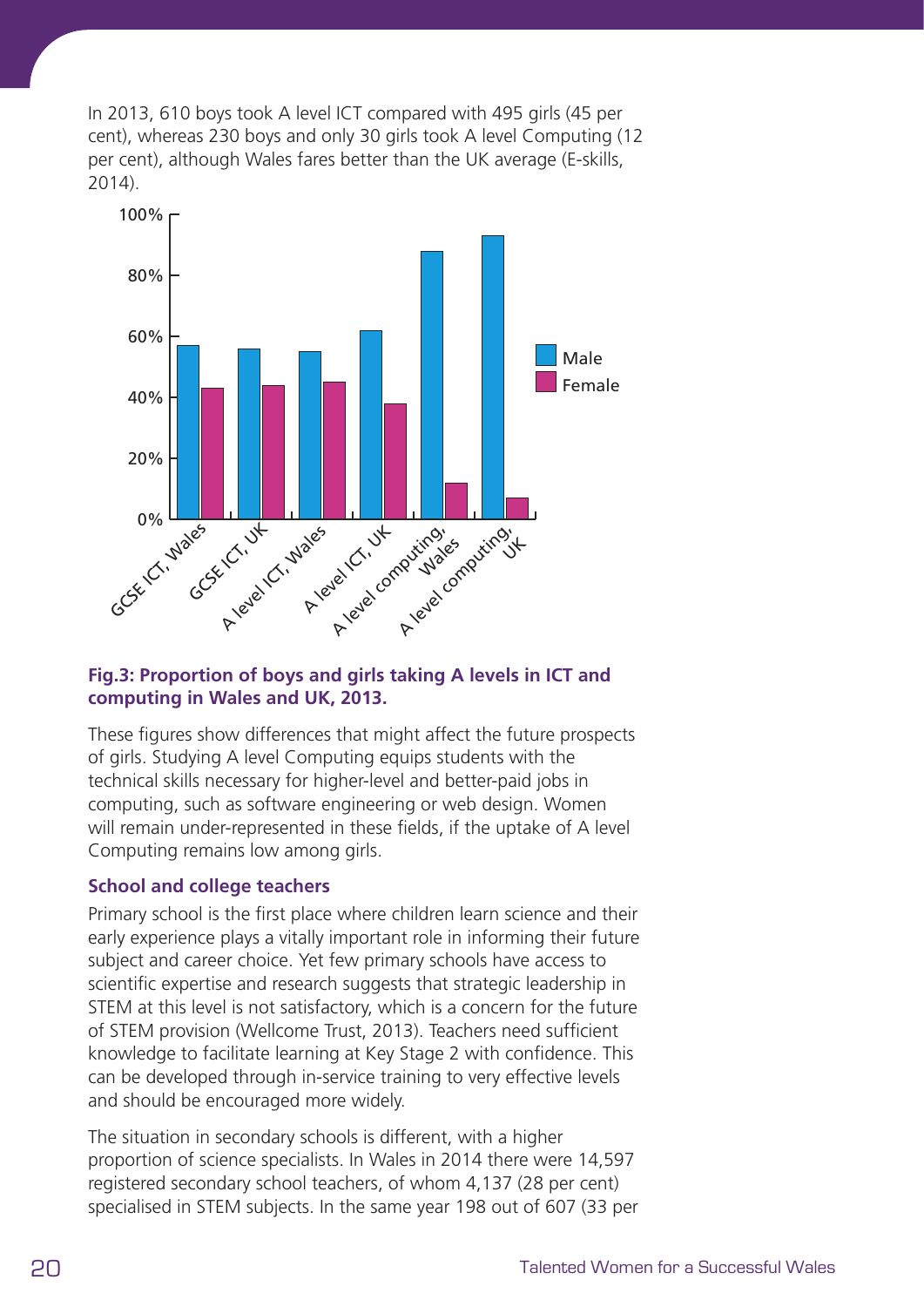In 2013, 610 boys took A level ICT compared with 495 girls (45 per cent), whereas 230 boys and only 30 girls took A level Computing (12 per cent), although Wales fares better than the UK average (E-skills, 2014).

**Fig.3: Proportion of boys and girls taking A levels in ICT and computing in Wales and UK, 2013.**

These figures show differences that might affect the future prospects of girls. Studying A level Computing equips students with the technical skills necessary for higher-level and better-paid jobs in computing, such as software engineering or web design. Women will remain under-represented in these fields, if the uptake of A level Computing remains low among girls.

### School and college teachers

Primary school is the first place where children learn science and their early experience plays a vitally important role in informing their future subject and career choice. Yet few primary schools have access to scientific expertise and research suggests that strategic leadership in STEM at this level is not satisfactory, which is a concern for the future of STEM provision (Wellcome Trust, 2013). Teachers need sufficient knowledge to facilitate learning at Key Stage 2 with confidence. This can be developed through in-service training to very effective levels and should be encouraged more widely.

The situation in secondary schools is different, with a higher proportion of science specialists. In Wales in 2014 there were 14,597 registered secondary school teachers, of whom 4,137 (28 per cent) specialised in STEM subjects. In the same year 198 out of 607 (33 per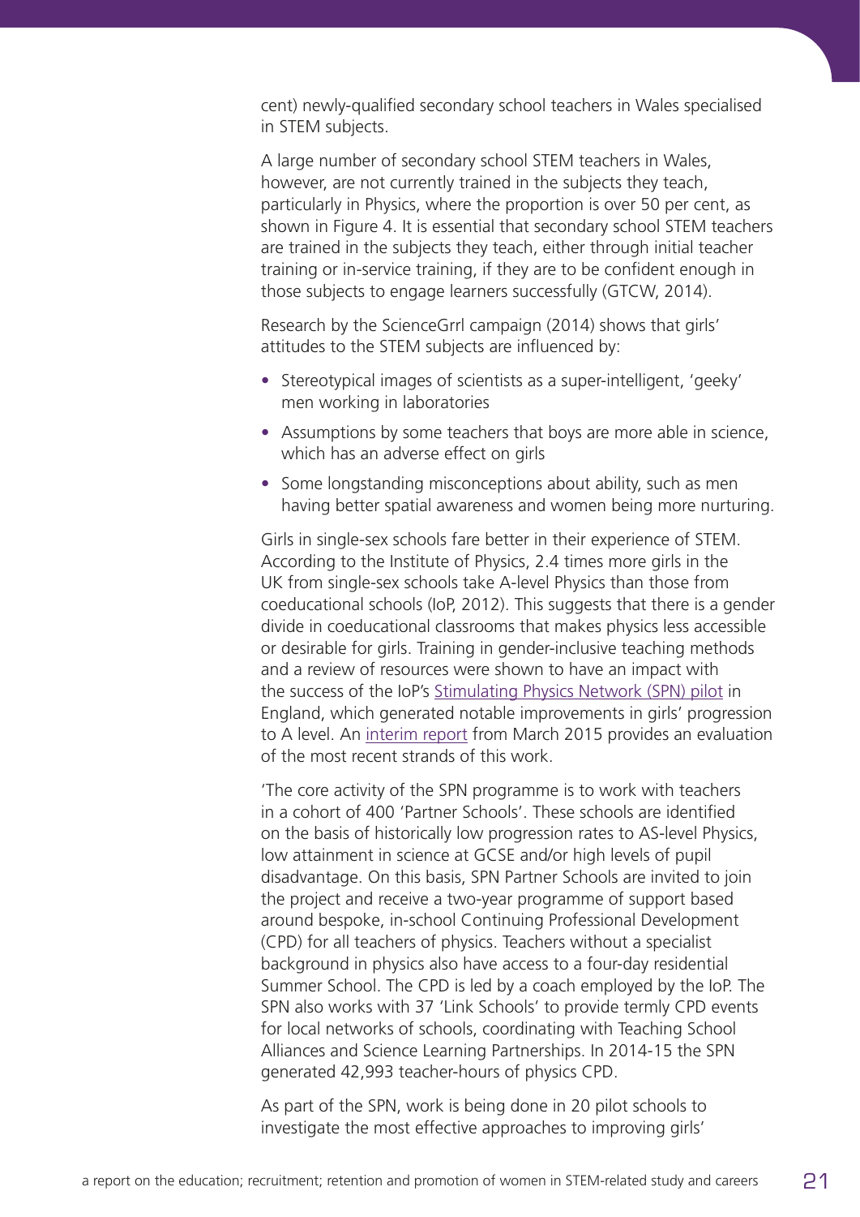cent) newly-qualified secondary school teachers in Wales specialised in STEM subjects.

A large number of secondary school STEM teachers in Wales, however, are not currently trained in the subjects they teach, particularly in Physics, where the proportion is over 50 per cent, as shown in Figure 4. It is essential that secondary school STEM teachers are trained in the subjects they teach, either through initial teacher training or in-service training, if they are to be confident enough in those subjects to engage learners successfully (GTCW, 2014).

Research by the ScienceGrrl campaign (2014) shows that girls' attitudes to the STEM subjects are influenced by:

- Stereotypical images of scientists as a super-intelligent, 'geeky' men working in laboratories
- Assumptions by some teachers that boys are more able in science, which has an adverse effect on girls
- Some longstanding misconceptions about ability, such as men having better spatial awareness and women being more nurturing.

Girls in single-sex schools fare better in their experience of STEM. According to the Institute of Physics, 2.4 times more girls in the UK from single-sex schools take A-level Physics than those from coeducational schools (IoP, 2012). This suggests that there is a gender divide in coeducational classrooms that makes physics less accessible or desirable for girls. Training in gender-inclusive teaching methods and a review of resources were shown to have an impact with the success of the IoP's Stimulating Physics Network (SPN) pilot in England, which generated notable improvements in girls' progression to A level. An interim report from March 2015 provides an evaluation of the most recent strands of this work.

'The core activity of the SPN programme is to work with teachers in a cohort of 400 'Partner Schools'. These schools are identified on the basis of historically low progression rates to AS-level Physics, low attainment in science at GCSE and/or high levels of pupil disadvantage. On this basis, SPN Partner Schools are invited to join the project and receive a two-year programme of support based around bespoke, in-school Continuing Professional Development (CPD) for all teachers of physics. Teachers without a specialist background in physics also have access to a four-day residential Summer School. The CPD is led by a coach employed by the IoP. The SPN also works with 37 'Link Schools' to provide termly CPD events for local networks of schools, coordinating with Teaching School Alliances and Science Learning Partnerships. In 2014-15 the SPN generated 42,993 teacher-hours of physics CPD.

As part of the SPN, work is being done in 20 pilot schools to investigate the most effective approaches to improving girls'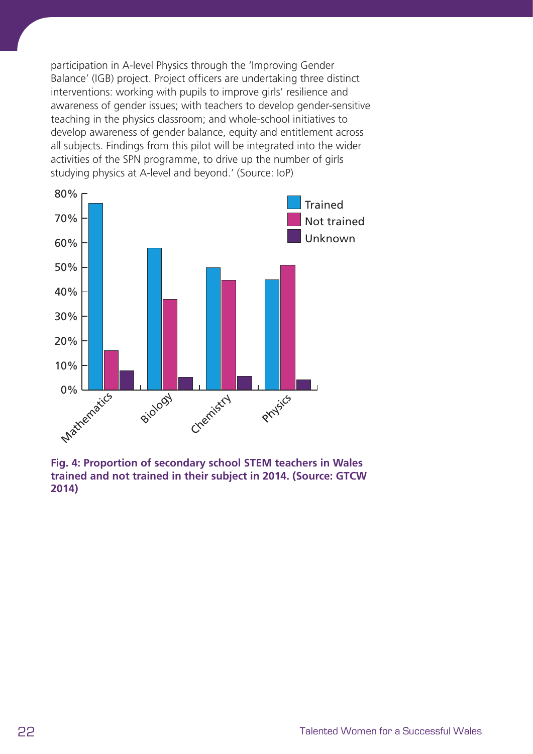participation in A-level Physics through the 'Improving Gender Balance' (IGB) project. Project officers are undertaking three distinct interventions: working with pupils to improve girls' resilience and awareness of gender issues; with teachers to develop gender-sensitive teaching in the physics classroom; and whole-school initiatives to develop awareness of gender balance, equity and entitlement across all subjects. Findings from this pilot will be integrated into the wider activities of the SPN programme, to drive up the number of girls studying physics at A-level and beyond.' (Source: IoP)

**Fig. 4: Proportion of secondary school STEM teachers in Wales trained and not trained in their subject in 2014. (Source: GTCW 2014)**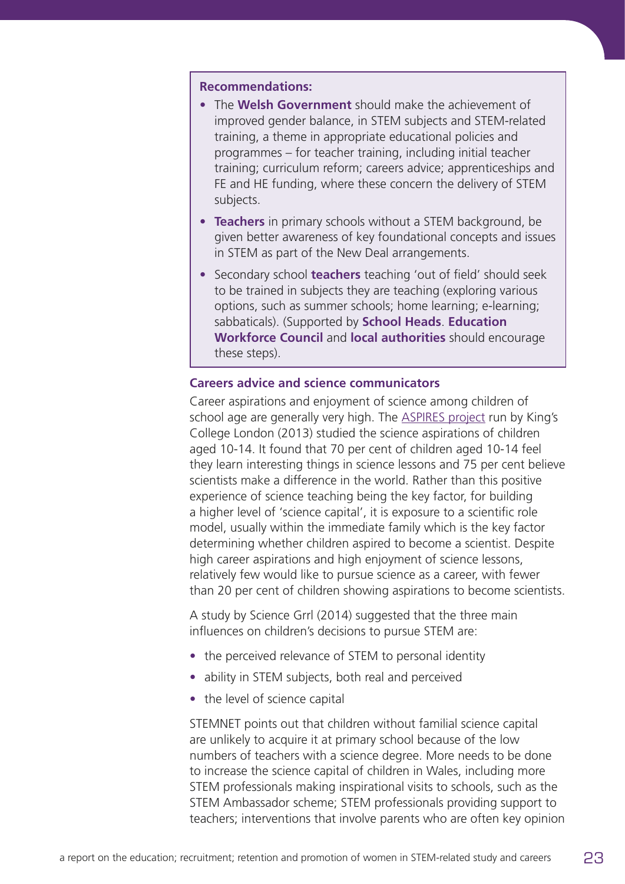**Recommendations:**

- The **Welsh Government** should make the achievement of improved gender balance, in STEM subjects and STEM-related training, a theme in appropriate educational policies and programmes – for teacher training, including initial teacher training; curriculum reform; careers advice; apprenticeships and FE and HE funding, where these concern the delivery of STEM subjects.
- **Teachers** in primary schools without a STEM background, be given better awareness of key foundational concepts and issues in STEM as part of the New Deal arrangements.
- Secondary school **teachers** teaching 'out of field' should seek to be trained in subjects they are teaching (exploring various options, such as summer schools; home learning; e-learning; sabbaticals). (Supported by **School Heads**. **Education Workforce Council** and **local authorities** should encourage these steps).

### Careers advice and science communicators

Career aspirations and enjoyment of science among children of school age are generally very high. The ASPIRES project run by King's College London (2013) studied the science aspirations of children aged 10-14. It found that 70 per cent of children aged 10-14 feel they learn interesting things in science lessons and 75 per cent believe scientists make a difference in the world. Rather than this positive experience of science teaching being the key factor, for building a higher level of 'science capital', it is exposure to a scientific role model, usually within the immediate family which is the key factor determining whether children aspired to become a scientist. Despite high career aspirations and high enjoyment of science lessons, relatively few would like to pursue science as a career, with fewer than 20 per cent of children showing aspirations to become scientists.

A study by Science Grrl (2014) suggested that the three main influences on children's decisions to pursue STEM are:

- the perceived relevance of STEM to personal identity
- ability in STEM subjects, both real and perceived
- the level of science capital

STEMNET points out that children without familial science capital are unlikely to acquire it at primary school because of the low numbers of teachers with a science degree. More needs to be done to increase the science capital of children in Wales, including more STEM professionals making inspirational visits to schools, such as the STEM Ambassador scheme; STEM professionals providing support to teachers; interventions that involve parents who are often key opinion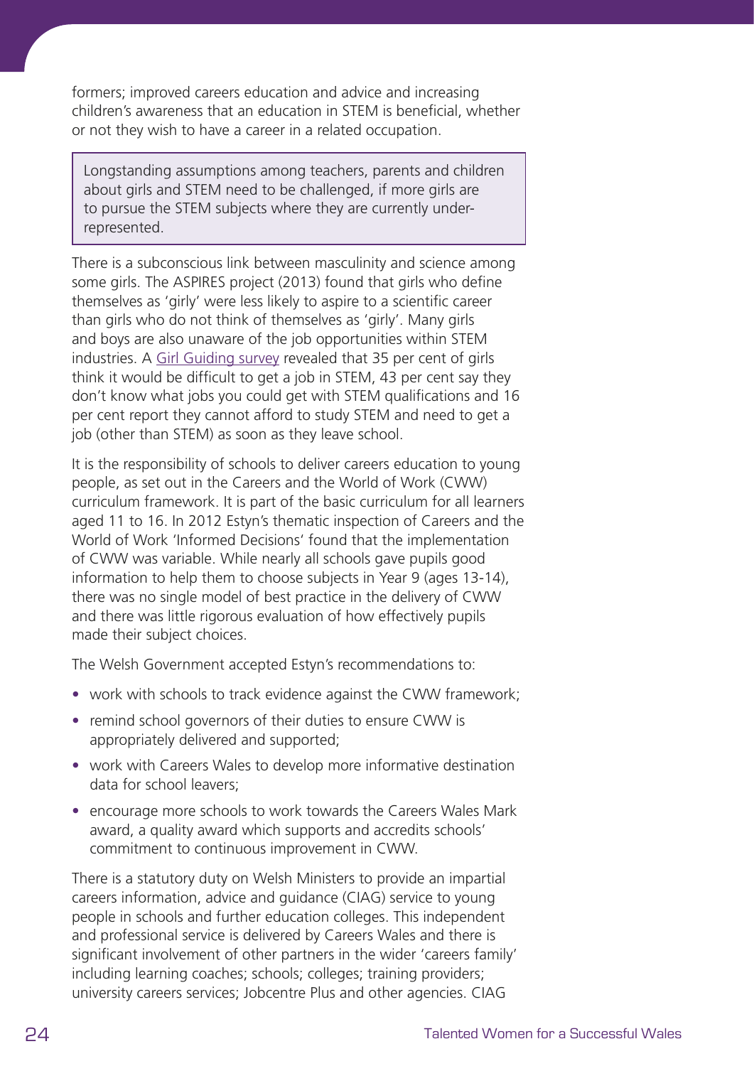formers; improved careers education and advice and increasing children's awareness that an education in STEM is beneficial, whether or not they wish to have a career in a related occupation.

> Longstanding assumptions among teachers, parents and children about girls and STEM need to be challenged, if more girls are to pursue the STEM subjects where they are currently under-represented.

There is a subconscious link between masculinity and science among some girls. The ASPIRES project (2013) found that girls who define themselves as 'girly' were less likely to aspire to a scientific career than girls who do not think of themselves as 'girly'. Many girls and boys are also unaware of the job opportunities within STEM industries. A Girl Guiding survey revealed that 35 per cent of girls think it would be difficult to get a job in STEM, 43 per cent say they don't know what jobs you could get with STEM qualifications and 16 per cent report they cannot afford to study STEM and need to get a job (other than STEM) as soon as they leave school.

It is the responsibility of schools to deliver careers education to young people, as set out in the Careers and the World of Work (CWW) curriculum framework. It is part of the basic curriculum for all learners aged 11 to 16. In 2012 Estyn's thematic inspection of Careers and the World of Work 'Informed Decisions' found that the implementation of CWW was variable. While nearly all schools gave pupils good information to help them to choose subjects in Year 9 (ages 13-14), there was no single model of best practice in the delivery of CWW and there was little rigorous evaluation of how effectively pupils made their subject choices.

The Welsh Government accepted Estyn's recommendations to:

- work with schools to track evidence against the CWW framework;
- remind school governors of their duties to ensure CWW is appropriately delivered and supported;
- work with Careers Wales to develop more informative destination data for school leavers;
- encourage more schools to work towards the Careers Wales Mark award, a quality award which supports and accredits schools' commitment to continuous improvement in CWW.

There is a statutory duty on Welsh Ministers to provide an impartial careers information, advice and guidance (CIAG) service to young people in schools and further education colleges. This independent and professional service is delivered by Careers Wales and there is significant involvement of other partners in the wider 'careers family' including learning coaches; schools; colleges; training providers; university careers services; Jobcentre Plus and other agencies. CIAG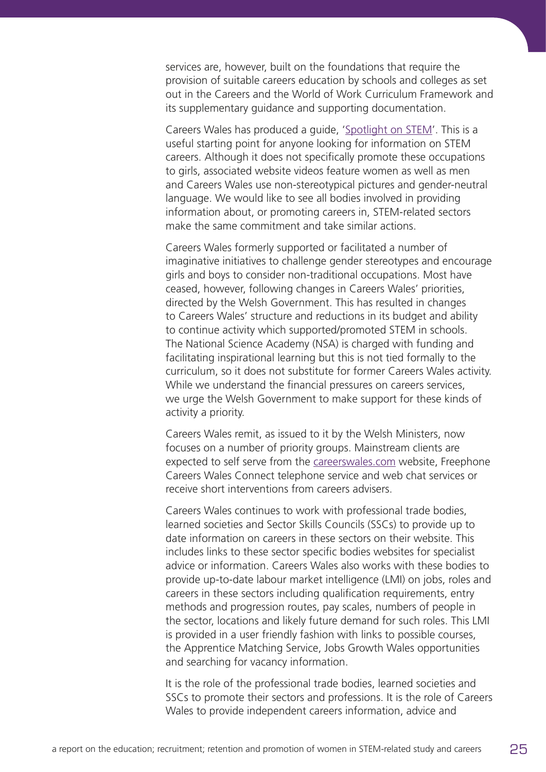services are, however, built on the foundations that require the provision of suitable careers education by schools and colleges as set out in the Careers and the World of Work Curriculum Framework and its supplementary guidance and supporting documentation.

Careers Wales has produced a guide, 'Spotlight on STEM'. This is a useful starting point for anyone looking for information on STEM careers. Although it does not specifically promote these occupations to girls, associated website videos feature women as well as men and Careers Wales use non-stereotypical pictures and gender-neutral language. We would like to see all bodies involved in providing information about, or promoting careers in, STEM-related sectors make the same commitment and take similar actions.

Careers Wales formerly supported or facilitated a number of imaginative initiatives to challenge gender stereotypes and encourage girls and boys to consider non-traditional occupations. Most have ceased, however, following changes in Careers Wales' priorities, directed by the Welsh Government. This has resulted in changes to Careers Wales' structure and reductions in its budget and ability to continue activity which supported/promoted STEM in schools. The National Science Academy (NSA) is charged with funding and facilitating inspirational learning but this is not tied formally to the curriculum, so it does not substitute for former Careers Wales activity. While we understand the financial pressures on careers services, we urge the Welsh Government to make support for these kinds of activity a priority.

Careers Wales remit, as issued to it by the Welsh Ministers, now focuses on a number of priority groups. Mainstream clients are expected to self serve from the careerswales.com website, Freephone Careers Wales Connect telephone service and web chat services or receive short interventions from careers advisers.

Careers Wales continues to work with professional trade bodies, learned societies and Sector Skills Councils (SSCs) to provide up to date information on careers in these sectors on their website. This includes links to these sector specific bodies websites for specialist advice or information. Careers Wales also works with these bodies to provide up-to-date labour market intelligence (LMI) on jobs, roles and careers in these sectors including qualification requirements, entry methods and progression routes, pay scales, numbers of people in the sector, locations and likely future demand for such roles. This LMI is provided in a user friendly fashion with links to possible courses, the Apprentice Matching Service, Jobs Growth Wales opportunities and searching for vacancy information.

It is the role of the professional trade bodies, learned societies and SSCs to promote their sectors and professions. It is the role of Careers Wales to provide independent careers information, advice and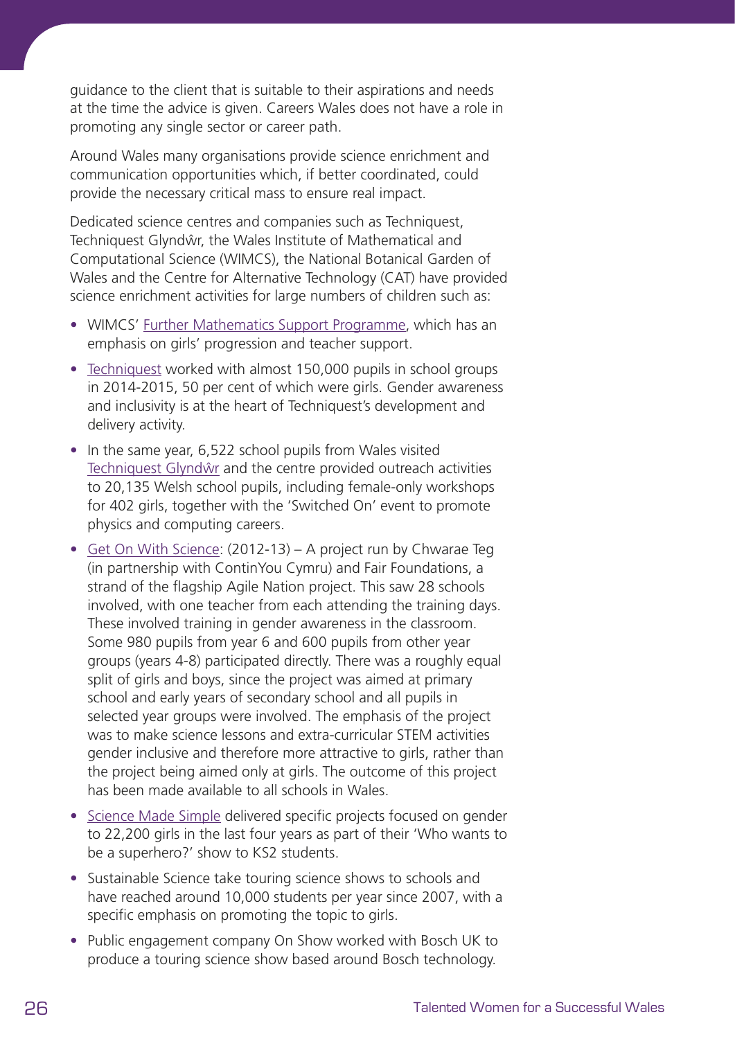guidance to the client that is suitable to their aspirations and needs at the time the advice is given. Careers Wales does not have a role in promoting any single sector or career path.

Around Wales many organisations provide science enrichment and communication opportunities which, if better coordinated, could provide the necessary critical mass to ensure real impact.

Dedicated science centres and companies such as Techniquest, Techniquest Glyndŵr, the Wales Institute of Mathematical and Computational Science (WIMCS), the National Botanical Garden of Wales and the Centre for Alternative Technology (CAT) have provided science enrichment activities for large numbers of children such as:

- WIMCS' Further Mathematics Support Programme, which has an emphasis on girls' progression and teacher support.
- Techniquest worked with almost 150,000 pupils in school groups in 2014-2015, 50 per cent of which were girls. Gender awareness and inclusivity is at the heart of Techniquest's development and delivery activity.
- In the same year, 6,522 school pupils from Wales visited Techniquest Glyndŵr and the centre provided outreach activities to 20,135 Welsh school pupils, including female-only workshops for 402 girls, together with the 'Switched On' event to promote physics and computing careers.
- Get On With Science: (2012-13) – A project run by Chwarae Teg (in partnership with ContinYou Cymru) and Fair Foundations, a strand of the flagship Agile Nation project. This saw 28 schools involved, with one teacher from each attending the training days. These involved training in gender awareness in the classroom. Some 980 pupils from year 6 and 600 pupils from other year groups (years 4-8) participated directly. There was a roughly equal split of girls and boys, since the project was aimed at primary school and early years of secondary school and all pupils in selected year groups were involved. The emphasis of the project was to make science lessons and extra-curricular STEM activities gender inclusive and therefore more attractive to girls, rather than the project being aimed only at girls. The outcome of this project has been made available to all schools in Wales.
- Science Made Simple delivered specific projects focused on gender to 22,200 girls in the last four years as part of their 'Who wants to be a superhero?' show to KS2 students.
- Sustainable Science take touring science shows to schools and have reached around 10,000 students per year since 2007, with a specific emphasis on promoting the topic to girls.
- Public engagement company On Show worked with Bosch UK to produce a touring science show based around Bosch technology.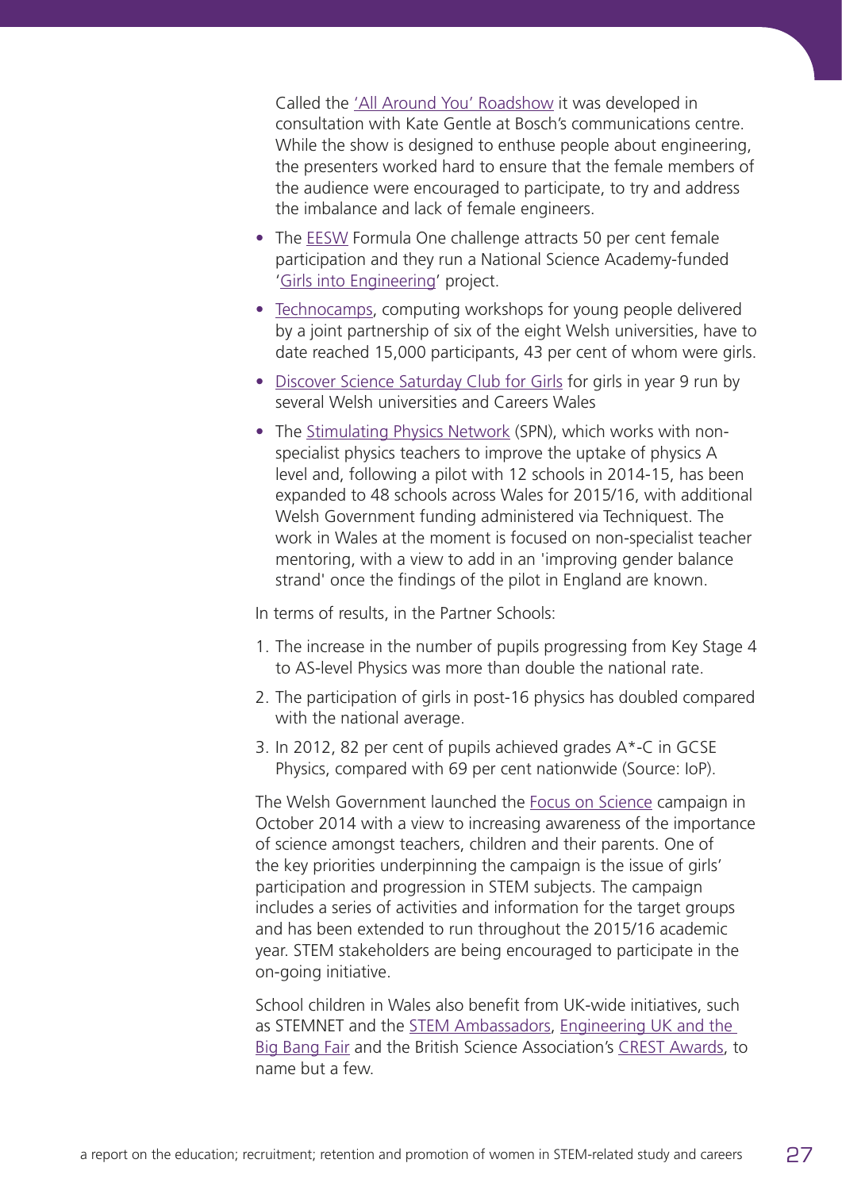Called the 'All Around You' Roadshow it was developed in consultation with Kate Gentle at Bosch's communications centre. While the show is designed to enthuse people about engineering, the presenters worked hard to ensure that the female members of the audience were encouraged to participate, to try and address the imbalance and lack of female engineers.

- The EESW Formula One challenge attracts 50 per cent female participation and they run a National Science Academy-funded 'Girls into Engineering' project.
- Technocamps, computing workshops for young people delivered by a joint partnership of six of the eight Welsh universities, have to date reached 15,000 participants, 43 per cent of whom were girls.
- Discover Science Saturday Club for Girls for girls in year 9 run by several Welsh universities and Careers Wales
- The Stimulating Physics Network (SPN), which works with non-specialist physics teachers to improve the uptake of physics A level and, following a pilot with 12 schools in 2014-15, has been expanded to 48 schools across Wales for 2015/16, with additional Welsh Government funding administered via Techniquest. The work in Wales at the moment is focused on non-specialist teacher mentoring, with a view to add in an 'improving gender balance strand' once the findings of the pilot in England are known.

In terms of results, in the Partner Schools:

1. The increase in the number of pupils progressing from Key Stage 4 to AS-level Physics was more than double the national rate.
2. The participation of girls in post-16 physics has doubled compared with the national average.
3. In 2012, 82 per cent of pupils achieved grades A*-C in GCSE Physics, compared with 69 per cent nationwide (Source: IoP).

The Welsh Government launched the Focus on Science campaign in October 2014 with a view to increasing awareness of the importance of science amongst teachers, children and their parents. One of the key priorities underpinning the campaign is the issue of girls' participation and progression in STEM subjects. The campaign includes a series of activities and information for the target groups and has been extended to run throughout the 2015/16 academic year. STEM stakeholders are being encouraged to participate in the on-going initiative.

School children in Wales also benefit from UK-wide initiatives, such as STEMNET and the STEM Ambassadors, Engineering UK and the Big Bang Fair and the British Science Association's CREST Awards, to name but a few.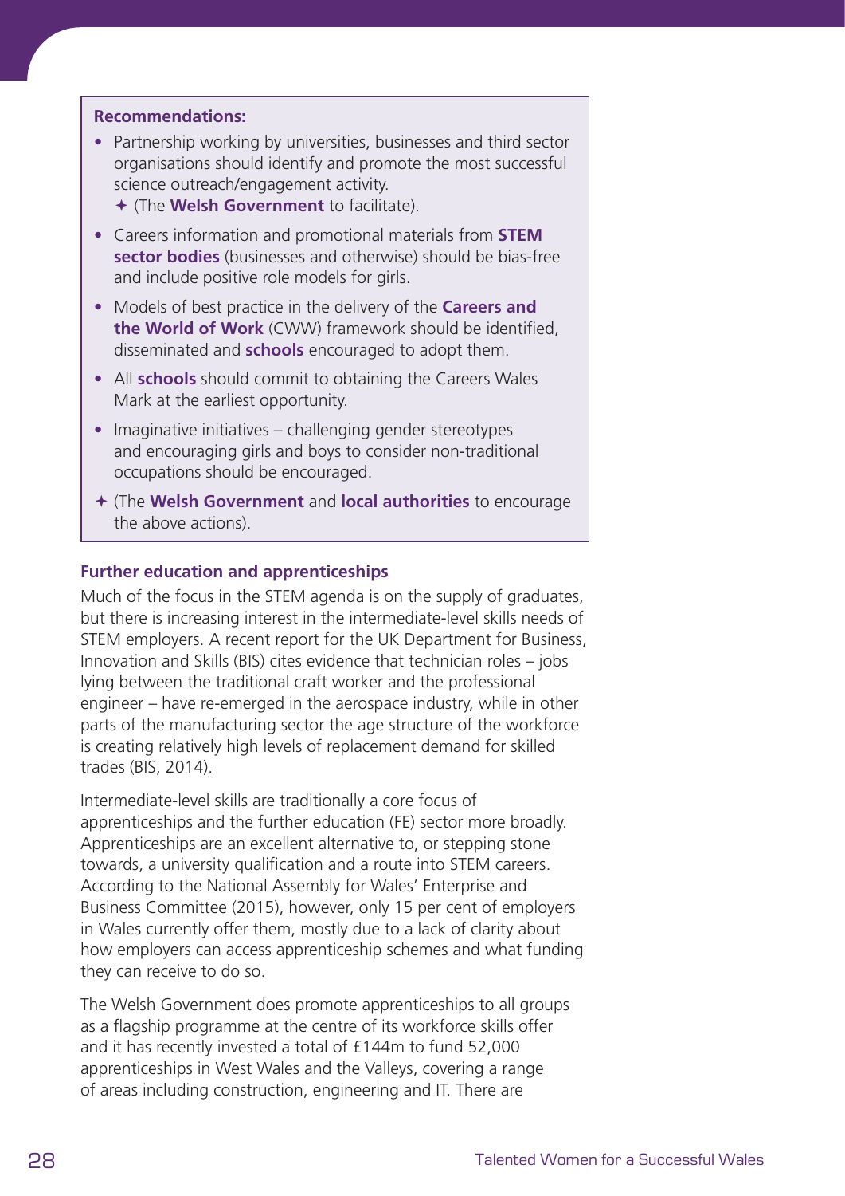**Recommendations:**

- Partnership working by universities, businesses and third sector organisations should identify and promote the most successful science outreach/engagement activity.
  ✦ (The **Welsh Government** to facilitate).
- Careers information and promotional materials from **STEM sector bodies** (businesses and otherwise) should be bias-free and include positive role models for girls.
- Models of best practice in the delivery of the **Careers and the World of Work** (CWW) framework should be identified, disseminated and **schools** encouraged to adopt them.
- All **schools** should commit to obtaining the Careers Wales Mark at the earliest opportunity.
- Imaginative initiatives – challenging gender stereotypes and encouraging girls and boys to consider non-traditional occupations should be encouraged.

✦ (The **Welsh Government** and **local authorities** to encourage the above actions).

### Further education and apprenticeships

Much of the focus in the STEM agenda is on the supply of graduates, but there is increasing interest in the intermediate-level skills needs of STEM employers. A recent report for the UK Department for Business, Innovation and Skills (BIS) cites evidence that technician roles – jobs lying between the traditional craft worker and the professional engineer – have re-emerged in the aerospace industry, while in other parts of the manufacturing sector the age structure of the workforce is creating relatively high levels of replacement demand for skilled trades (BIS, 2014).

Intermediate-level skills are traditionally a core focus of apprenticeships and the further education (FE) sector more broadly. Apprenticeships are an excellent alternative to, or stepping stone towards, a university qualification and a route into STEM careers. According to the National Assembly for Wales' Enterprise and Business Committee (2015), however, only 15 per cent of employers in Wales currently offer them, mostly due to a lack of clarity about how employers can access apprenticeship schemes and what funding they can receive to do so.

The Welsh Government does promote apprenticeships to all groups as a flagship programme at the centre of its workforce skills offer and it has recently invested a total of £144m to fund 52,000 apprenticeships in West Wales and the Valleys, covering a range of areas including construction, engineering and IT. There are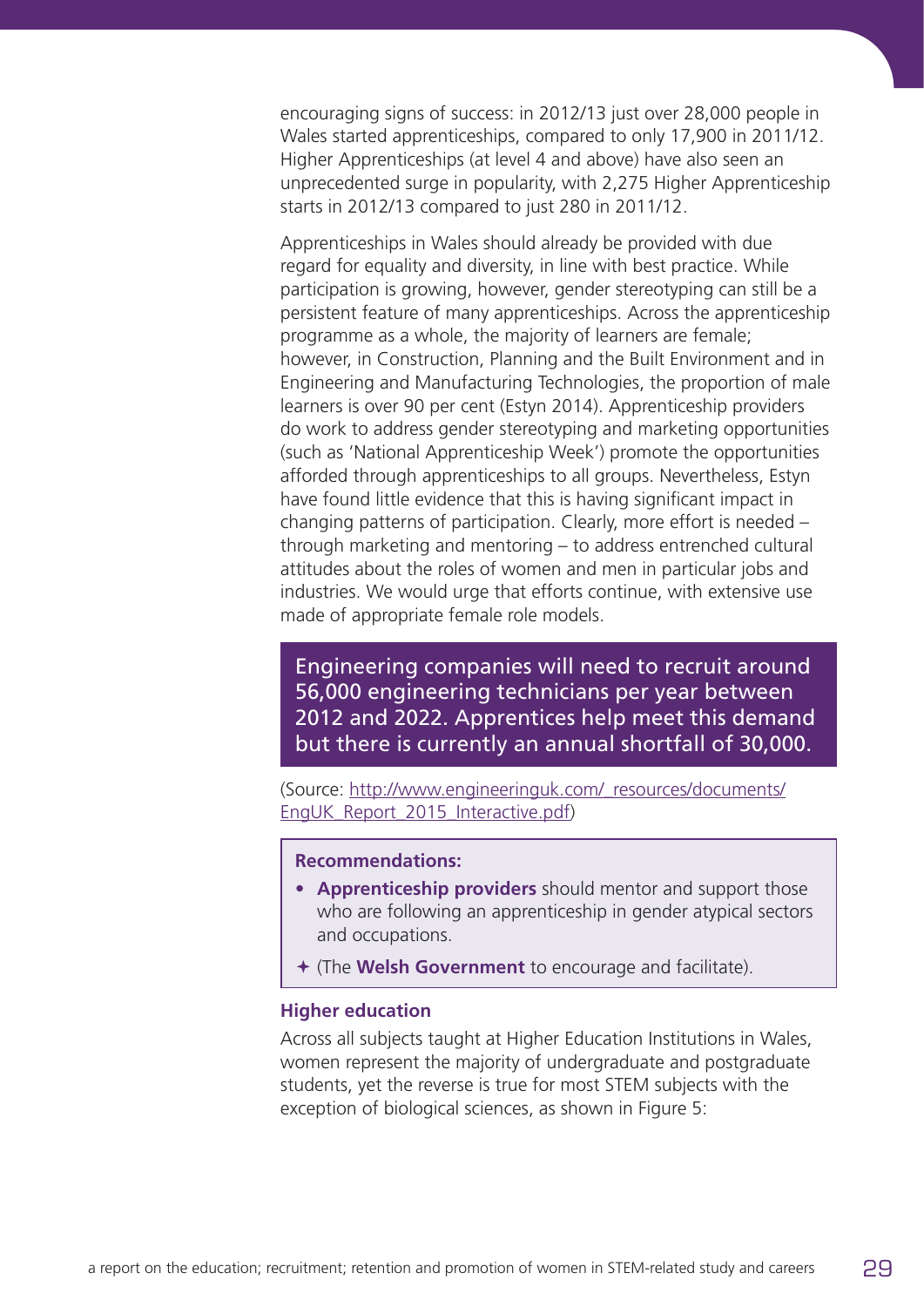encouraging signs of success: in 2012/13 just over 28,000 people in Wales started apprenticeships, compared to only 17,900 in 2011/12. Higher Apprenticeships (at level 4 and above) have also seen an unprecedented surge in popularity, with 2,275 Higher Apprenticeship starts in 2012/13 compared to just 280 in 2011/12.

Apprenticeships in Wales should already be provided with due regard for equality and diversity, in line with best practice. While participation is growing, however, gender stereotyping can still be a persistent feature of many apprenticeships. Across the apprenticeship programme as a whole, the majority of learners are female; however, in Construction, Planning and the Built Environment and in Engineering and Manufacturing Technologies, the proportion of male learners is over 90 per cent (Estyn 2014). Apprenticeship providers do work to address gender stereotyping and marketing opportunities (such as 'National Apprenticeship Week') promote the opportunities afforded through apprenticeships to all groups. Nevertheless, Estyn have found little evidence that this is having significant impact in changing patterns of participation. Clearly, more effort is needed – through marketing and mentoring – to address entrenched cultural attitudes about the roles of women and men in particular jobs and industries. We would urge that efforts continue, with extensive use made of appropriate female role models.

> Engineering companies will need to recruit around 56,000 engineering technicians per year between 2012 and 2022. Apprentices help meet this demand but there is currently an annual shortfall of 30,000.

(Source: http://www.engineeringuk.com/_resources/documents/EngUK_Report_2015_Interactive.pdf)

**Recommendations:**

- **Apprenticeship providers** should mentor and support those who are following an apprenticeship in gender atypical sectors and occupations.
- ✦ (The **Welsh Government** to encourage and facilitate).

### Higher education

Across all subjects taught at Higher Education Institutions in Wales, women represent the majority of undergraduate and postgraduate students, yet the reverse is true for most STEM subjects with the exception of biological sciences, as shown in Figure 5: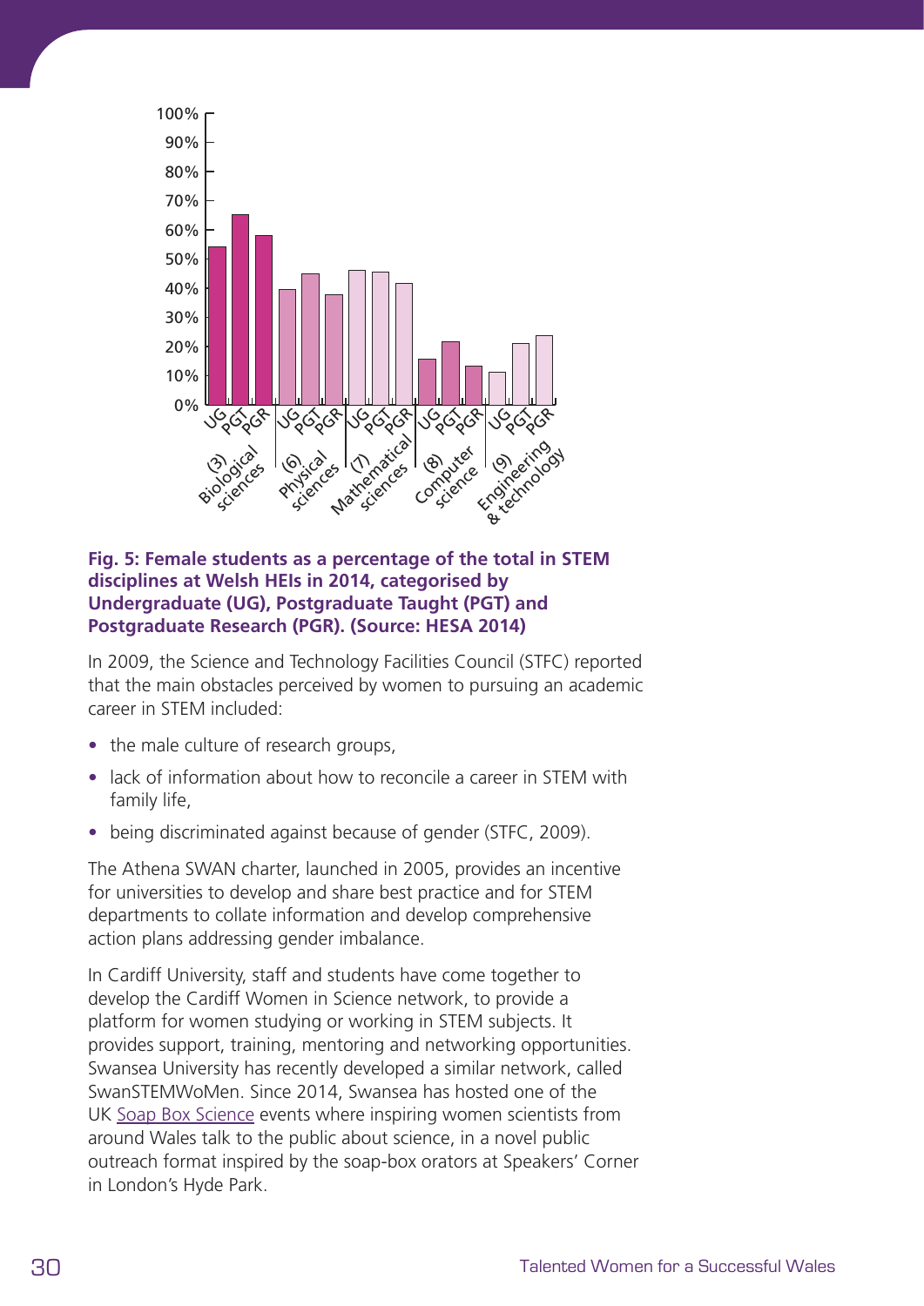**Fig. 5: Female students as a percentage of the total in STEM disciplines at Welsh HEIs in 2014, categorised by Undergraduate (UG), Postgraduate Taught (PGT) and Postgraduate Research (PGR). (Source: HESA 2014)**

In 2009, the Science and Technology Facilities Council (STFC) reported that the main obstacles perceived by women to pursuing an academic career in STEM included:

- the male culture of research groups,
- lack of information about how to reconcile a career in STEM with family life,
- being discriminated against because of gender (STFC, 2009).

The Athena SWAN charter, launched in 2005, provides an incentive for universities to develop and share best practice and for STEM departments to collate information and develop comprehensive action plans addressing gender imbalance.

In Cardiff University, staff and students have come together to develop the Cardiff Women in Science network, to provide a platform for women studying or working in STEM subjects. It provides support, training, mentoring and networking opportunities. Swansea University has recently developed a similar network, called SwanSTEMWoMen. Since 2014, Swansea has hosted one of the UK Soap Box Science events where inspiring women scientists from around Wales talk to the public about science, in a novel public outreach format inspired by the soap-box orators at Speakers' Corner in London's Hyde Park.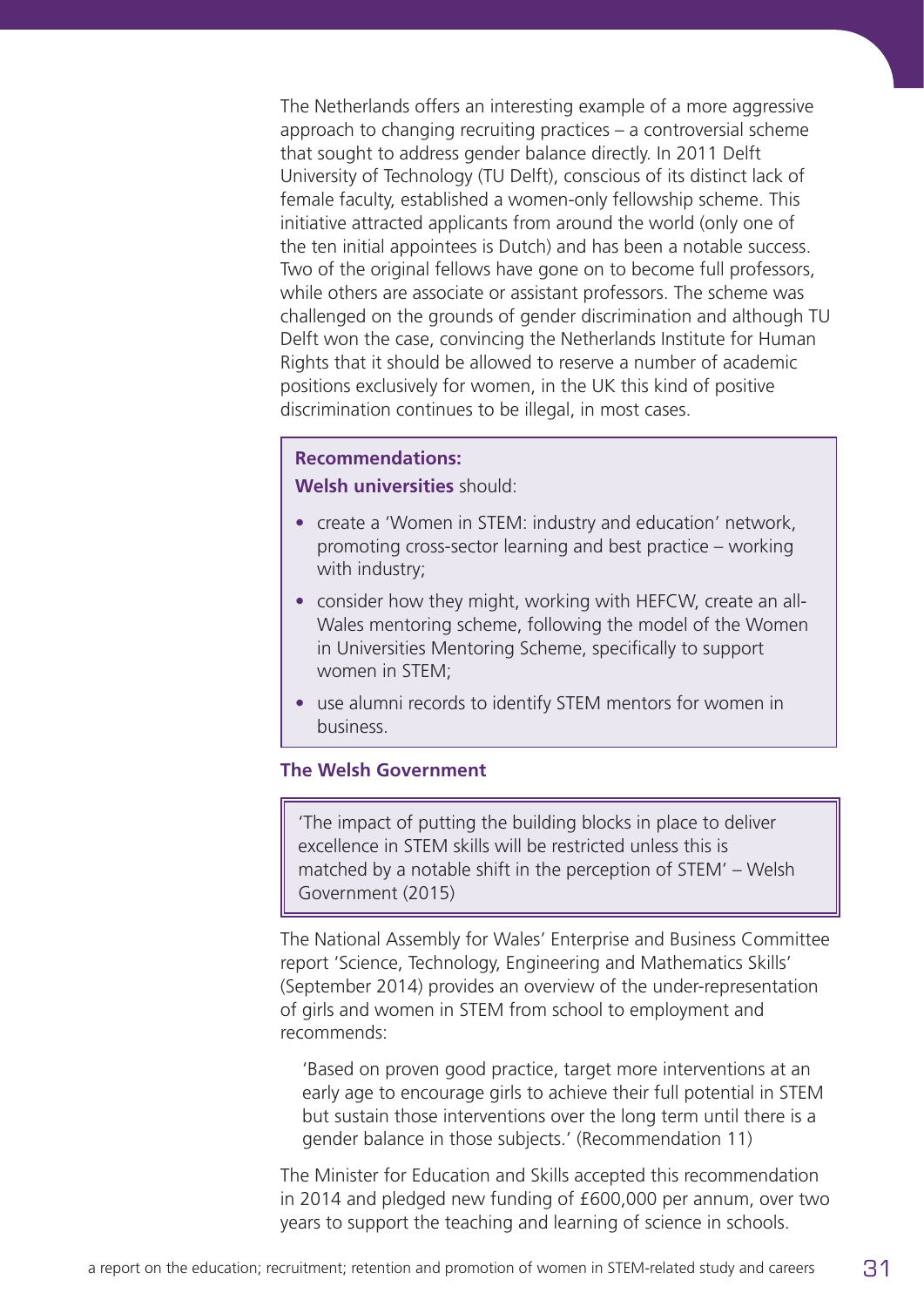The Netherlands offers an interesting example of a more aggressive approach to changing recruiting practices – a controversial scheme that sought to address gender balance directly. In 2011 Delft University of Technology (TU Delft), conscious of its distinct lack of female faculty, established a women-only fellowship scheme. This initiative attracted applicants from around the world (only one of the ten initial appointees is Dutch) and has been a notable success. Two of the original fellows have gone on to become full professors, while others are associate or assistant professors. The scheme was challenged on the grounds of gender discrimination and although TU Delft won the case, convincing the Netherlands Institute for Human Rights that it should be allowed to reserve a number of academic positions exclusively for women, in the UK this kind of positive discrimination continues to be illegal, in most cases.

> **Recommendations:**
>
> **Welsh universities** should:
>
> - create a 'Women in STEM: industry and education' network, promoting cross-sector learning and best practice – working with industry;
> - consider how they might, working with HEFCW, create an all-Wales mentoring scheme, following the model of the Women in Universities Mentoring Scheme, specifically to support women in STEM;
> - use alumni records to identify STEM mentors for women in business.

### The Welsh Government

> 'The impact of putting the building blocks in place to deliver excellence in STEM skills will be restricted unless this is matched by a notable shift in the perception of STEM' – Welsh Government (2015)

The National Assembly for Wales' Enterprise and Business Committee report 'Science, Technology, Engineering and Mathematics Skills' (September 2014) provides an overview of the under-representation of girls and women in STEM from school to employment and recommends:

> 'Based on proven good practice, target more interventions at an early age to encourage girls to achieve their full potential in STEM but sustain those interventions over the long term until there is a gender balance in those subjects.' (Recommendation 11)

The Minister for Education and Skills accepted this recommendation in 2014 and pledged new funding of £600,000 per annum, over two years to support the teaching and learning of science in schools.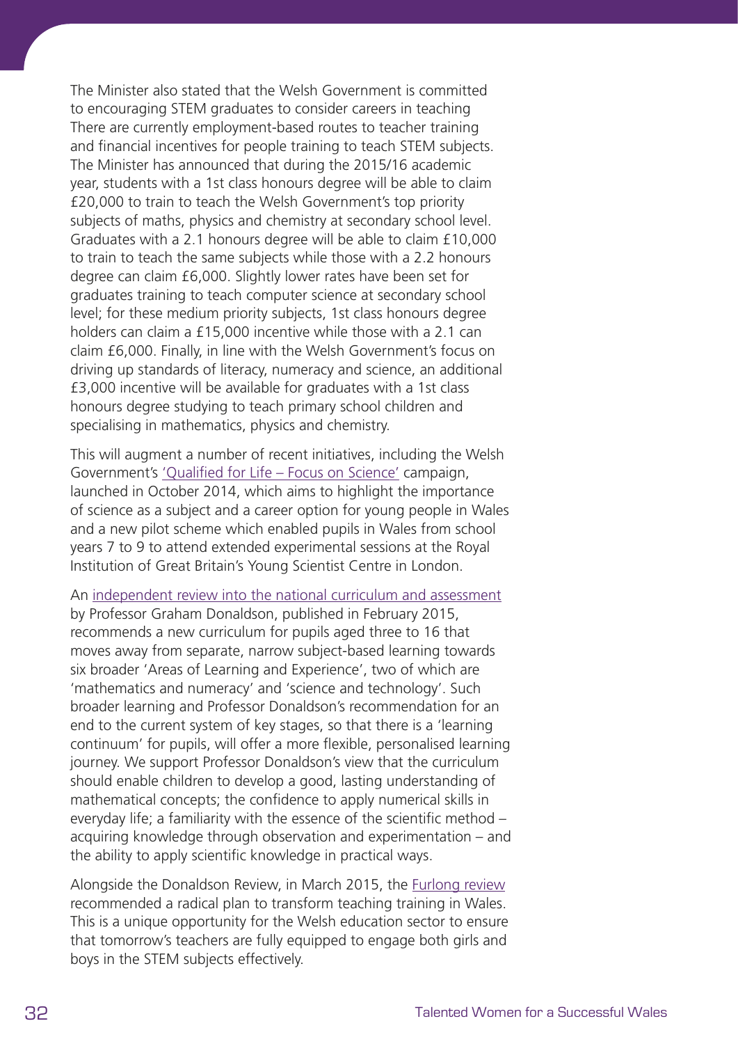The Minister also stated that the Welsh Government is committed to encouraging STEM graduates to consider careers in teaching There are currently employment-based routes to teacher training and financial incentives for people training to teach STEM subjects. The Minister has announced that during the 2015/16 academic year, students with a 1st class honours degree will be able to claim £20,000 to train to teach the Welsh Government's top priority subjects of maths, physics and chemistry at secondary school level. Graduates with a 2.1 honours degree will be able to claim £10,000 to train to teach the same subjects while those with a 2.2 honours degree can claim £6,000. Slightly lower rates have been set for graduates training to teach computer science at secondary school level; for these medium priority subjects, 1st class honours degree holders can claim a £15,000 incentive while those with a 2.1 can claim £6,000. Finally, in line with the Welsh Government's focus on driving up standards of literacy, numeracy and science, an additional £3,000 incentive will be available for graduates with a 1st class honours degree studying to teach primary school children and specialising in mathematics, physics and chemistry.

This will augment a number of recent initiatives, including the Welsh Government's 'Qualified for Life – Focus on Science' campaign, launched in October 2014, which aims to highlight the importance of science as a subject and a career option for young people in Wales and a new pilot scheme which enabled pupils in Wales from school years 7 to 9 to attend extended experimental sessions at the Royal Institution of Great Britain's Young Scientist Centre in London.

An independent review into the national curriculum and assessment by Professor Graham Donaldson, published in February 2015, recommends a new curriculum for pupils aged three to 16 that moves away from separate, narrow subject-based learning towards six broader 'Areas of Learning and Experience', two of which are 'mathematics and numeracy' and 'science and technology'. Such broader learning and Professor Donaldson's recommendation for an end to the current system of key stages, so that there is a 'learning continuum' for pupils, will offer a more flexible, personalised learning journey. We support Professor Donaldson's view that the curriculum should enable children to develop a good, lasting understanding of mathematical concepts; the confidence to apply numerical skills in everyday life; a familiarity with the essence of the scientific method – acquiring knowledge through observation and experimentation – and the ability to apply scientific knowledge in practical ways.

Alongside the Donaldson Review, in March 2015, the Furlong review recommended a radical plan to transform teaching training in Wales. This is a unique opportunity for the Welsh education sector to ensure that tomorrow's teachers are fully equipped to engage both girls and boys in the STEM subjects effectively.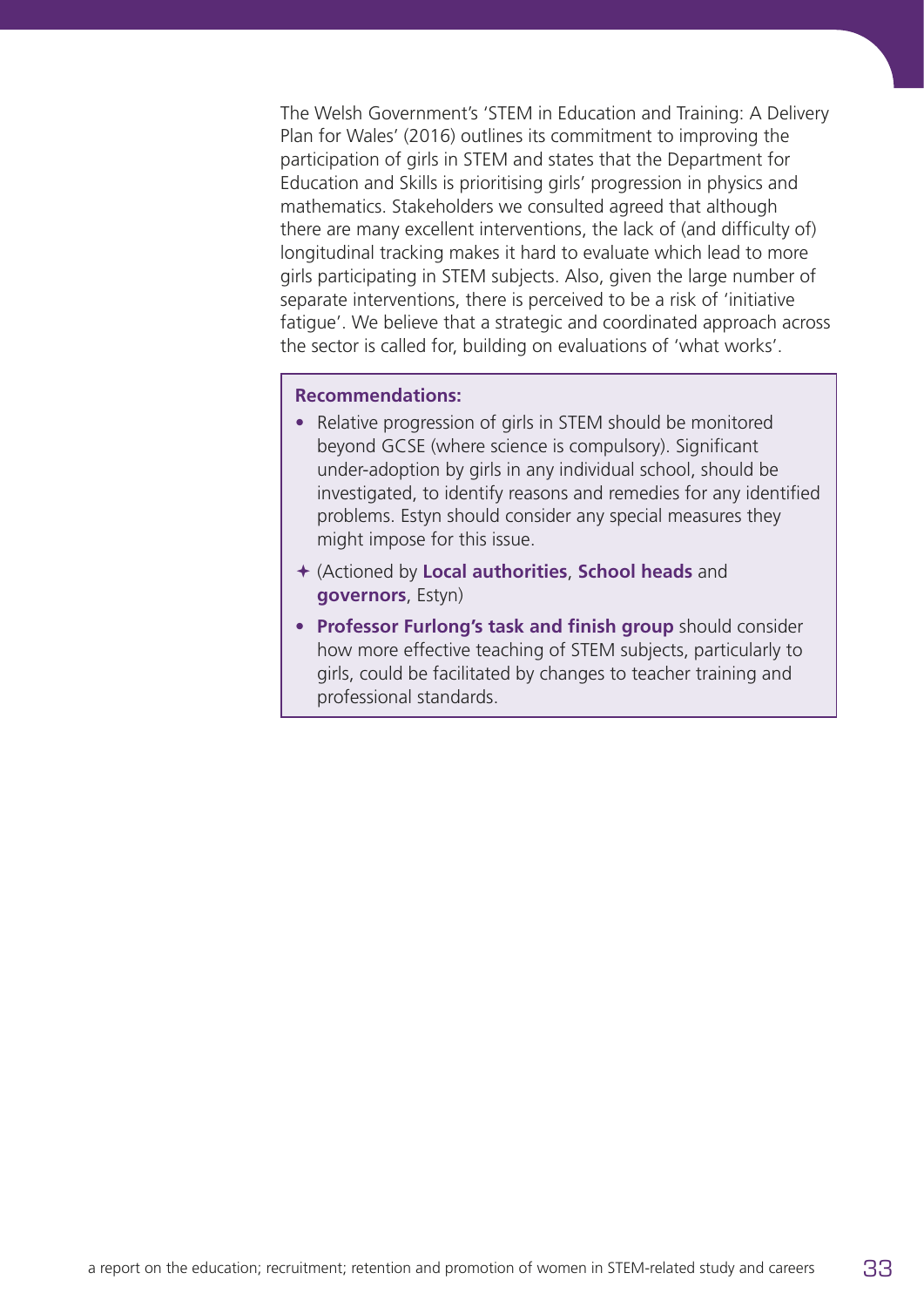The Welsh Government's 'STEM in Education and Training: A Delivery Plan for Wales' (2016) outlines its commitment to improving the participation of girls in STEM and states that the Department for Education and Skills is prioritising girls' progression in physics and mathematics. Stakeholders we consulted agreed that although there are many excellent interventions, the lack of (and difficulty of) longitudinal tracking makes it hard to evaluate which lead to more girls participating in STEM subjects. Also, given the large number of separate interventions, there is perceived to be a risk of 'initiative fatigue'. We believe that a strategic and coordinated approach across the sector is called for, building on evaluations of 'what works'.

**Recommendations:**

- Relative progression of girls in STEM should be monitored beyond GCSE (where science is compulsory). Significant under-adoption by girls in any individual school, should be investigated, to identify reasons and remedies for any identified problems. Estyn should consider any special measures they might impose for this issue.

✦ (Actioned by **Local authorities**, **School heads** and **governors**, Estyn)

- **Professor Furlong's task and finish group** should consider how more effective teaching of STEM subjects, particularly to girls, could be facilitated by changes to teacher training and professional standards.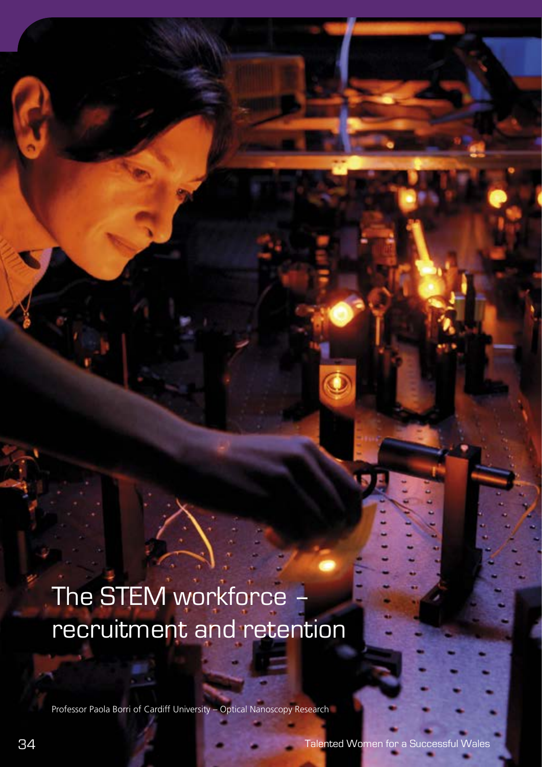# The STEM workforce – recruitment and retention

Professor Paola Borri of Cardiff University – Optical Nanoscopy Research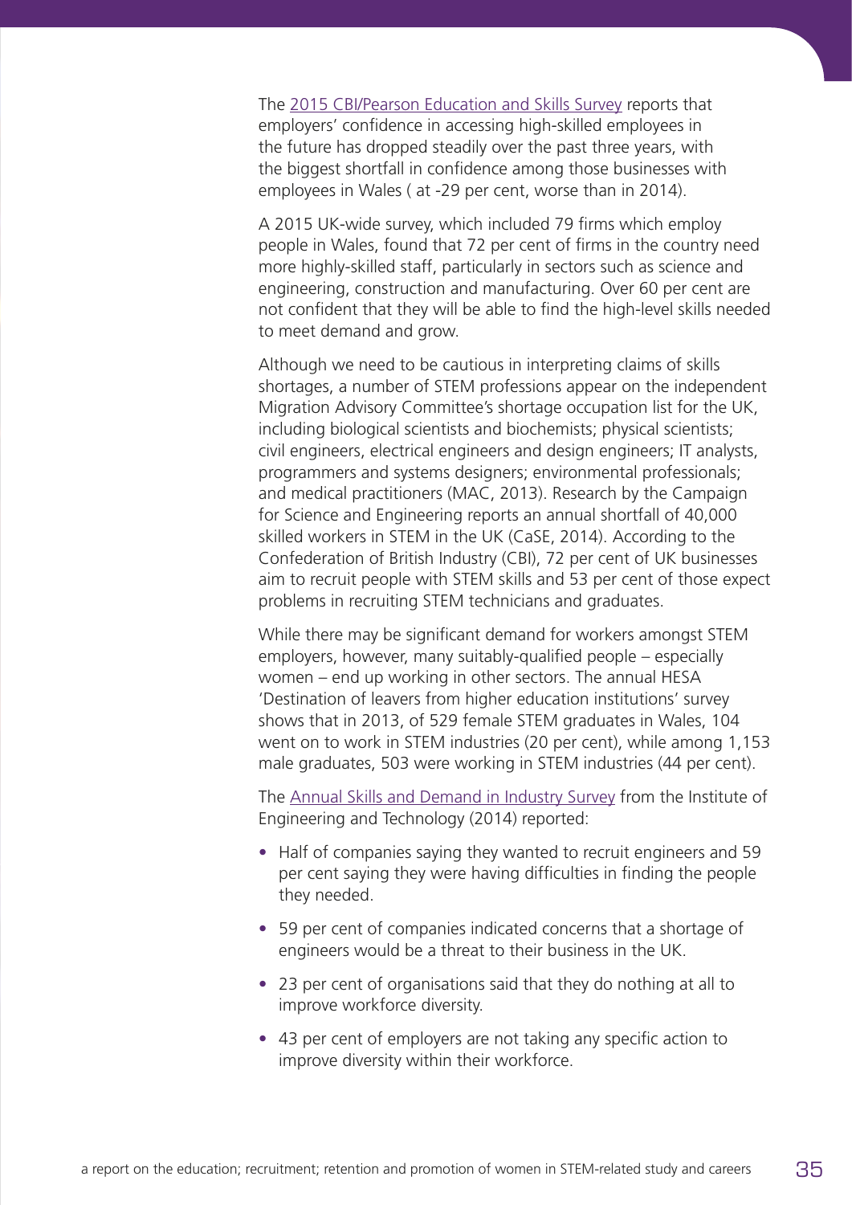The [2015 CBI/Pearson Education and Skills Survey] reports that employers' confidence in accessing high-skilled employees in the future has dropped steadily over the past three years, with the biggest shortfall in confidence among those businesses with employees in Wales ( at -29 per cent, worse than in 2014).

A 2015 UK-wide survey, which included 79 firms which employ people in Wales, found that 72 per cent of firms in the country need more highly-skilled staff, particularly in sectors such as science and engineering, construction and manufacturing. Over 60 per cent are not confident that they will be able to find the high-level skills needed to meet demand and grow.

Although we need to be cautious in interpreting claims of skills shortages, a number of STEM professions appear on the independent Migration Advisory Committee's shortage occupation list for the UK, including biological scientists and biochemists; physical scientists; civil engineers, electrical engineers and design engineers; IT analysts, programmers and systems designers; environmental professionals; and medical practitioners (MAC, 2013). Research by the Campaign for Science and Engineering reports an annual shortfall of 40,000 skilled workers in STEM in the UK (CaSE, 2014). According to the Confederation of British Industry (CBI), 72 per cent of UK businesses aim to recruit people with STEM skills and 53 per cent of those expect problems in recruiting STEM technicians and graduates.

While there may be significant demand for workers amongst STEM employers, however, many suitably-qualified people – especially women – end up working in other sectors. The annual HESA 'Destination of leavers from higher education institutions' survey shows that in 2013, of 529 female STEM graduates in Wales, 104 went on to work in STEM industries (20 per cent), while among 1,153 male graduates, 503 were working in STEM industries (44 per cent).

The [Annual Skills and Demand in Industry Survey] from the Institute of Engineering and Technology (2014) reported:

- Half of companies saying they wanted to recruit engineers and 59 per cent saying they were having difficulties in finding the people they needed.
- 59 per cent of companies indicated concerns that a shortage of engineers would be a threat to their business in the UK.
- 23 per cent of organisations said that they do nothing at all to improve workforce diversity.
- 43 per cent of employers are not taking any specific action to improve diversity within their workforce.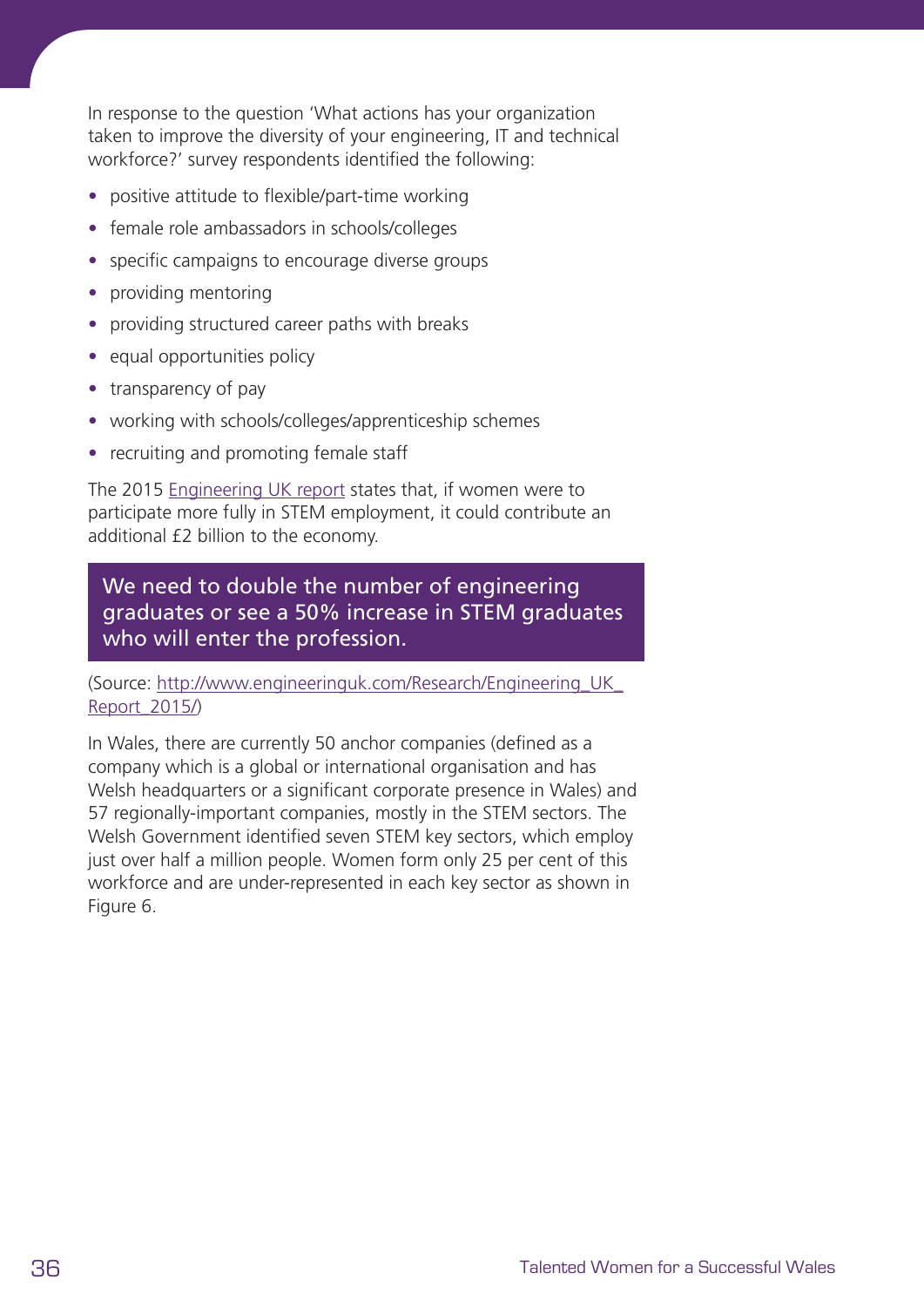In response to the question 'What actions has your organization taken to improve the diversity of your engineering, IT and technical workforce?' survey respondents identified the following:

- positive attitude to flexible/part-time working
- female role ambassadors in schools/colleges
- specific campaigns to encourage diverse groups
- providing mentoring
- providing structured career paths with breaks
- equal opportunities policy
- transparency of pay
- working with schools/colleges/apprenticeship schemes
- recruiting and promoting female staff

The 2015 [Engineering UK report](http://www.engineeringuk.com/Research/Engineering_UK_Report_2015/) states that, if women were to participate more fully in STEM employment, it could contribute an additional £2 billion to the economy.

> **We need to double the number of engineering graduates or see a 50% increase in STEM graduates who will enter the profession.**

(Source: [http://www.engineeringuk.com/Research/Engineering_UK_Report_2015/](http://www.engineeringuk.com/Research/Engineering_UK_Report_2015/))

In Wales, there are currently 50 anchor companies (defined as a company which is a global or international organisation and has Welsh headquarters or a significant corporate presence in Wales) and 57 regionally-important companies, mostly in the STEM sectors. The Welsh Government identified seven STEM key sectors, which employ just over half a million people. Women form only 25 per cent of this workforce and are under-represented in each key sector as shown in Figure 6.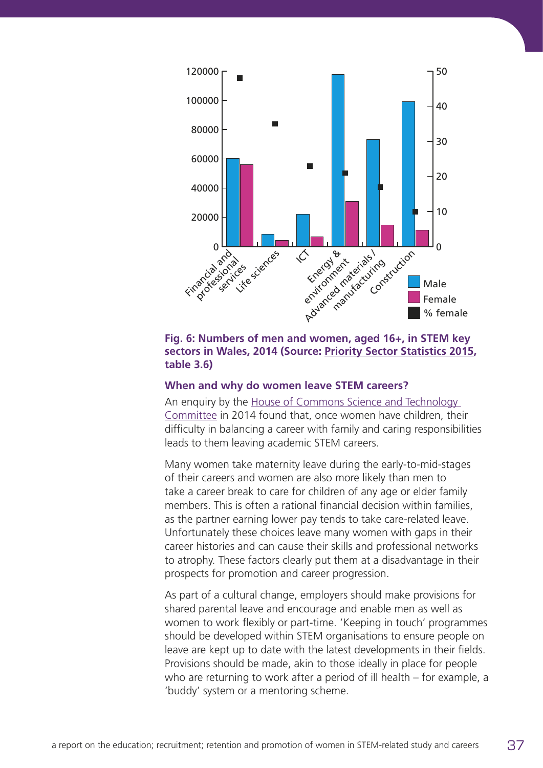**Fig. 6: Numbers of men and women, aged 16+, in STEM key sectors in Wales, 2014 (Source: Priority Sector Statistics 2015, table 3.6)**

### When and why do women leave STEM careers?

An enquiry by the House of Commons Science and Technology Committee in 2014 found that, once women have children, their difficulty in balancing a career with family and caring responsibilities leads to them leaving academic STEM careers.

Many women take maternity leave during the early-to-mid-stages of their careers and women are also more likely than men to take a career break to care for children of any age or elder family members. This is often a rational financial decision within families, as the partner earning lower pay tends to take care-related leave. Unfortunately these choices leave many women with gaps in their career histories and can cause their skills and professional networks to atrophy. These factors clearly put them at a disadvantage in their prospects for promotion and career progression.

As part of a cultural change, employers should make provisions for shared parental leave and encourage and enable men as well as women to work flexibly or part-time. 'Keeping in touch' programmes should be developed within STEM organisations to ensure people on leave are kept up to date with the latest developments in their fields. Provisions should be made, akin to those ideally in place for people who are returning to work after a period of ill health – for example, a 'buddy' system or a mentoring scheme.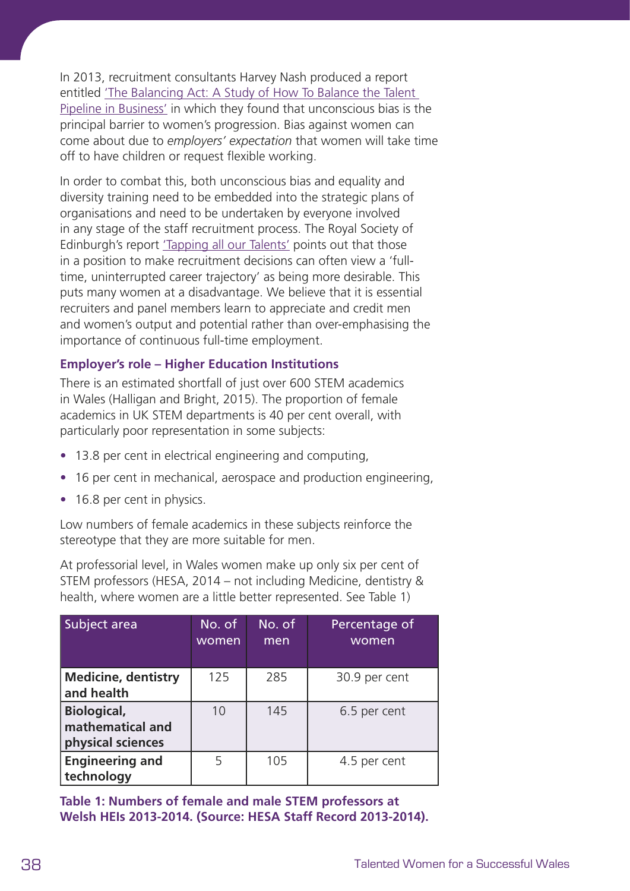In 2013, recruitment consultants Harvey Nash produced a report entitled 'The Balancing Act: A Study of How To Balance the Talent Pipeline in Business' in which they found that unconscious bias is the principal barrier to women's progression. Bias against women can come about due to *employers' expectation* that women will take time off to have children or request flexible working.

In order to combat this, both unconscious bias and equality and diversity training need to be embedded into the strategic plans of organisations and need to be undertaken by everyone involved in any stage of the staff recruitment process. The Royal Society of Edinburgh's report 'Tapping all our Talents' points out that those in a position to make recruitment decisions can often view a 'full-time, uninterrupted career trajectory' as being more desirable. This puts many women at a disadvantage. We believe that it is essential recruiters and panel members learn to appreciate and credit men and women's output and potential rather than over-emphasising the importance of continuous full-time employment.

### Employer's role – Higher Education Institutions

There is an estimated shortfall of just over 600 STEM academics in Wales (Halligan and Bright, 2015). The proportion of female academics in UK STEM departments is 40 per cent overall, with particularly poor representation in some subjects:

- 13.8 per cent in electrical engineering and computing,
- 16 per cent in mechanical, aerospace and production engineering,
- 16.8 per cent in physics.

Low numbers of female academics in these subjects reinforce the stereotype that they are more suitable for men.

At professorial level, in Wales women make up only six per cent of STEM professors (HESA, 2014 – not including Medicine, dentistry & health, where women are a little better represented. See Table 1)

| Subject area | No. of women | No. of men | Percentage of women |
|---|---|---|---|
| **Medicine, dentistry and health** | 125 | 285 | 30.9 per cent |
| **Biological, mathematical and physical sciences** | 10 | 145 | 6.5 per cent |
| **Engineering and technology** | 5 | 105 | 4.5 per cent |

**Table 1: Numbers of female and male STEM professors at Welsh HEIs 2013-2014. (Source: HESA Staff Record 2013-2014).**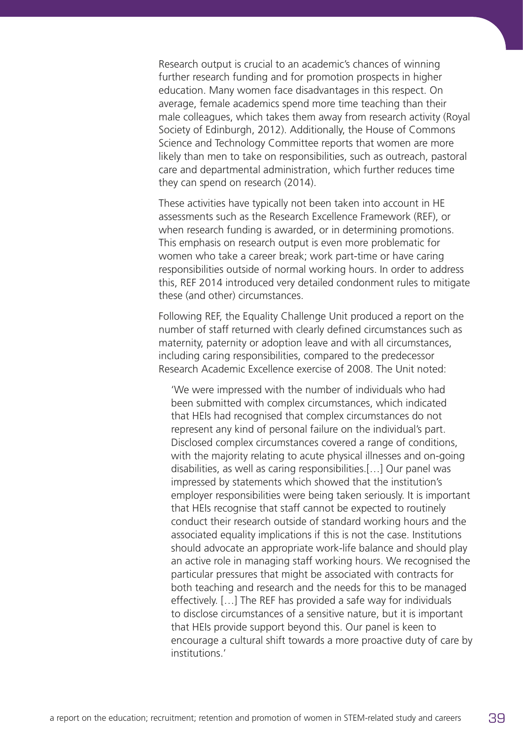Research output is crucial to an academic's chances of winning further research funding and for promotion prospects in higher education. Many women face disadvantages in this respect. On average, female academics spend more time teaching than their male colleagues, which takes them away from research activity (Royal Society of Edinburgh, 2012). Additionally, the House of Commons Science and Technology Committee reports that women are more likely than men to take on responsibilities, such as outreach, pastoral care and departmental administration, which further reduces time they can spend on research (2014).

These activities have typically not been taken into account in HE assessments such as the Research Excellence Framework (REF), or when research funding is awarded, or in determining promotions. This emphasis on research output is even more problematic for women who take a career break; work part-time or have caring responsibilities outside of normal working hours. In order to address this, REF 2014 introduced very detailed condonment rules to mitigate these (and other) circumstances.

Following REF, the Equality Challenge Unit produced a report on the number of staff returned with clearly defined circumstances such as maternity, paternity or adoption leave and with all circumstances, including caring responsibilities, compared to the predecessor Research Academic Excellence exercise of 2008. The Unit noted:

> 'We were impressed with the number of individuals who had been submitted with complex circumstances, which indicated that HEIs had recognised that complex circumstances do not represent any kind of personal failure on the individual's part. Disclosed complex circumstances covered a range of conditions, with the majority relating to acute physical illnesses and on-going disabilities, as well as caring responsibilities.[…] Our panel was impressed by statements which showed that the institution's employer responsibilities were being taken seriously. It is important that HEIs recognise that staff cannot be expected to routinely conduct their research outside of standard working hours and the associated equality implications if this is not the case. Institutions should advocate an appropriate work-life balance and should play an active role in managing staff working hours. We recognised the particular pressures that might be associated with contracts for both teaching and research and the needs for this to be managed effectively. […] The REF has provided a safe way for individuals to disclose circumstances of a sensitive nature, but it is important that HEIs provide support beyond this. Our panel is keen to encourage a cultural shift towards a more proactive duty of care by institutions.'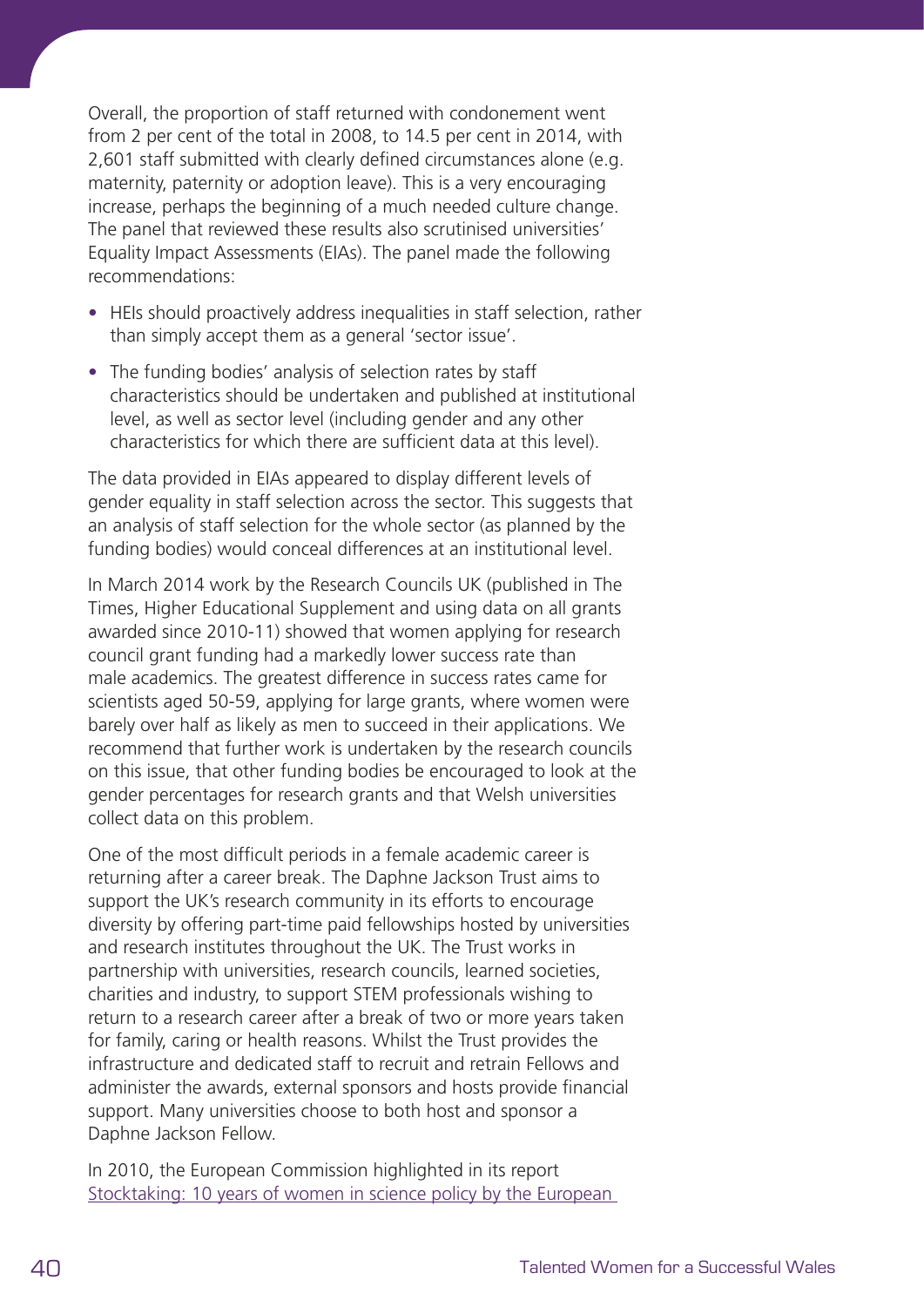Overall, the proportion of staff returned with condonement went from 2 per cent of the total in 2008, to 14.5 per cent in 2014, with 2,601 staff submitted with clearly defined circumstances alone (e.g. maternity, paternity or adoption leave). This is a very encouraging increase, perhaps the beginning of a much needed culture change. The panel that reviewed these results also scrutinised universities' Equality Impact Assessments (EIAs). The panel made the following recommendations:

- HEIs should proactively address inequalities in staff selection, rather than simply accept them as a general 'sector issue'.
- The funding bodies' analysis of selection rates by staff characteristics should be undertaken and published at institutional level, as well as sector level (including gender and any other characteristics for which there are sufficient data at this level).

The data provided in EIAs appeared to display different levels of gender equality in staff selection across the sector. This suggests that an analysis of staff selection for the whole sector (as planned by the funding bodies) would conceal differences at an institutional level.

In March 2014 work by the Research Councils UK (published in The Times, Higher Educational Supplement and using data on all grants awarded since 2010-11) showed that women applying for research council grant funding had a markedly lower success rate than male academics. The greatest difference in success rates came for scientists aged 50-59, applying for large grants, where women were barely over half as likely as men to succeed in their applications. We recommend that further work is undertaken by the research councils on this issue, that other funding bodies be encouraged to look at the gender percentages for research grants and that Welsh universities collect data on this problem.

One of the most difficult periods in a female academic career is returning after a career break. The Daphne Jackson Trust aims to support the UK's research community in its efforts to encourage diversity by offering part-time paid fellowships hosted by universities and research institutes throughout the UK. The Trust works in partnership with universities, research councils, learned societies, charities and industry, to support STEM professionals wishing to return to a research career after a break of two or more years taken for family, caring or health reasons. Whilst the Trust provides the infrastructure and dedicated staff to recruit and retrain Fellows and administer the awards, external sponsors and hosts provide financial support. Many universities choose to both host and sponsor a Daphne Jackson Fellow.

In 2010, the European Commission highlighted in its report Stocktaking: 10 years of women in science policy by the European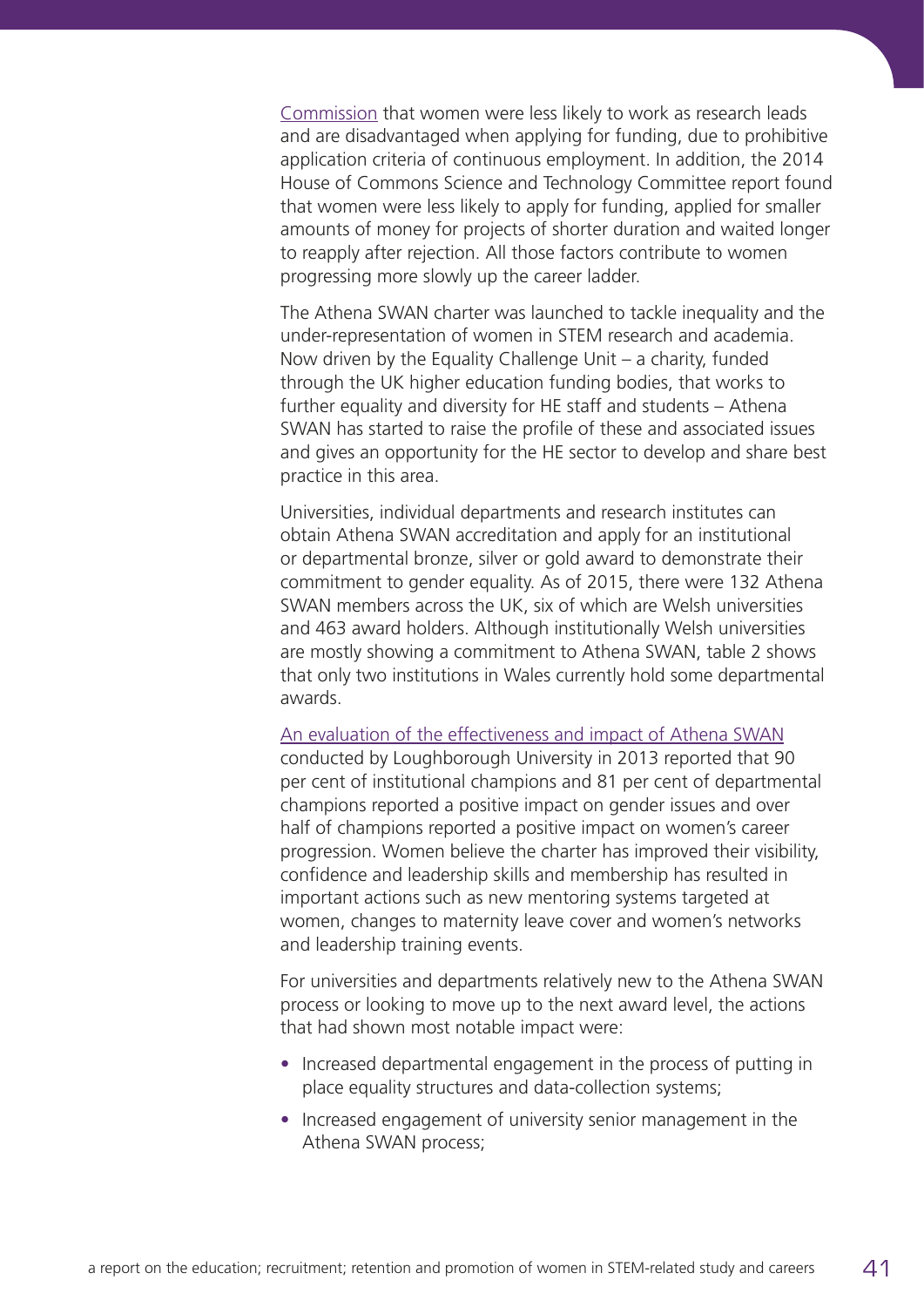Commission that women were less likely to work as research leads and are disadvantaged when applying for funding, due to prohibitive application criteria of continuous employment. In addition, the 2014 House of Commons Science and Technology Committee report found that women were less likely to apply for funding, applied for smaller amounts of money for projects of shorter duration and waited longer to reapply after rejection. All those factors contribute to women progressing more slowly up the career ladder.

The Athena SWAN charter was launched to tackle inequality and the under-representation of women in STEM research and academia. Now driven by the Equality Challenge Unit – a charity, funded through the UK higher education funding bodies, that works to further equality and diversity for HE staff and students – Athena SWAN has started to raise the profile of these and associated issues and gives an opportunity for the HE sector to develop and share best practice in this area.

Universities, individual departments and research institutes can obtain Athena SWAN accreditation and apply for an institutional or departmental bronze, silver or gold award to demonstrate their commitment to gender equality. As of 2015, there were 132 Athena SWAN members across the UK, six of which are Welsh universities and 463 award holders. Although institutionally Welsh universities are mostly showing a commitment to Athena SWAN, table 2 shows that only two institutions in Wales currently hold some departmental awards.

An evaluation of the effectiveness and impact of Athena SWAN conducted by Loughborough University in 2013 reported that 90 per cent of institutional champions and 81 per cent of departmental champions reported a positive impact on gender issues and over half of champions reported a positive impact on women's career progression. Women believe the charter has improved their visibility, confidence and leadership skills and membership has resulted in important actions such as new mentoring systems targeted at women, changes to maternity leave cover and women's networks and leadership training events.

For universities and departments relatively new to the Athena SWAN process or looking to move up to the next award level, the actions that had shown most notable impact were:

- Increased departmental engagement in the process of putting in place equality structures and data-collection systems;
- Increased engagement of university senior management in the Athena SWAN process;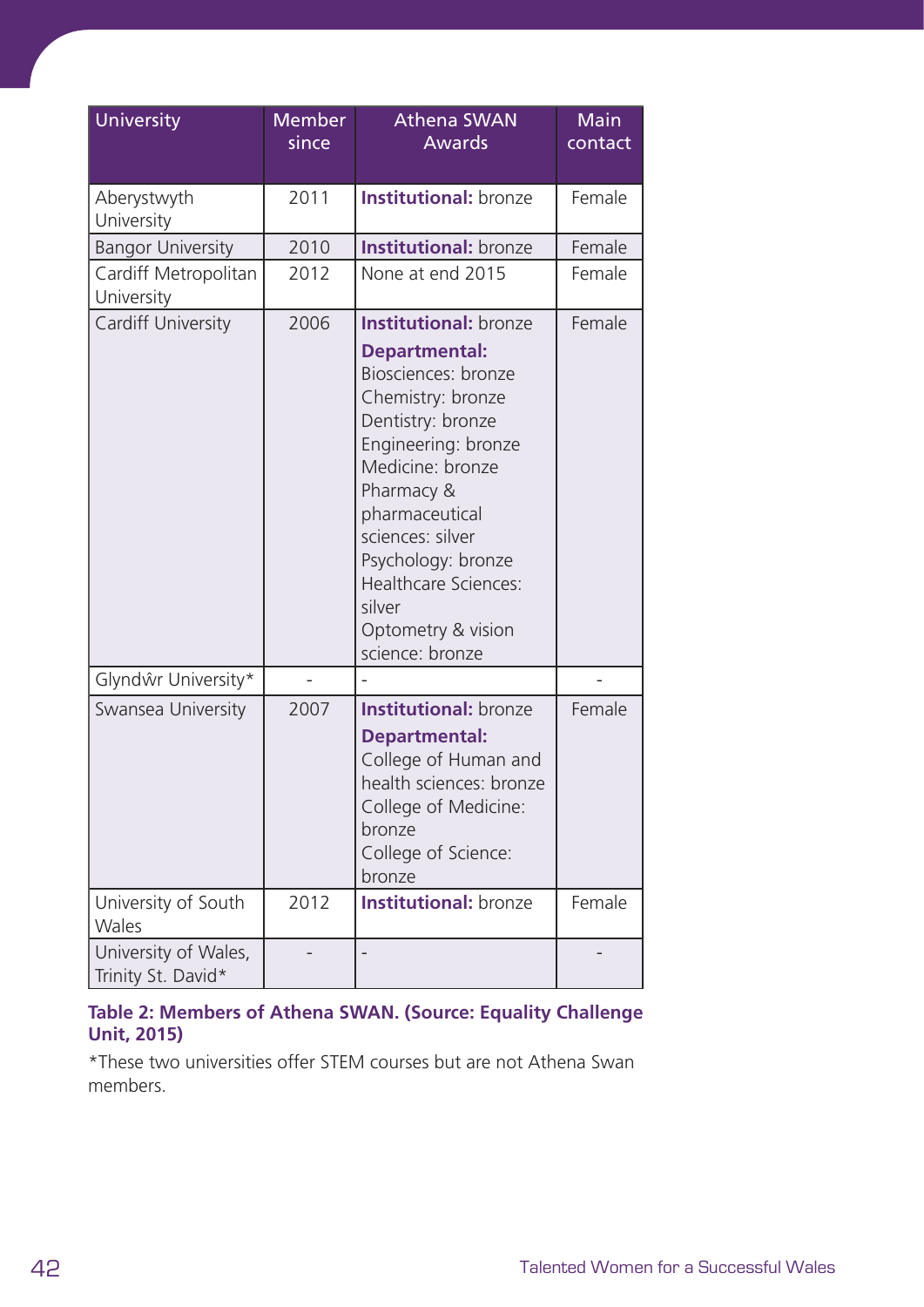| University | Member since | Athena SWAN Awards | Main contact |
|---|---|---|---|
| Aberystwyth University | 2011 | **Institutional:** bronze | Female |
| Bangor University | 2010 | **Institutional:** bronze | Female |
| Cardiff Metropolitan University | 2012 | None at end 2015 | Female |
| Cardiff University | 2006 | **Institutional:** bronze<br>**Departmental:**<br>Biosciences: bronze<br>Chemistry: bronze<br>Dentistry: bronze<br>Engineering: bronze<br>Medicine: bronze<br>Pharmacy & pharmaceutical sciences: silver<br>Psychology: bronze<br>Healthcare Sciences: silver<br>Optometry & vision science: bronze | Female |
| Glyndŵr University* | - | - | - |
| Swansea University | 2007 | **Institutional:** bronze<br>**Departmental:**<br>College of Human and health sciences: bronze<br>College of Medicine: bronze<br>College of Science: bronze | Female |
| University of South Wales | 2012 | **Institutional:** bronze | Female |
| University of Wales, Trinity St. David* | - | - | - |

**Table 2: Members of Athena SWAN. (Source: Equality Challenge Unit, 2015)**

*These two universities offer STEM courses but are not Athena Swan members.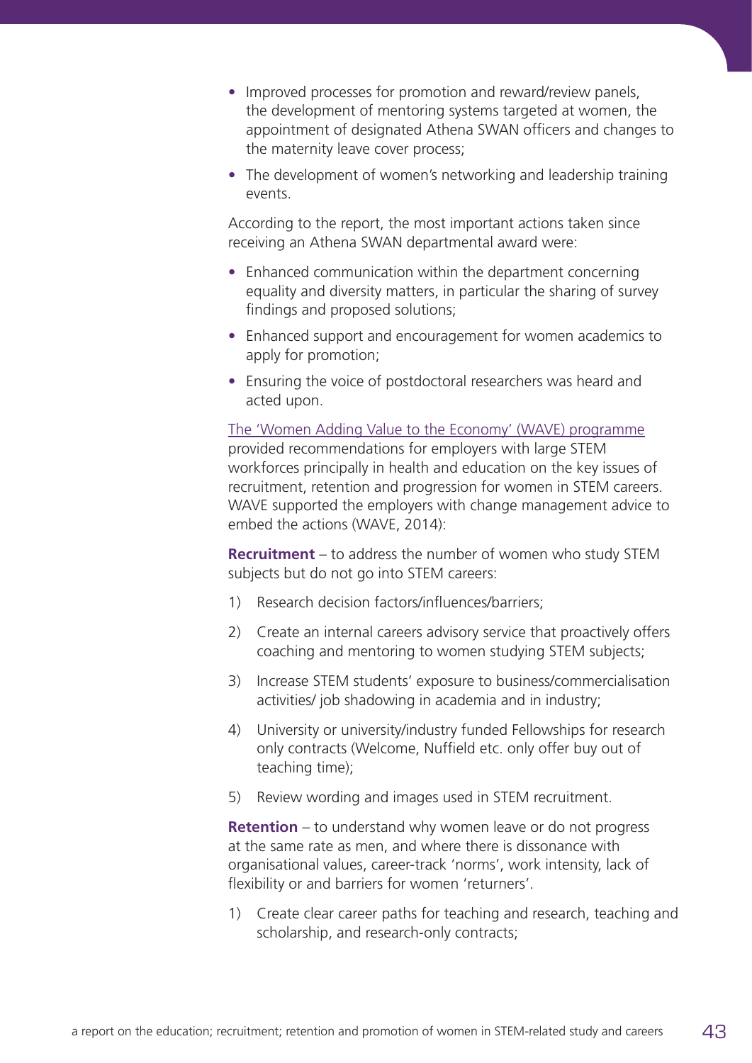- Improved processes for promotion and reward/review panels, the development of mentoring systems targeted at women, the appointment of designated Athena SWAN officers and changes to the maternity leave cover process;
- The development of women's networking and leadership training events.

According to the report, the most important actions taken since receiving an Athena SWAN departmental award were:

- Enhanced communication within the department concerning equality and diversity matters, in particular the sharing of survey findings and proposed solutions;
- Enhanced support and encouragement for women academics to apply for promotion;
- Ensuring the voice of postdoctoral researchers was heard and acted upon.

The 'Women Adding Value to the Economy' (WAVE) programme provided recommendations for employers with large STEM workforces principally in health and education on the key issues of recruitment, retention and progression for women in STEM careers. WAVE supported the employers with change management advice to embed the actions (WAVE, 2014):

**Recruitment** – to address the number of women who study STEM subjects but do not go into STEM careers:

1) Research decision factors/influences/barriers;
2) Create an internal careers advisory service that proactively offers coaching and mentoring to women studying STEM subjects;
3) Increase STEM students' exposure to business/commercialisation activities/ job shadowing in academia and in industry;
4) University or university/industry funded Fellowships for research only contracts (Welcome, Nuffield etc. only offer buy out of teaching time);
5) Review wording and images used in STEM recruitment.

**Retention** – to understand why women leave or do not progress at the same rate as men, and where there is dissonance with organisational values, career-track 'norms', work intensity, lack of flexibility or and barriers for women 'returners'.

1) Create clear career paths for teaching and research, teaching and scholarship, and research-only contracts;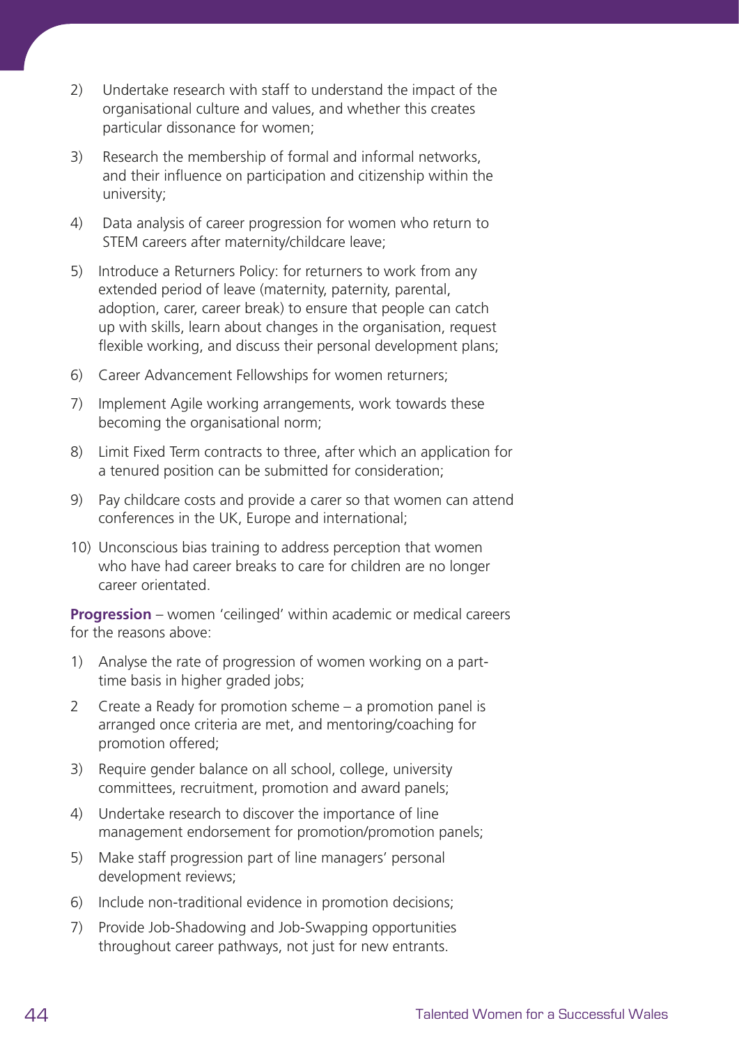2) Undertake research with staff to understand the impact of the organisational culture and values, and whether this creates particular dissonance for women;

3) Research the membership of formal and informal networks, and their influence on participation and citizenship within the university;

4) Data analysis of career progression for women who return to STEM careers after maternity/childcare leave;

5) Introduce a Returners Policy: for returners to work from any extended period of leave (maternity, paternity, parental, adoption, carer, career break) to ensure that people can catch up with skills, learn about changes in the organisation, request flexible working, and discuss their personal development plans;

6) Career Advancement Fellowships for women returners;

7) Implement Agile working arrangements, work towards these becoming the organisational norm;

8) Limit Fixed Term contracts to three, after which an application for a tenured position can be submitted for consideration;

9) Pay childcare costs and provide a carer so that women can attend conferences in the UK, Europe and international;

10) Unconscious bias training to address perception that women who have had career breaks to care for children are no longer career orientated.

**Progression** – women 'ceilinged' within academic or medical careers for the reasons above:

1) Analyse the rate of progression of women working on a part-time basis in higher graded jobs;

2 Create a Ready for promotion scheme – a promotion panel is arranged once criteria are met, and mentoring/coaching for promotion offered;

3) Require gender balance on all school, college, university committees, recruitment, promotion and award panels;

4) Undertake research to discover the importance of line management endorsement for promotion/promotion panels;

5) Make staff progression part of line managers' personal development reviews;

6) Include non-traditional evidence in promotion decisions;

7) Provide Job-Shadowing and Job-Swapping opportunities throughout career pathways, not just for new entrants.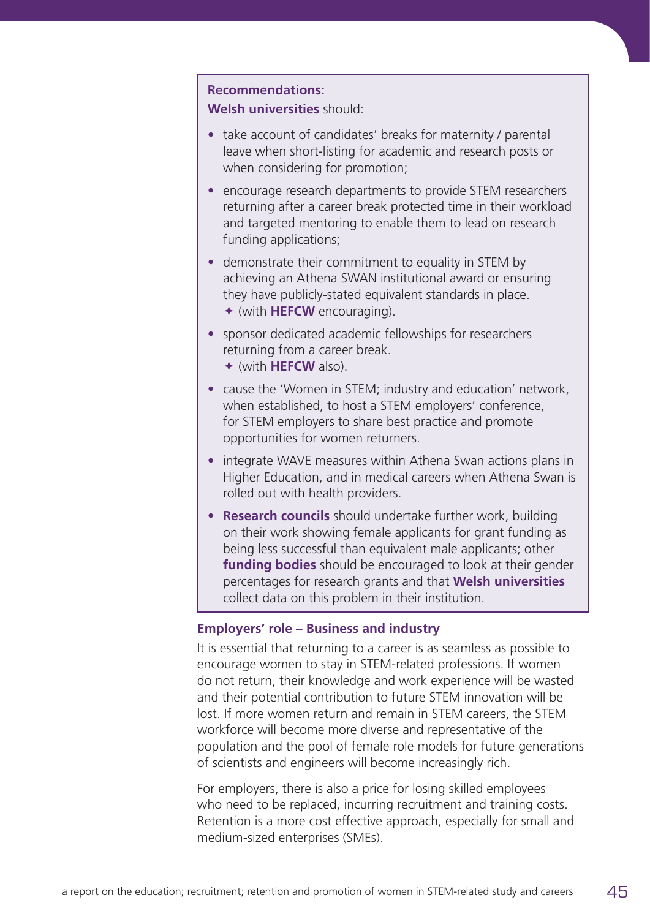**Recommendations:**

**Welsh universities** should:

- take account of candidates' breaks for maternity / parental leave when short-listing for academic and research posts or when considering for promotion;
- encourage research departments to provide STEM researchers returning after a career break protected time in their workload and targeted mentoring to enable them to lead on research funding applications;
- demonstrate their commitment to equality in STEM by achieving an Athena SWAN institutional award or ensuring they have publicly-stated equivalent standards in place.
  ✦ (with **HEFCW** encouraging).
- sponsor dedicated academic fellowships for researchers returning from a career break.
  ✦ (with **HEFCW** also).
- cause the 'Women in STEM; industry and education' network, when established, to host a STEM employers' conference, for STEM employers to share best practice and promote opportunities for women returners.
- integrate WAVE measures within Athena Swan actions plans in Higher Education, and in medical careers when Athena Swan is rolled out with health providers.
- **Research councils** should undertake further work, building on their work showing female applicants for grant funding as being less successful than equivalent male applicants; other **funding bodies** should be encouraged to look at their gender percentages for research grants and that **Welsh universities** collect data on this problem in their institution.

### Employers' role – Business and industry

It is essential that returning to a career is as seamless as possible to encourage women to stay in STEM-related professions. If women do not return, their knowledge and work experience will be wasted and their potential contribution to future STEM innovation will be lost. If more women return and remain in STEM careers, the STEM workforce will become more diverse and representative of the population and the pool of female role models for future generations of scientists and engineers will become increasingly rich.

For employers, there is also a price for losing skilled employees who need to be replaced, incurring recruitment and training costs. Retention is a more cost effective approach, especially for small and medium-sized enterprises (SMEs).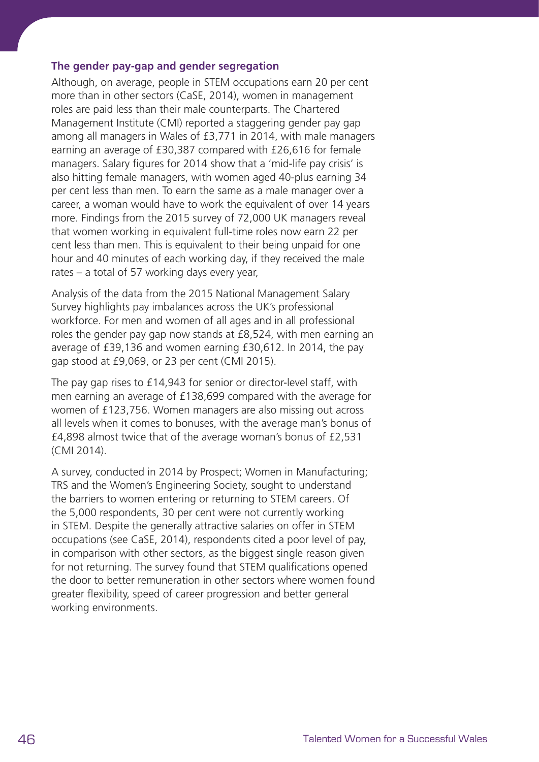### The gender pay-gap and gender segregation

Although, on average, people in STEM occupations earn 20 per cent more than in other sectors (CaSE, 2014), women in management roles are paid less than their male counterparts. The Chartered Management Institute (CMI) reported a staggering gender pay gap among all managers in Wales of £3,771 in 2014, with male managers earning an average of £30,387 compared with £26,616 for female managers. Salary figures for 2014 show that a 'mid-life pay crisis' is also hitting female managers, with women aged 40-plus earning 34 per cent less than men. To earn the same as a male manager over a career, a woman would have to work the equivalent of over 14 years more. Findings from the 2015 survey of 72,000 UK managers reveal that women working in equivalent full-time roles now earn 22 per cent less than men. This is equivalent to their being unpaid for one hour and 40 minutes of each working day, if they received the male rates – a total of 57 working days every year,

Analysis of the data from the 2015 National Management Salary Survey highlights pay imbalances across the UK's professional workforce. For men and women of all ages and in all professional roles the gender pay gap now stands at £8,524, with men earning an average of £39,136 and women earning £30,612. In 2014, the pay gap stood at £9,069, or 23 per cent (CMI 2015).

The pay gap rises to £14,943 for senior or director-level staff, with men earning an average of £138,699 compared with the average for women of £123,756. Women managers are also missing out across all levels when it comes to bonuses, with the average man's bonus of £4,898 almost twice that of the average woman's bonus of £2,531 (CMI 2014).

A survey, conducted in 2014 by Prospect; Women in Manufacturing; TRS and the Women's Engineering Society, sought to understand the barriers to women entering or returning to STEM careers. Of the 5,000 respondents, 30 per cent were not currently working in STEM. Despite the generally attractive salaries on offer in STEM occupations (see CaSE, 2014), respondents cited a poor level of pay, in comparison with other sectors, as the biggest single reason given for not returning. The survey found that STEM qualifications opened the door to better remuneration in other sectors where women found greater flexibility, speed of career progression and better general working environments.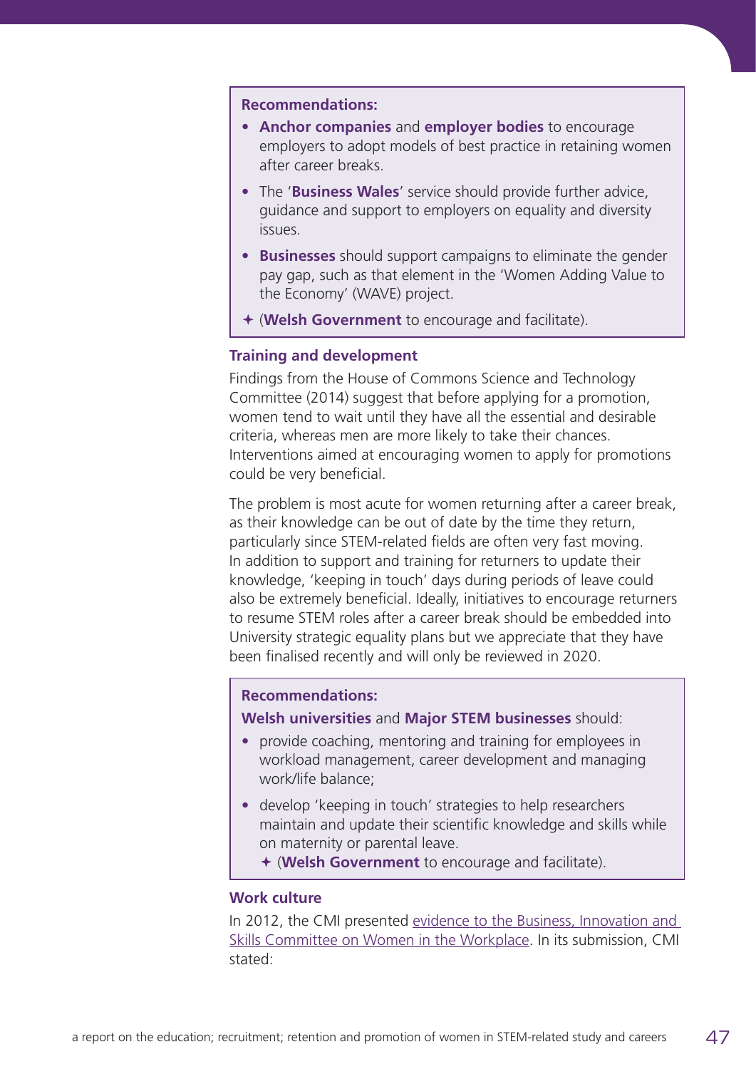**Recommendations:**

- **Anchor companies** and **employer bodies** to encourage employers to adopt models of best practice in retaining women after career breaks.
- The '**Business Wales**' service should provide further advice, guidance and support to employers on equality and diversity issues.
- **Businesses** should support campaigns to eliminate the gender pay gap, such as that element in the 'Women Adding Value to the Economy' (WAVE) project.

✦ (**Welsh Government** to encourage and facilitate).

### Training and development

Findings from the House of Commons Science and Technology Committee (2014) suggest that before applying for a promotion, women tend to wait until they have all the essential and desirable criteria, whereas men are more likely to take their chances. Interventions aimed at encouraging women to apply for promotions could be very beneficial.

The problem is most acute for women returning after a career break, as their knowledge can be out of date by the time they return, particularly since STEM-related fields are often very fast moving. In addition to support and training for returners to update their knowledge, 'keeping in touch' days during periods of leave could also be extremely beneficial. Ideally, initiatives to encourage returners to resume STEM roles after a career break should be embedded into University strategic equality plans but we appreciate that they have been finalised recently and will only be reviewed in 2020.

**Recommendations:**

**Welsh universities** and **Major STEM businesses** should:

- provide coaching, mentoring and training for employees in workload management, career development and managing work/life balance;
- develop 'keeping in touch' strategies to help researchers maintain and update their scientific knowledge and skills while on maternity or parental leave.

  ✦ (**Welsh Government** to encourage and facilitate).

### Work culture

In 2012, the CMI presented evidence to the Business, Innovation and Skills Committee on Women in the Workplace. In its submission, CMI stated: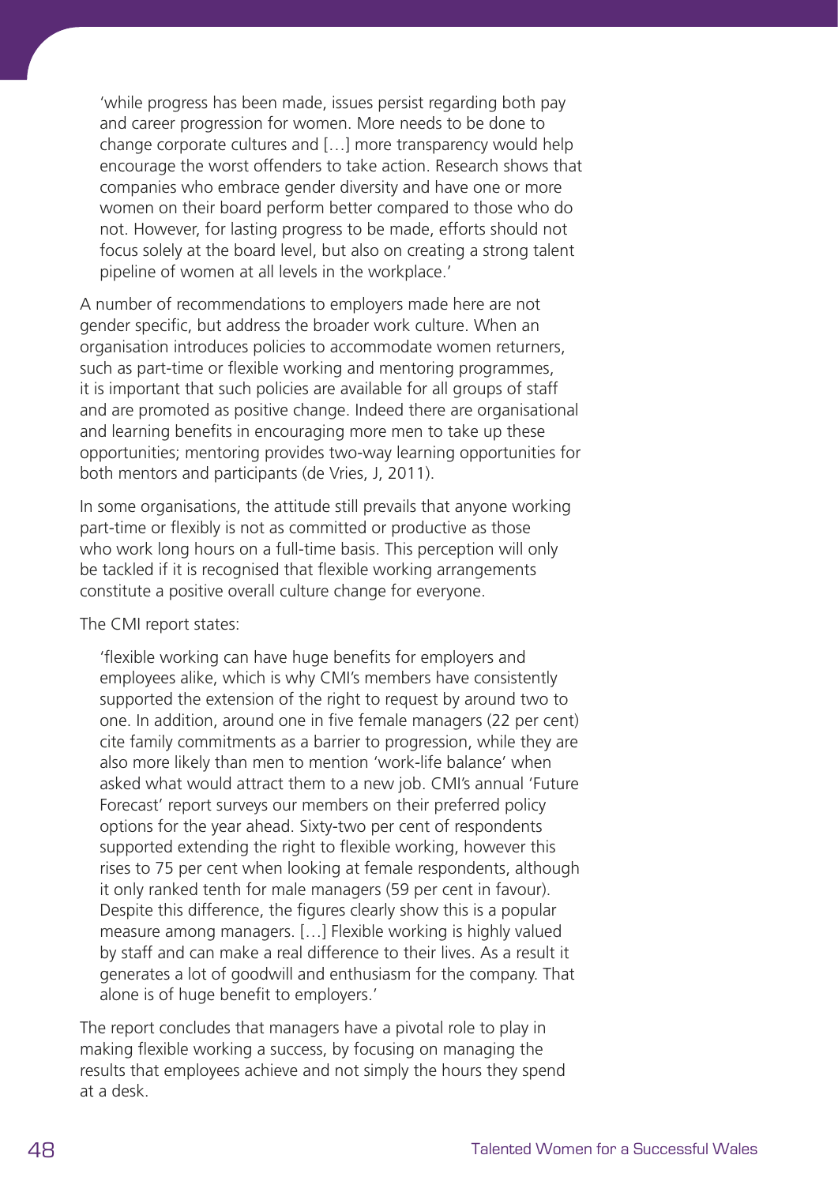> 'while progress has been made, issues persist regarding both pay and career progression for women. More needs to be done to change corporate cultures and […] more transparency would help encourage the worst offenders to take action. Research shows that companies who embrace gender diversity and have one or more women on their board perform better compared to those who do not. However, for lasting progress to be made, efforts should not focus solely at the board level, but also on creating a strong talent pipeline of women at all levels in the workplace.'

A number of recommendations to employers made here are not gender specific, but address the broader work culture. When an organisation introduces policies to accommodate women returners, such as part-time or flexible working and mentoring programmes, it is important that such policies are available for all groups of staff and are promoted as positive change. Indeed there are organisational and learning benefits in encouraging more men to take up these opportunities; mentoring provides two-way learning opportunities for both mentors and participants (de Vries, J, 2011).

In some organisations, the attitude still prevails that anyone working part-time or flexibly is not as committed or productive as those who work long hours on a full-time basis. This perception will only be tackled if it is recognised that flexible working arrangements constitute a positive overall culture change for everyone.

The CMI report states:

> 'flexible working can have huge benefits for employers and employees alike, which is why CMI's members have consistently supported the extension of the right to request by around two to one. In addition, around one in five female managers (22 per cent) cite family commitments as a barrier to progression, while they are also more likely than men to mention 'work-life balance' when asked what would attract them to a new job. CMI's annual 'Future Forecast' report surveys our members on their preferred policy options for the year ahead. Sixty-two per cent of respondents supported extending the right to flexible working, however this rises to 75 per cent when looking at female respondents, although it only ranked tenth for male managers (59 per cent in favour). Despite this difference, the figures clearly show this is a popular measure among managers. […] Flexible working is highly valued by staff and can make a real difference to their lives. As a result it generates a lot of goodwill and enthusiasm for the company. That alone is of huge benefit to employers.'

The report concludes that managers have a pivotal role to play in making flexible working a success, by focusing on managing the results that employees achieve and not simply the hours they spend at a desk.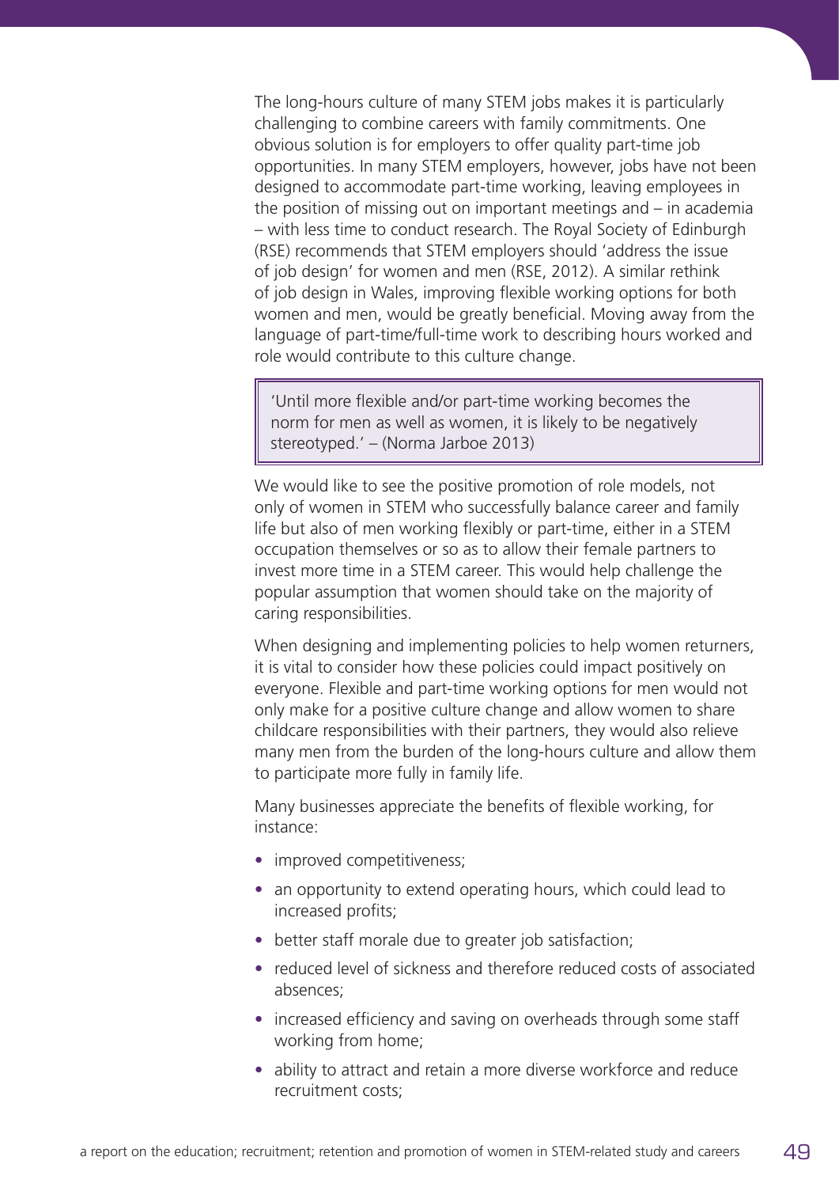The long-hours culture of many STEM jobs makes it is particularly challenging to combine careers with family commitments. One obvious solution is for employers to offer quality part-time job opportunities. In many STEM employers, however, jobs have not been designed to accommodate part-time working, leaving employees in the position of missing out on important meetings and – in academia – with less time to conduct research. The Royal Society of Edinburgh (RSE) recommends that STEM employers should 'address the issue of job design' for women and men (RSE, 2012). A similar rethink of job design in Wales, improving flexible working options for both women and men, would be greatly beneficial. Moving away from the language of part-time/full-time work to describing hours worked and role would contribute to this culture change.

> 'Until more flexible and/or part-time working becomes the norm for men as well as women, it is likely to be negatively stereotyped.' – (Norma Jarboe 2013)

We would like to see the positive promotion of role models, not only of women in STEM who successfully balance career and family life but also of men working flexibly or part-time, either in a STEM occupation themselves or so as to allow their female partners to invest more time in a STEM career. This would help challenge the popular assumption that women should take on the majority of caring responsibilities.

When designing and implementing policies to help women returners, it is vital to consider how these policies could impact positively on everyone. Flexible and part-time working options for men would not only make for a positive culture change and allow women to share childcare responsibilities with their partners, they would also relieve many men from the burden of the long-hours culture and allow them to participate more fully in family life.

Many businesses appreciate the benefits of flexible working, for instance:

- improved competitiveness;
- an opportunity to extend operating hours, which could lead to increased profits;
- better staff morale due to greater job satisfaction;
- reduced level of sickness and therefore reduced costs of associated absences;
- increased efficiency and saving on overheads through some staff working from home;
- ability to attract and retain a more diverse workforce and reduce recruitment costs;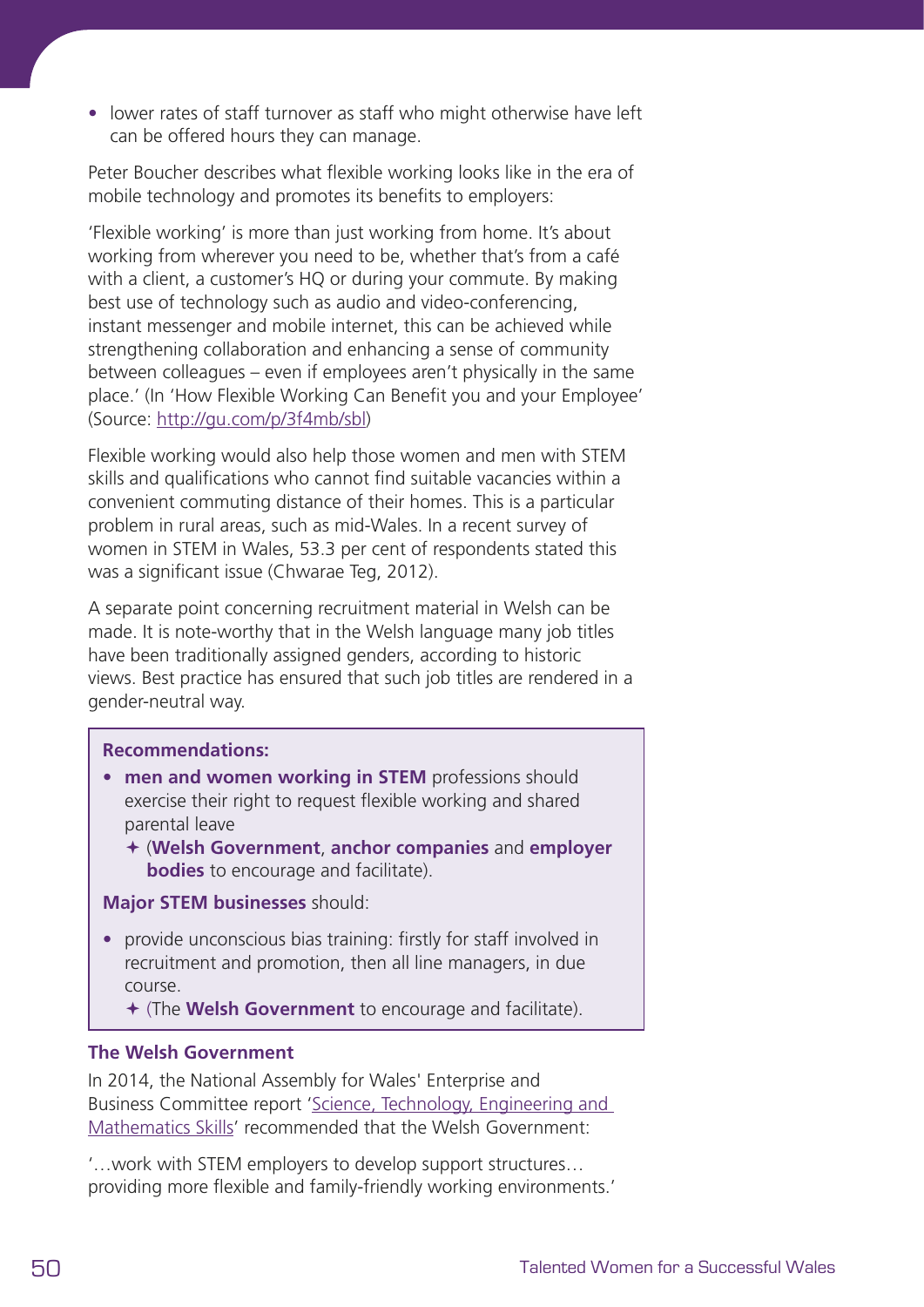- lower rates of staff turnover as staff who might otherwise have left can be offered hours they can manage.

Peter Boucher describes what flexible working looks like in the era of mobile technology and promotes its benefits to employers:

'Flexible working' is more than just working from home. It's about working from wherever you need to be, whether that's from a café with a client, a customer's HQ or during your commute. By making best use of technology such as audio and video-conferencing, instant messenger and mobile internet, this can be achieved while strengthening collaboration and enhancing a sense of community between colleagues – even if employees aren't physically in the same place.' (In 'How Flexible Working Can Benefit you and your Employee' (Source: [http://gu.com/p/3f4mb/sbl](http://gu.com/p/3f4mb/sbl))

Flexible working would also help those women and men with STEM skills and qualifications who cannot find suitable vacancies within a convenient commuting distance of their homes. This is a particular problem in rural areas, such as mid-Wales. In a recent survey of women in STEM in Wales, 53.3 per cent of respondents stated this was a significant issue (Chwarae Teg, 2012).

A separate point concerning recruitment material in Welsh can be made. It is note-worthy that in the Welsh language many job titles have been traditionally assigned genders, according to historic views. Best practice has ensured that such job titles are rendered in a gender-neutral way.

**Recommendations:**

- **men and women working in STEM** professions should exercise their right to request flexible working and shared parental leave
  - (**Welsh Government**, **anchor companies** and **employer bodies** to encourage and facilitate).

**Major STEM businesses** should:

- provide unconscious bias training: firstly for staff involved in recruitment and promotion, then all line managers, in due course.
  - (The **Welsh Government** to encourage and facilitate).

### The Welsh Government

In 2014, the National Assembly for Wales' Enterprise and Business Committee report '[Science, Technology, Engineering and Mathematics Skills]' recommended that the Welsh Government:

'…work with STEM employers to develop support structures… providing more flexible and family-friendly working environments.'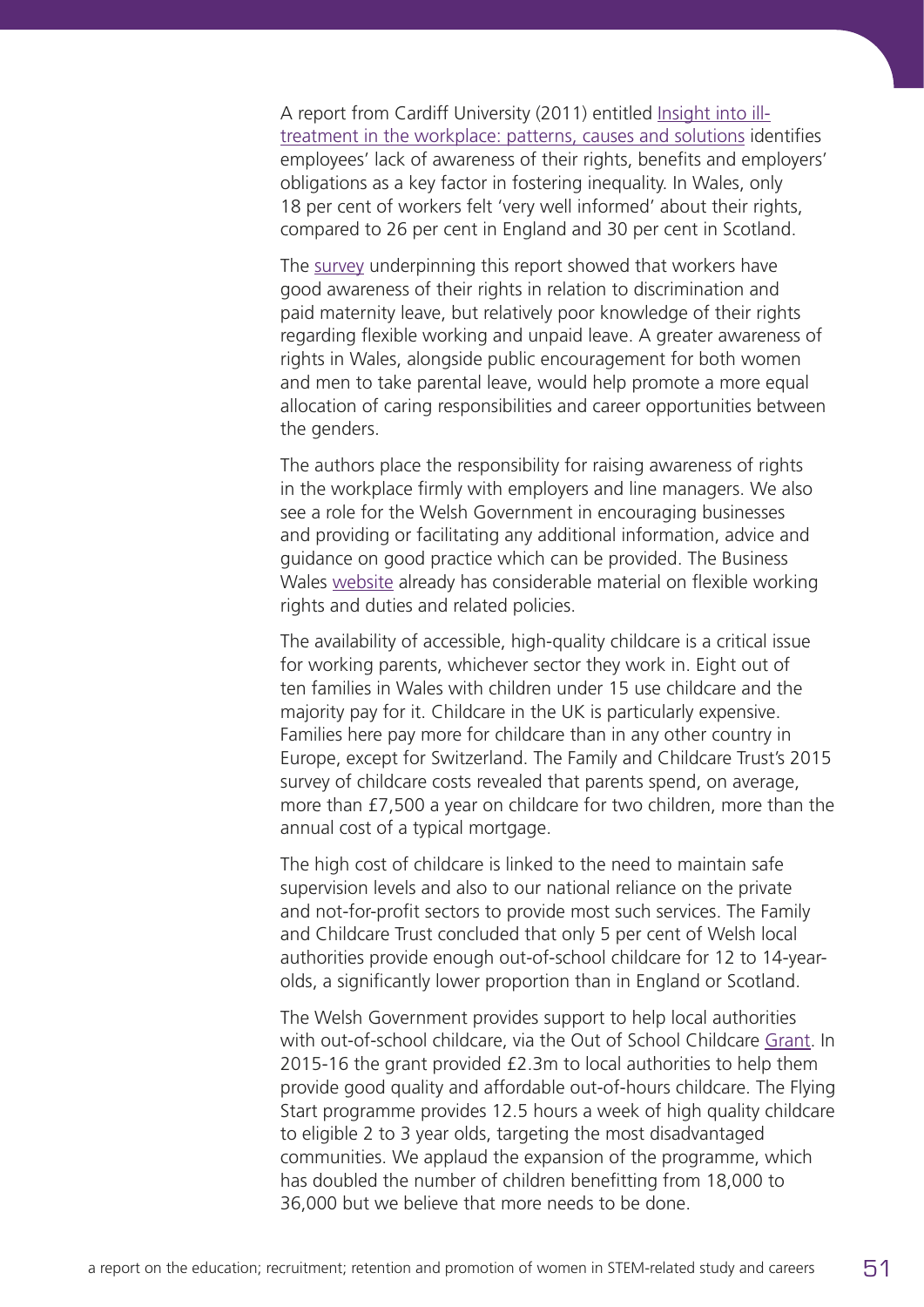A report from Cardiff University (2011) entitled Insight into ill-treatment in the workplace: patterns, causes and solutions identifies employees' lack of awareness of their rights, benefits and employers' obligations as a key factor in fostering inequality. In Wales, only 18 per cent of workers felt 'very well informed' about their rights, compared to 26 per cent in England and 30 per cent in Scotland.

The survey underpinning this report showed that workers have good awareness of their rights in relation to discrimination and paid maternity leave, but relatively poor knowledge of their rights regarding flexible working and unpaid leave. A greater awareness of rights in Wales, alongside public encouragement for both women and men to take parental leave, would help promote a more equal allocation of caring responsibilities and career opportunities between the genders.

The authors place the responsibility for raising awareness of rights in the workplace firmly with employers and line managers. We also see a role for the Welsh Government in encouraging businesses and providing or facilitating any additional information, advice and guidance on good practice which can be provided. The Business Wales website already has considerable material on flexible working rights and duties and related policies.

The availability of accessible, high-quality childcare is a critical issue for working parents, whichever sector they work in. Eight out of ten families in Wales with children under 15 use childcare and the majority pay for it. Childcare in the UK is particularly expensive. Families here pay more for childcare than in any other country in Europe, except for Switzerland. The Family and Childcare Trust's 2015 survey of childcare costs revealed that parents spend, on average, more than £7,500 a year on childcare for two children, more than the annual cost of a typical mortgage.

The high cost of childcare is linked to the need to maintain safe supervision levels and also to our national reliance on the private and not-for-profit sectors to provide most such services. The Family and Childcare Trust concluded that only 5 per cent of Welsh local authorities provide enough out-of-school childcare for 12 to 14-year-olds, a significantly lower proportion than in England or Scotland.

The Welsh Government provides support to help local authorities with out-of-school childcare, via the Out of School Childcare Grant. In 2015-16 the grant provided £2.3m to local authorities to help them provide good quality and affordable out-of-hours childcare. The Flying Start programme provides 12.5 hours a week of high quality childcare to eligible 2 to 3 year olds, targeting the most disadvantaged communities. We applaud the expansion of the programme, which has doubled the number of children benefitting from 18,000 to 36,000 but we believe that more needs to be done.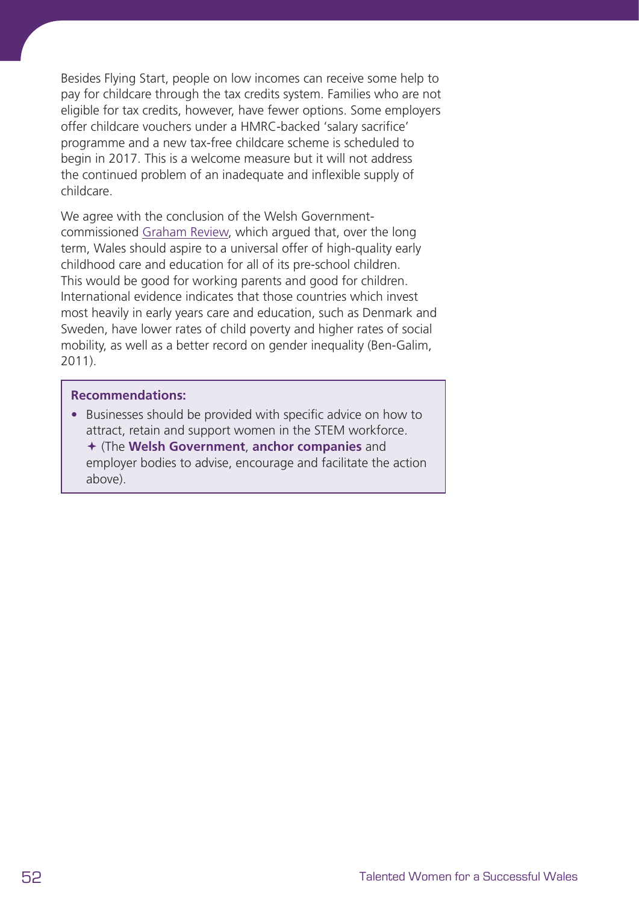Besides Flying Start, people on low incomes can receive some help to pay for childcare through the tax credits system. Families who are not eligible for tax credits, however, have fewer options. Some employers offer childcare vouchers under a HMRC-backed 'salary sacrifice' programme and a new tax-free childcare scheme is scheduled to begin in 2017. This is a welcome measure but it will not address the continued problem of an inadequate and inflexible supply of childcare.

We agree with the conclusion of the Welsh Government-commissioned Graham Review, which argued that, over the long term, Wales should aspire to a universal offer of high-quality early childhood care and education for all of its pre-school children. This would be good for working parents and good for children. International evidence indicates that those countries which invest most heavily in early years care and education, such as Denmark and Sweden, have lower rates of child poverty and higher rates of social mobility, as well as a better record on gender inequality (Ben-Galim, 2011).

> **Recommendations:**
>
> - Businesses should be provided with specific advice on how to attract, retain and support women in the STEM workforce. ✦ (The **Welsh Government**, **anchor companies** and employer bodies to advise, encourage and facilitate the action above).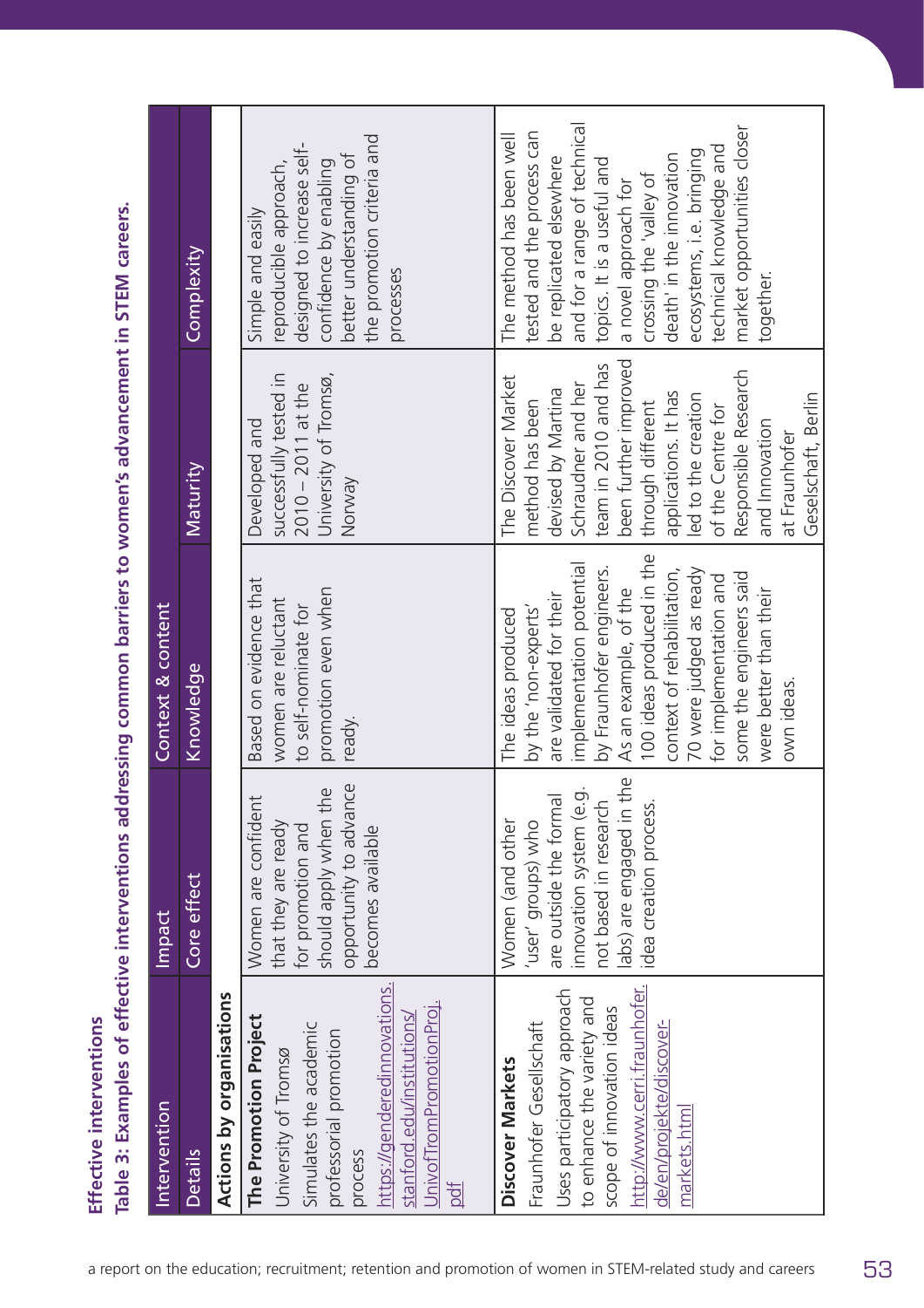## Effective interventions

**Table 3: Examples of effective interventions addressing common barriers to women's advancement in STEM careers.**

| Intervention | Impact | Context & content | | |
|---|---|---|---|---|
| Details | Core effect | Knowledge | Maturity | Complexity |
| **Actions by organisations** | | | | |
| **The Promotion Project** University of Tromsø Simulates the academic professorial promotion process https://genderedinnovations.stanford.edu/institutions/UnivofTromPromotionProj.pdf | Women are confident that they are ready for promotion and should apply when the opportunity to advance becomes available | Based on evidence that women are reluctant to self-nominate for promotion even when ready. | Developed and successfully tested in 2010 – 2011 at the University of Tromsø, Norway | Simple and easily reproducible approach, designed to increase self-confidence by enabling better understanding of the promotion criteria and processes |
| **Discover Markets** Fraunhofer Gesellschaft Uses participatory approach to enhance the variety and scope of innovation ideas http://www.cerri.fraunhofer.de/en/projekte/discover-markets.html | Women (and other 'user' groups) who are outside the formal innovation system (e.g. not based in research labs) are engaged in the idea creation process. | The ideas produced by the 'non-experts' are validated for their implementation potential by Fraunhofer engineers. As an example, of the 100 ideas produced in the context of rehabilitation, 70 were judged as ready for implementation and some the engineers said were better than their own ideas. | The Discover Market method has been devised by Martina Schraudner and her team in 2010 and has been further improved through different applications. It has led to the creation of the Centre for Responsible Research and Innovation at Fraunhofer Geselschaft, Berlin | The method has been well tested and the process can be replicated elsewhere and for a range of technical topics. It is a useful and a novel approach for crossing the 'valley of death' in the innovation ecosystems, i.e. bringing technical knowledge and market opportunities closer together. |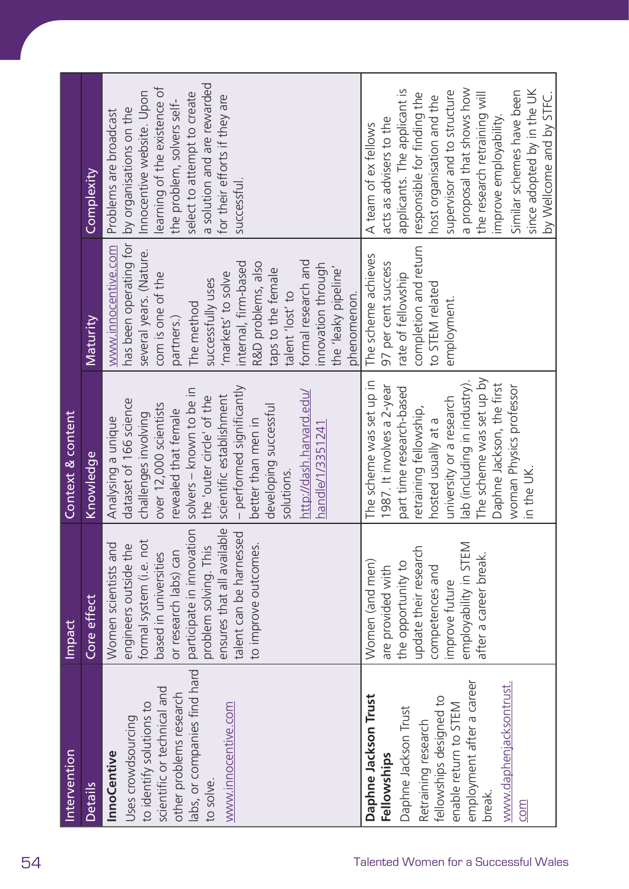| Intervention | Impact | Context & content | | |
|---|---|---|---|---|
| Details | Core effect | Knowledge | Maturity | Complexity |
| **InnoCentive** Uses crowdsourcing to identify solutions to scientific or technical and other problems research labs, or companies find hard to solve. www.innocentive.com | Women scientists and engineers outside the formal system (i.e. not based in universities or research labs) can participate in innovation problem solving. This ensures that all available talent can be harnessed to improve outcomes. | Analysing a unique dataset of 166 science challenges involving over 12,000 scientists revealed that female solvers – known to be in the 'outer circle' of the scientific establishment – performed significantly better than men in developing successful solutions. http://dash.harvard.edu/handle/1/3351241 | www.innocentive.com has been operating for several years. (Nature.com is one of the partners.) The method successfully uses 'markets' to solve internal, firm-based R&D problems, also taps to the female talent 'lost' to formal research and innovation through the 'leaky pipeline' phenomenon. | Problems are broadcast by organisations on the Innocentive website. Upon learning of the existence of the problem, solvers self-select to attempt to create a solution and are rewarded for their efforts if they are successful. |
| **Daphne Jackson Trust Fellowships** Daphne Jackson Trust Retraining research fellowships designed to enable return to STEM employment after a career break. www.daphnejacksontrust.com | Women (and men) are provided with the opportunity to update their research competences and improve future employability in STEM after a career break. | The scheme was set up in 1987. It involves a 2-year part time research-based retraining fellowship, hosted usually at a university or a research lab (including in industry). The scheme was set up by Daphne Jackson, the first woman Physics professor in the UK. | The scheme achieves 97 per cent success rate of fellowship completion and return to STEM related employment. | A team of ex fellows acts as advisers to the applicants. The applicant is responsible for finding the host organisation and the supervisor and to structure a proposal that shows how the research retraining will improve employability. Similar schemes have been since adopted by in the UK by Wellcome and by STFC. |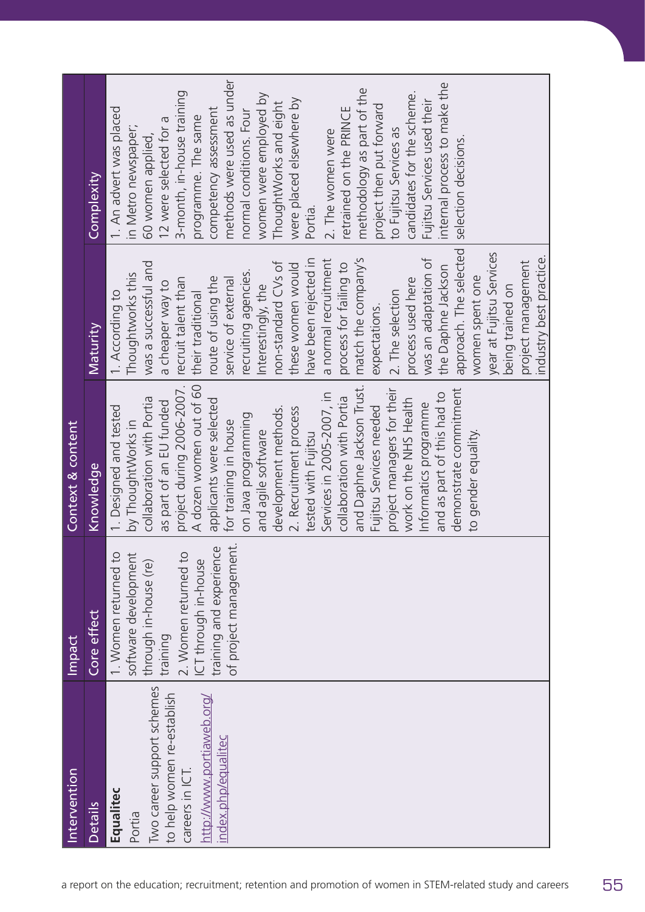| Intervention | Impact | Context & content | | |
|---|---|---|---|---|
| Details | Core effect | Knowledge | Maturity | Complexity |
| **Equalitec**<br>Portia<br>Two career support schemes to help women re-establish careers in ICT.<br>http://www.portiaweb.org/index.php/equalitec | 1. Women returned to software development through in-house (re) training<br>2. Women returned to ICT through in-house training and experience of project management. | 1. Designed and tested by ThoughtWorks in collaboration with Portia as part of an EU funded project during 2006-2007. A dozen women out of 60 applicants were selected for training in house on Java programming and agile software development methods.<br>2. Recruitment process tested with Fujitsu Services in 2005-2007, in collaboration with Portia and Daphne Jackson Trust. Fujitsu Services needed project managers for their work on the NHS Health Informatics programme and as part of this had to demonstrate commitment to gender equality. | 1. According to Thoughtworks this was a successful and a cheaper way to recruit talent than their traditional route of using the service of external recruiting agencies. Interestingly, the non-standard CVs of these women would have been rejected in a normal recruitment process for failing to match the company's expectations.<br>2. The selection process used here was an adaptation of the Daphne Jackson approach. The selected women spent one year at Fujitsu Services being trained on project management industry best practice. | 1. An advert was placed in Metro newspaper; 60 women applied, 12 were selected for a 3-month, in-house training programme. The same competency assessment methods were used as under normal conditions. Four women were employed by ThoughtWorks and eight were placed elsewhere by Portia.<br>2. The women were retrained on the PRINCE methodology as part of the project then put forward to Fujitsu Services as candidates for the scheme. Fujitsu Services used their internal process to make the selection decisions. |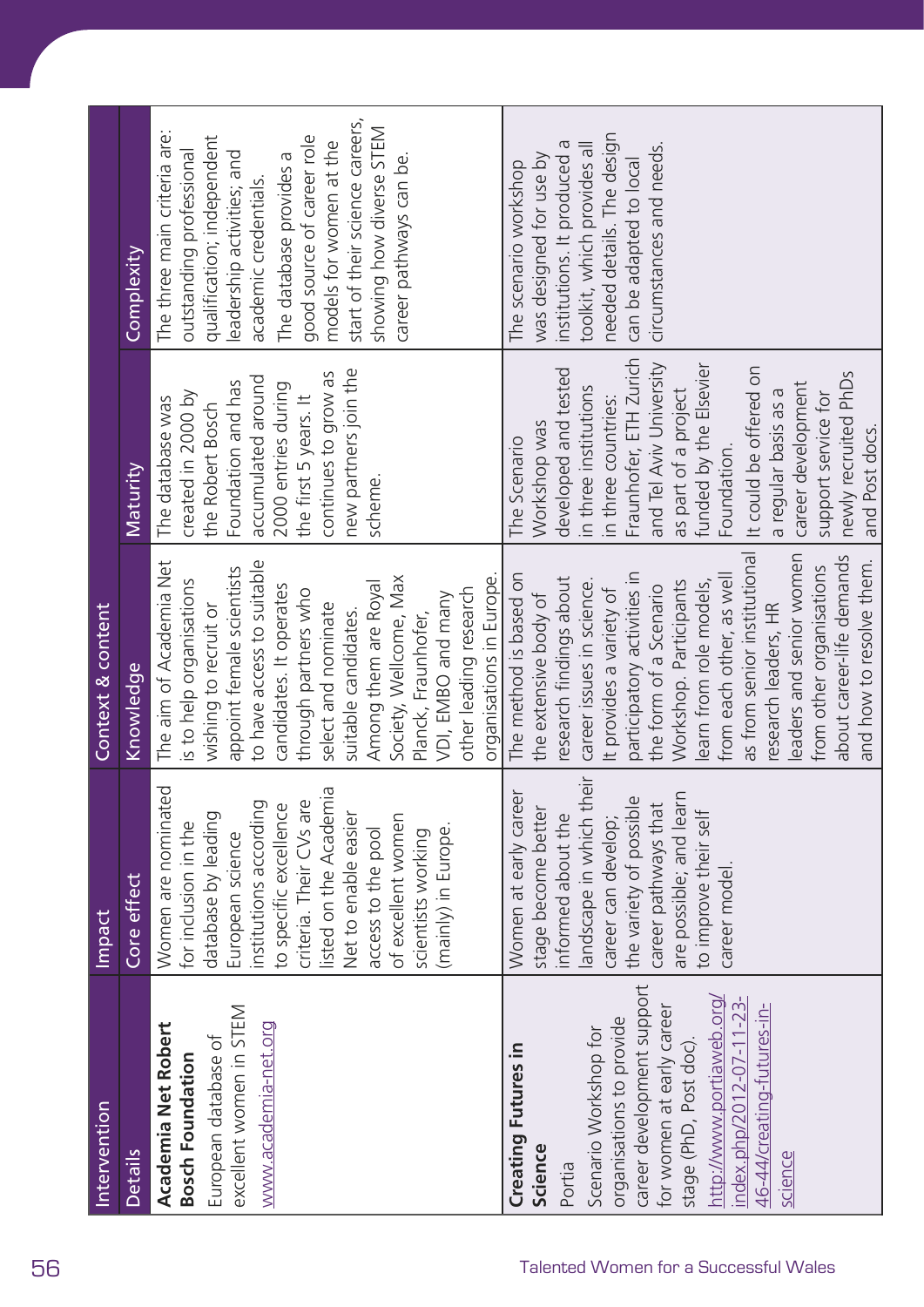| Intervention | Impact | Context & content | | |
|---|---|---|---|---|
| Details | Core effect | Knowledge | Maturity | Complexity |
| **Academia Net Robert Bosch Foundation** European database of excellent women in STEM www.academia-net.org | Women are nominated for inclusion in the database by leading European science institutions according to specific excellence criteria. Their CVs are listed on the Academia Net to enable easier access to the pool of excellent women scientists working (mainly) in Europe. | The aim of Academia Net is to help organisations wishing to recruit or appoint female scientists to have access to suitable candidates. It operates through partners who select and nominate suitable candidates. Among them are Royal Society, Wellcome, Max Planck, Fraunhofer, VDI, EMBO and many other leading research organisations in Europe. | The database was created in 2000 by the Robert Bosch Foundation and has accumulated around 2000 entries during the first 5 years. It continues to grow as new partners join the scheme. | The three main criteria are: outstanding professional qualification; independent leadership activities; and academic credentials. The database provides a good source of career role models for women at the start of their science careers, showing how diverse STEM career pathways can be. |
| **Creating Futures in Science** Portia Scenario Workshop for organisations to provide career development support for women at early career stage (PhD, Post doc). http://www.portiaweb.org/index.php/2012-07-11-23-46-44/creating-futures-in-science | Women at early career stage become better informed about the landscape in which their career can develop; the variety of possible career pathways that are possible; and learn to improve their self career model. | The method is based on the extensive body of research findings about career issues in science. It provides a variety of participatory activities in the form of a Scenario Workshop. Participants learn from role models, from each other, as well as from senior institutional research leaders, HR leaders and senior women from other organisations about career-life demands and how to resolve them. | The Scenario Workshop was developed and tested in three institutions in three countries: Fraunhofer, ETH Zurich and Tel Aviv University as part of a project funded by the Elsevier Foundation. It could be offered on a regular basis as a career development support service for newly recruited PhDs and Post docs. | The scenario workshop was designed for use by institutions. It produced a toolkit, which provides all needed details. The design can be adapted to local circumstances and needs. |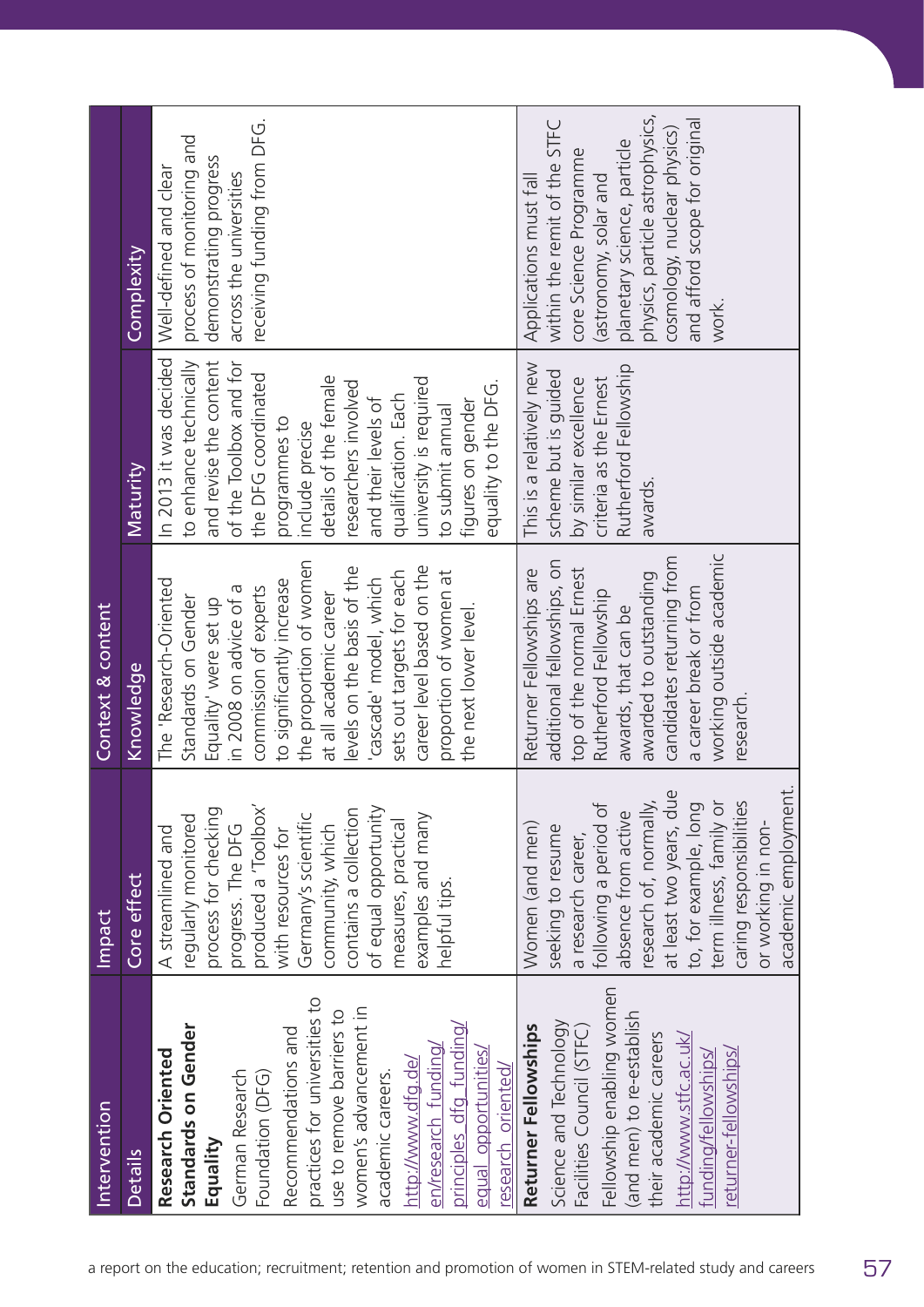| Intervention | Impact | Context & content | | |
|---|---|---|---|---|
| Details | Core effect | Knowledge | Maturity | Complexity |
| **Research Oriented Standards on Gender Equality** German Research Foundation (DFG) Recommendations and practices for universities to use to remove barriers to women's advancement in academic careers. http://www.dfg.de/en/research_funding/principles_dfg_funding/equal_opportunities/research_oriented/ | A streamlined and regularly monitored process for checking progress. The DFG produced a 'Toolbox' with resources for Germany's scientific community, which contains a collection of equal opportunity measures, practical examples and many helpful tips. | The 'Research-Oriented Standards on Gender Equality' were set up in 2008 on advice of a commission of experts to significantly increase the proportion of women at all academic career levels on the basis of the 'cascade' model, which sets out targets for each career level based on the proportion of women at the next lower level. | In 2013 it was decided to enhance technically and revise the content of the Toolbox and for the DFG coordinated programmes to include precise details of the female researchers involved and their levels of qualification. Each university is required to submit annual figures on gender equality to the DFG. | Well-defined and clear process of monitoring and demonstrating progress across the universities receiving funding from DFG. |
| **Returner Fellowships** Science and Technology Facilities Council (STFC) Fellowship enabling women (and men) to re-establish their academic careers http://www.stfc.ac.uk/funding/fellowships/returner-fellowships/ | Women (and men) seeking to resume a research career, following a period of absence from active research of, normally, at least two years, due to, for example, long term illness, family or caring responsibilities or working in non-academic employment. | Returner Fellowships are additional fellowships, on top of the normal Ernest Rutherford Fellowship awards, that can be awarded to outstanding candidates returning from a career break or from working outside academic research. | This is a relatively new scheme but is guided by similar excellence criteria as the Ernest Rutherford Fellowship awards. | Applications must fall within the remit of the STFC core Science Programme (astronomy, solar and planetary science, particle physics, particle astrophysics, cosmology, nuclear physics) and afford scope for original work. |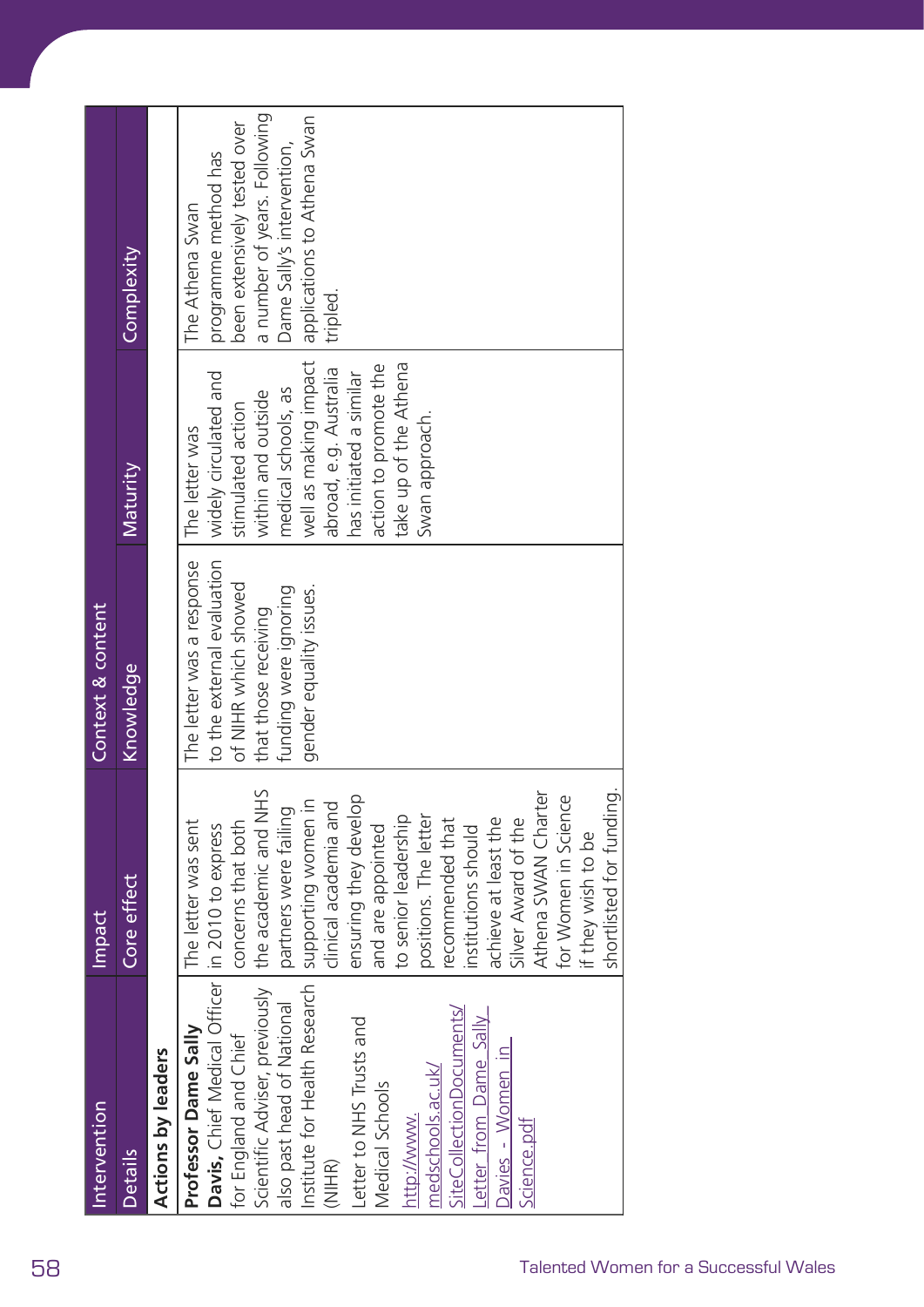| Intervention | Impact | Context & content | | |
|---|---|---|---|---|
| Details | Core effect | Knowledge | Maturity | Complexity |
| **Actions by leaders** | | | | |
| **Professor Dame Sally Davis,** Chief Medical Officer for England and Chief Scientific Adviser, previously also past head of National Institute for Health Research (NIHR)<br><br>Letter to NHS Trusts and Medical Schools<br><br>[http://www.medschools.ac.uk/SiteCollectionDocuments/Letter_from_Dame_Sally_Davies_-_Women_in_Science.pdf](http://www.medschools.ac.uk/SiteCollectionDocuments/Letter_from_Dame_Sally_Davies_-_Women_in_Science.pdf) | The letter was sent in 2010 to express concerns that both the academic and NHS partners were failing supporting women in clinical academia and ensuring they develop and are appointed to senior leadership positions. The letter recommended that institutions should achieve at least the Silver Award of the Athena SWAN Charter for Women in Science if they wish to be shortlisted for funding. | The letter was a response to the external evaluation of NIHR which showed that those receiving funding were ignoring gender equality issues. | The letter was widely circulated and stimulated action within and outside medical schools, as well as making impact abroad, e.g. Australia has initiated a similar action to promote the take up of the Athena Swan approach. | The Athena Swan programme method has been extensively tested over a number of years. Following Dame Sally's intervention, applications to Athena Swan tripled. |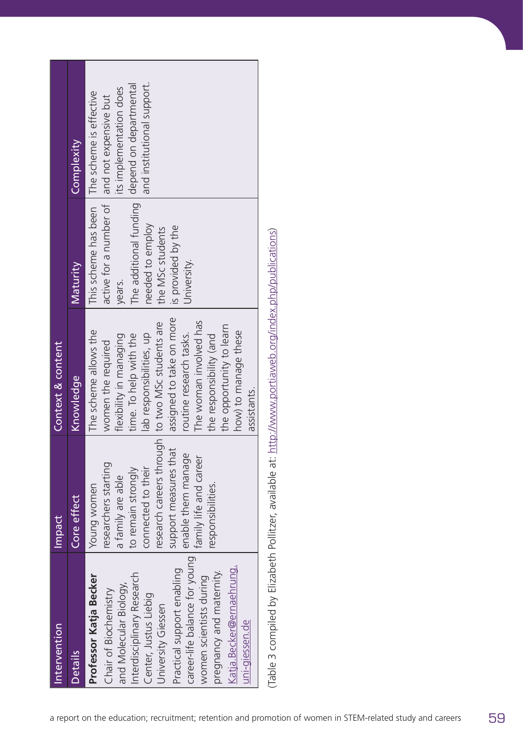| Intervention | Impact | Context & content | | |
|---|---|---|---|---|
| Details | Core effect | Knowledge | Maturity | Complexity |
| **Professor Katja Becker** Chair of Biochemistry and Molecular Biology, Interdisciplinary Research Center, Justus Liebig University Giessen Practical support enabling career-life balance for young women scientists during pregnancy and maternity. Katja.Becker@ernaehrung.uni-giessen.de | Young women researchers starting a family are able to remain strongly connected to their research careers through support measures that enable them manage family life and career responsibilities. | The scheme allows the women the required flexibility in managing time. To help with the lab responsibilities, up to two MSc students are assigned to take on more routine research tasks. The woman involved has the responsibility (and the opportunity to learn how) to manage these assistants. | This scheme has been active for a number of years. The additional funding needed to employ the MSc students is provided by the University. | The scheme is effective and not expensive but its implementation does depend on departmental and institutional support. |

(Table 3 compiled by Elizabeth Pollitzer, available at: http://www.portiaweb.org/index.php/publications)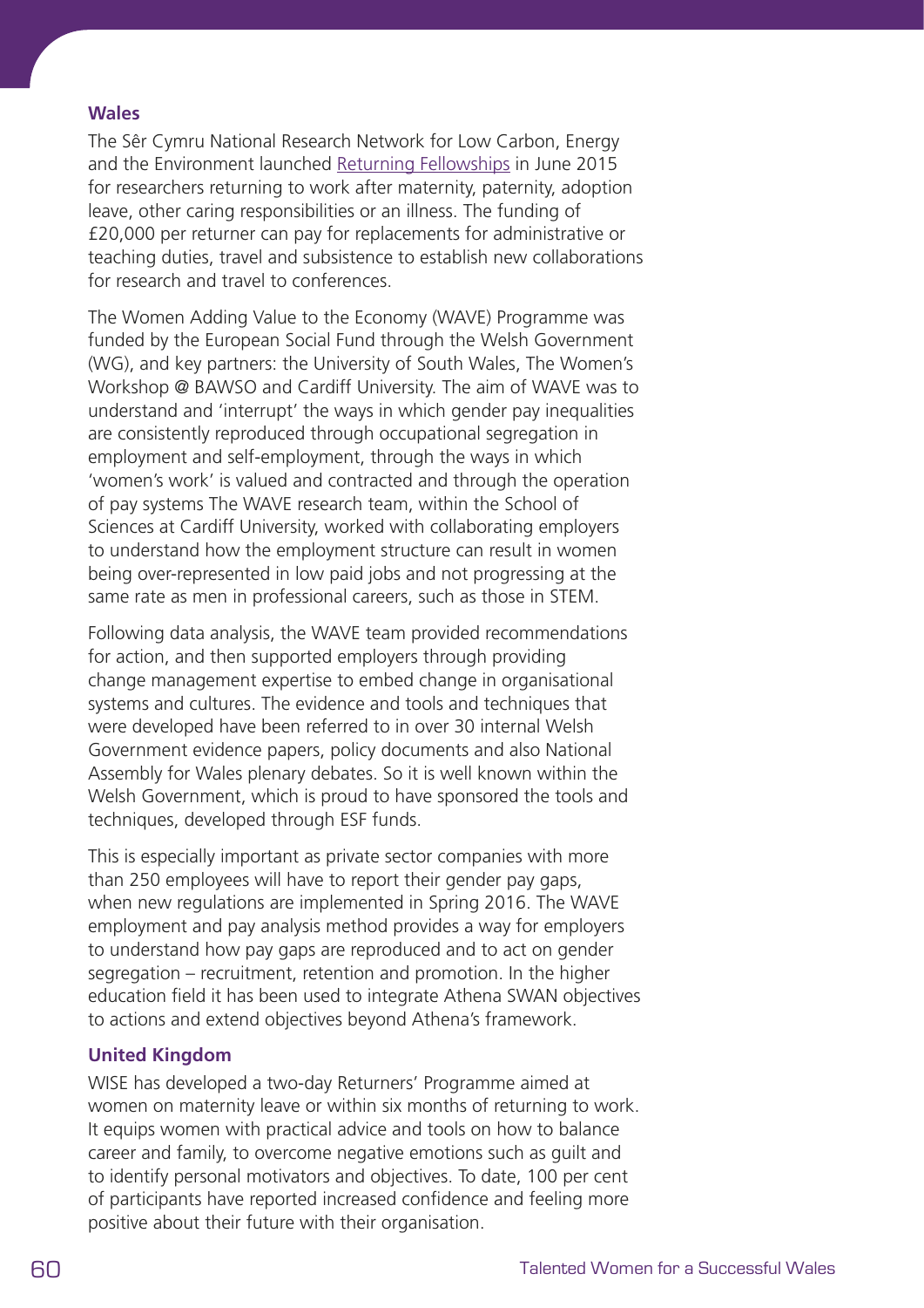### Wales

The Sêr Cymru National Research Network for Low Carbon, Energy and the Environment launched Returning Fellowships in June 2015 for researchers returning to work after maternity, paternity, adoption leave, other caring responsibilities or an illness. The funding of £20,000 per returner can pay for replacements for administrative or teaching duties, travel and subsistence to establish new collaborations for research and travel to conferences.

The Women Adding Value to the Economy (WAVE) Programme was funded by the European Social Fund through the Welsh Government (WG), and key partners: the University of South Wales, The Women's Workshop @ BAWSO and Cardiff University. The aim of WAVE was to understand and 'interrupt' the ways in which gender pay inequalities are consistently reproduced through occupational segregation in employment and self-employment, through the ways in which 'women's work' is valued and contracted and through the operation of pay systems The WAVE research team, within the School of Sciences at Cardiff University, worked with collaborating employers to understand how the employment structure can result in women being over-represented in low paid jobs and not progressing at the same rate as men in professional careers, such as those in STEM.

Following data analysis, the WAVE team provided recommendations for action, and then supported employers through providing change management expertise to embed change in organisational systems and cultures. The evidence and tools and techniques that were developed have been referred to in over 30 internal Welsh Government evidence papers, policy documents and also National Assembly for Wales plenary debates. So it is well known within the Welsh Government, which is proud to have sponsored the tools and techniques, developed through ESF funds.

This is especially important as private sector companies with more than 250 employees will have to report their gender pay gaps, when new regulations are implemented in Spring 2016. The WAVE employment and pay analysis method provides a way for employers to understand how pay gaps are reproduced and to act on gender segregation – recruitment, retention and promotion. In the higher education field it has been used to integrate Athena SWAN objectives to actions and extend objectives beyond Athena's framework.

### United Kingdom

WISE has developed a two-day Returners' Programme aimed at women on maternity leave or within six months of returning to work. It equips women with practical advice and tools on how to balance career and family, to overcome negative emotions such as guilt and to identify personal motivators and objectives. To date, 100 per cent of participants have reported increased confidence and feeling more positive about their future with their organisation.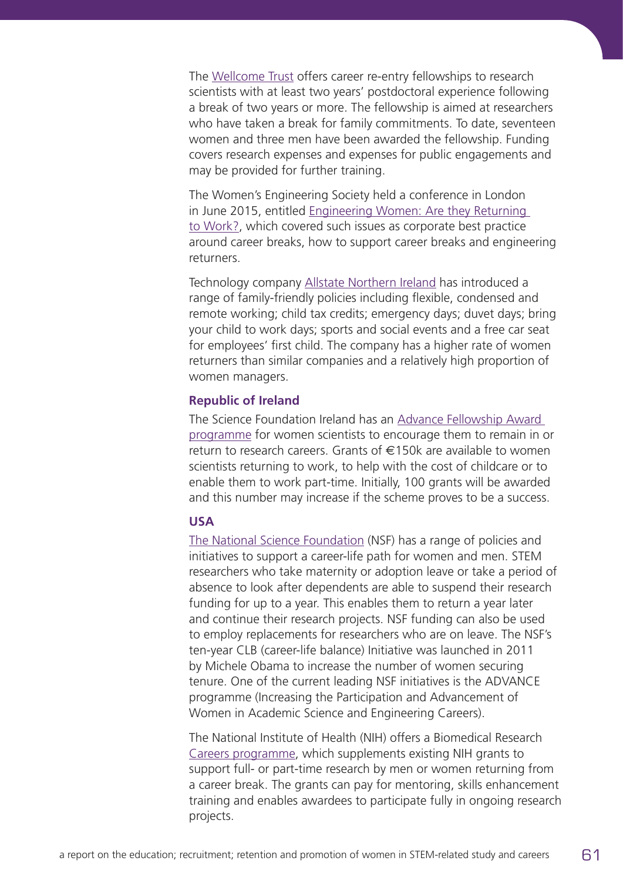The Wellcome Trust offers career re-entry fellowships to research scientists with at least two years' postdoctoral experience following a break of two years or more. The fellowship is aimed at researchers who have taken a break for family commitments. To date, seventeen women and three men have been awarded the fellowship. Funding covers research expenses and expenses for public engagements and may be provided for further training.

The Women's Engineering Society held a conference in London in June 2015, entitled Engineering Women: Are they Returning to Work?, which covered such issues as corporate best practice around career breaks, how to support career breaks and engineering returners.

Technology company Allstate Northern Ireland has introduced a range of family-friendly policies including flexible, condensed and remote working; child tax credits; emergency days; duvet days; bring your child to work days; sports and social events and a free car seat for employees' first child. The company has a higher rate of women returners than similar companies and a relatively high proportion of women managers.

**Republic of Ireland**

The Science Foundation Ireland has an Advance Fellowship Award programme for women scientists to encourage them to remain in or return to research careers. Grants of €150k are available to women scientists returning to work, to help with the cost of childcare or to enable them to work part-time. Initially, 100 grants will be awarded and this number may increase if the scheme proves to be a success.

**USA**

The National Science Foundation (NSF) has a range of policies and initiatives to support a career-life path for women and men. STEM researchers who take maternity or adoption leave or take a period of absence to look after dependents are able to suspend their research funding for up to a year. This enables them to return a year later and continue their research projects. NSF funding can also be used to employ replacements for researchers who are on leave. The NSF's ten-year CLB (career-life balance) Initiative was launched in 2011 by Michele Obama to increase the number of women securing tenure. One of the current leading NSF initiatives is the ADVANCE programme (Increasing the Participation and Advancement of Women in Academic Science and Engineering Careers).

The National Institute of Health (NIH) offers a Biomedical Research Careers programme, which supplements existing NIH grants to support full- or part-time research by men or women returning from a career break. The grants can pay for mentoring, skills enhancement training and enables awardees to participate fully in ongoing research projects.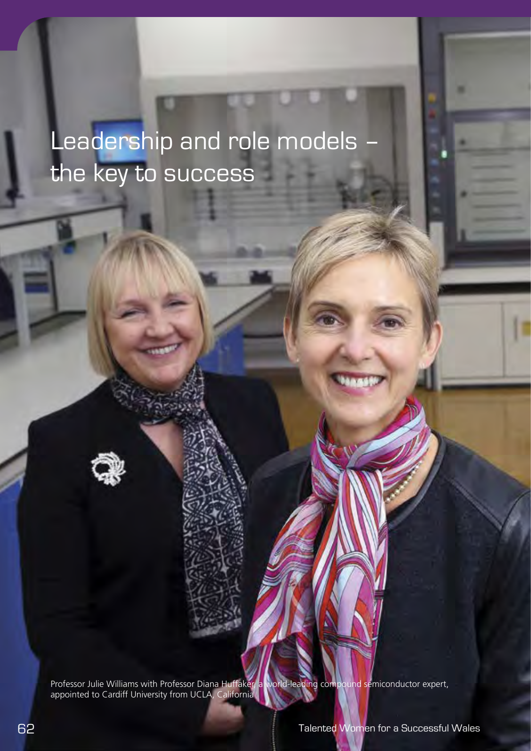# Leadership and role models – the key to success

Professor Julie Williams with Professor Diana Huffaker, a world-leading compound semiconductor expert, appointed to Cardiff University from UCLA, California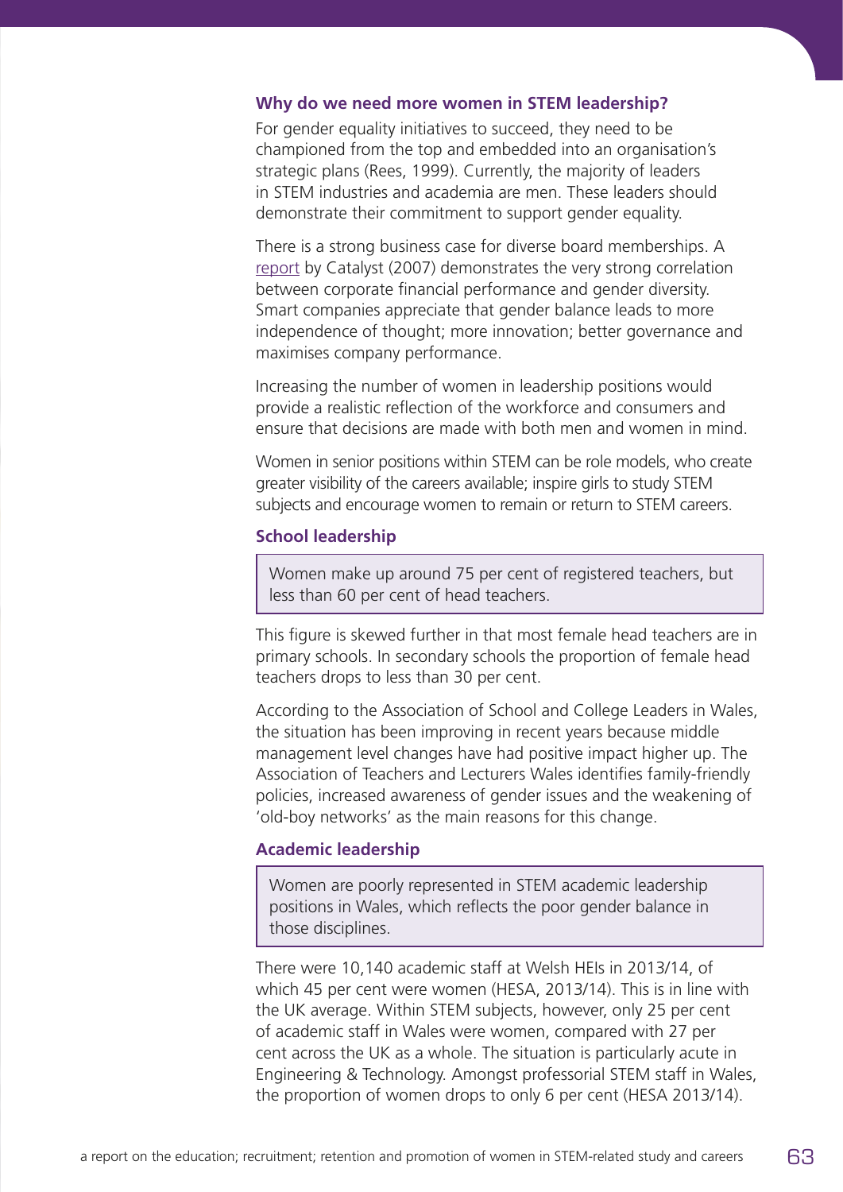### Why do we need more women in STEM leadership?

For gender equality initiatives to succeed, they need to be championed from the top and embedded into an organisation's strategic plans (Rees, 1999). Currently, the majority of leaders in STEM industries and academia are men. These leaders should demonstrate their commitment to support gender equality.

There is a strong business case for diverse board memberships. A report by Catalyst (2007) demonstrates the very strong correlation between corporate financial performance and gender diversity. Smart companies appreciate that gender balance leads to more independence of thought; more innovation; better governance and maximises company performance.

Increasing the number of women in leadership positions would provide a realistic reflection of the workforce and consumers and ensure that decisions are made with both men and women in mind.

Women in senior positions within STEM can be role models, who create greater visibility of the careers available; inspire girls to study STEM subjects and encourage women to remain or return to STEM careers.

### School leadership

> Women make up around 75 per cent of registered teachers, but less than 60 per cent of head teachers.

This figure is skewed further in that most female head teachers are in primary schools. In secondary schools the proportion of female head teachers drops to less than 30 per cent.

According to the Association of School and College Leaders in Wales, the situation has been improving in recent years because middle management level changes have had positive impact higher up. The Association of Teachers and Lecturers Wales identifies family-friendly policies, increased awareness of gender issues and the weakening of 'old-boy networks' as the main reasons for this change.

### Academic leadership

> Women are poorly represented in STEM academic leadership positions in Wales, which reflects the poor gender balance in those disciplines.

There were 10,140 academic staff at Welsh HEIs in 2013/14, of which 45 per cent were women (HESA, 2013/14). This is in line with the UK average. Within STEM subjects, however, only 25 per cent of academic staff in Wales were women, compared with 27 per cent across the UK as a whole. The situation is particularly acute in Engineering & Technology. Amongst professorial STEM staff in Wales, the proportion of women drops to only 6 per cent (HESA 2013/14).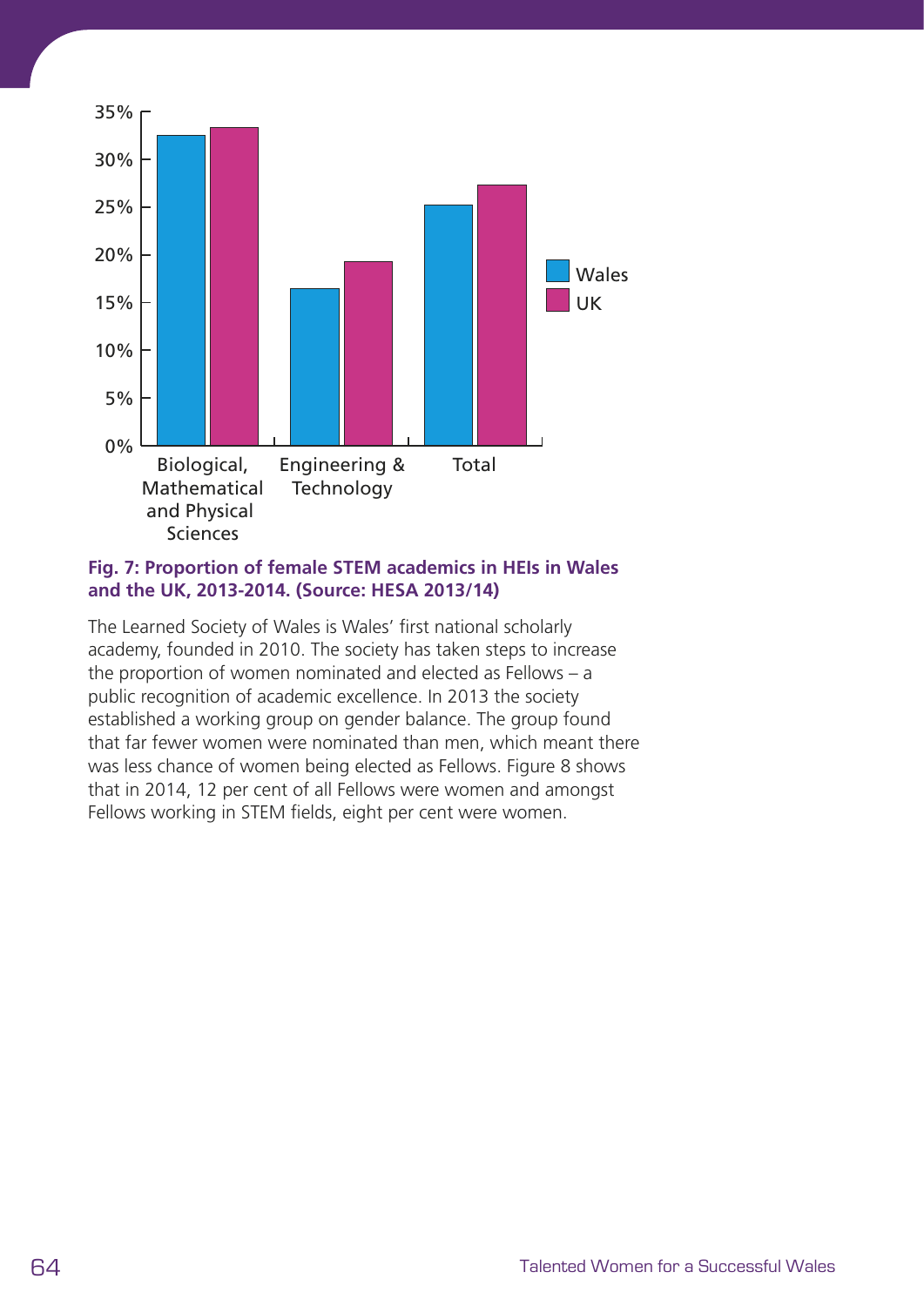**Fig. 7: Proportion of female STEM academics in HEIs in Wales and the UK, 2013-2014. (Source: HESA 2013/14)**

The Learned Society of Wales is Wales' first national scholarly academy, founded in 2010. The society has taken steps to increase the proportion of women nominated and elected as Fellows – a public recognition of academic excellence. In 2013 the society established a working group on gender balance. The group found that far fewer women were nominated than men, which meant there was less chance of women being elected as Fellows. Figure 8 shows that in 2014, 12 per cent of all Fellows were women and amongst Fellows working in STEM fields, eight per cent were women.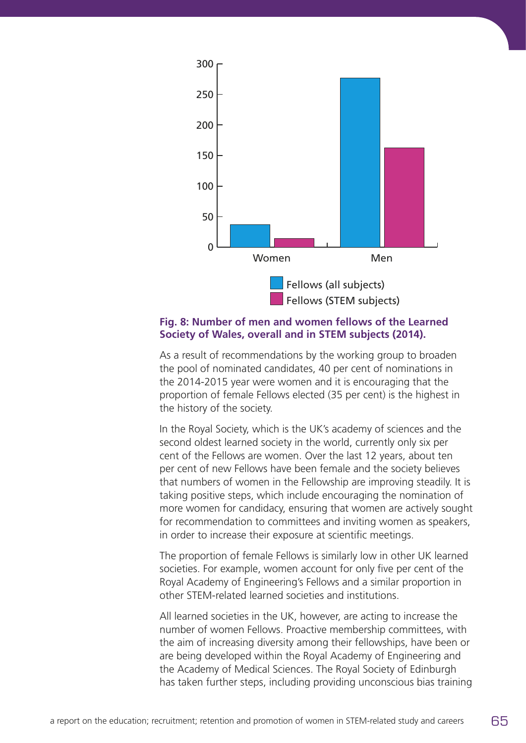**Fig. 8: Number of men and women fellows of the Learned Society of Wales, overall and in STEM subjects (2014).**

As a result of recommendations by the working group to broaden the pool of nominated candidates, 40 per cent of nominations in the 2014-2015 year were women and it is encouraging that the proportion of female Fellows elected (35 per cent) is the highest in the history of the society.

In the Royal Society, which is the UK's academy of sciences and the second oldest learned society in the world, currently only six per cent of the Fellows are women. Over the last 12 years, about ten per cent of new Fellows have been female and the society believes that numbers of women in the Fellowship are improving steadily. It is taking positive steps, which include encouraging the nomination of more women for candidacy, ensuring that women are actively sought for recommendation to committees and inviting women as speakers, in order to increase their exposure at scientific meetings.

The proportion of female Fellows is similarly low in other UK learned societies. For example, women account for only five per cent of the Royal Academy of Engineering's Fellows and a similar proportion in other STEM-related learned societies and institutions.

All learned societies in the UK, however, are acting to increase the number of women Fellows. Proactive membership committees, with the aim of increasing diversity among their fellowships, have been or are being developed within the Royal Academy of Engineering and the Academy of Medical Sciences. The Royal Society of Edinburgh has taken further steps, including providing unconscious bias training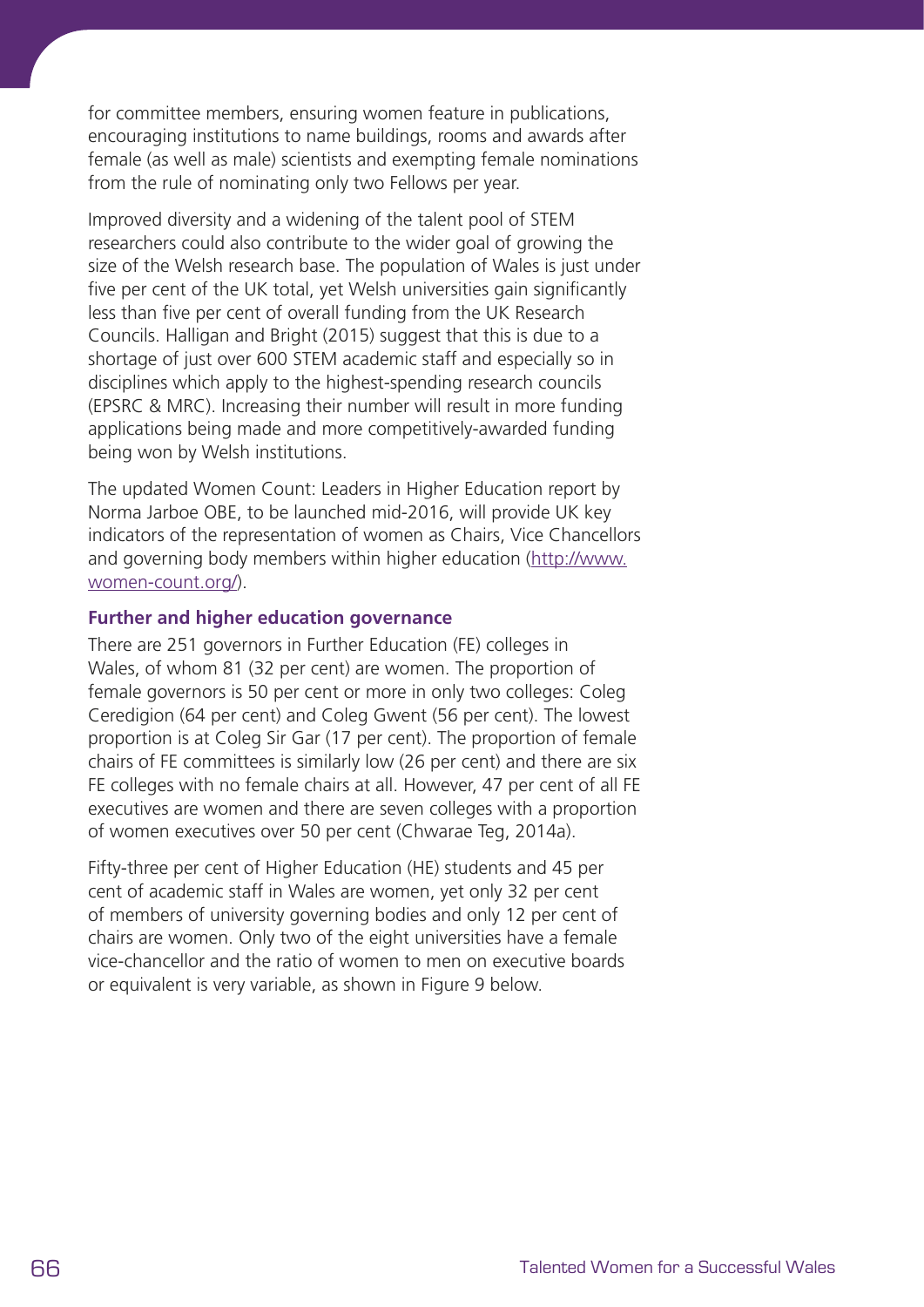for committee members, ensuring women feature in publications, encouraging institutions to name buildings, rooms and awards after female (as well as male) scientists and exempting female nominations from the rule of nominating only two Fellows per year.

Improved diversity and a widening of the talent pool of STEM researchers could also contribute to the wider goal of growing the size of the Welsh research base. The population of Wales is just under five per cent of the UK total, yet Welsh universities gain significantly less than five per cent of overall funding from the UK Research Councils. Halligan and Bright (2015) suggest that this is due to a shortage of just over 600 STEM academic staff and especially so in disciplines which apply to the highest-spending research councils (EPSRC & MRC). Increasing their number will result in more funding applications being made and more competitively-awarded funding being won by Welsh institutions.

The updated Women Count: Leaders in Higher Education report by Norma Jarboe OBE, to be launched mid-2016, will provide UK key indicators of the representation of women as Chairs, Vice Chancellors and governing body members within higher education (http://www.women-count.org/).

### Further and higher education governance

There are 251 governors in Further Education (FE) colleges in Wales, of whom 81 (32 per cent) are women. The proportion of female governors is 50 per cent or more in only two colleges: Coleg Ceredigion (64 per cent) and Coleg Gwent (56 per cent). The lowest proportion is at Coleg Sir Gar (17 per cent). The proportion of female chairs of FE committees is similarly low (26 per cent) and there are six FE colleges with no female chairs at all. However, 47 per cent of all FE executives are women and there are seven colleges with a proportion of women executives over 50 per cent (Chwarae Teg, 2014a).

Fifty-three per cent of Higher Education (HE) students and 45 per cent of academic staff in Wales are women, yet only 32 per cent of members of university governing bodies and only 12 per cent of chairs are women. Only two of the eight universities have a female vice-chancellor and the ratio of women to men on executive boards or equivalent is very variable, as shown in Figure 9 below.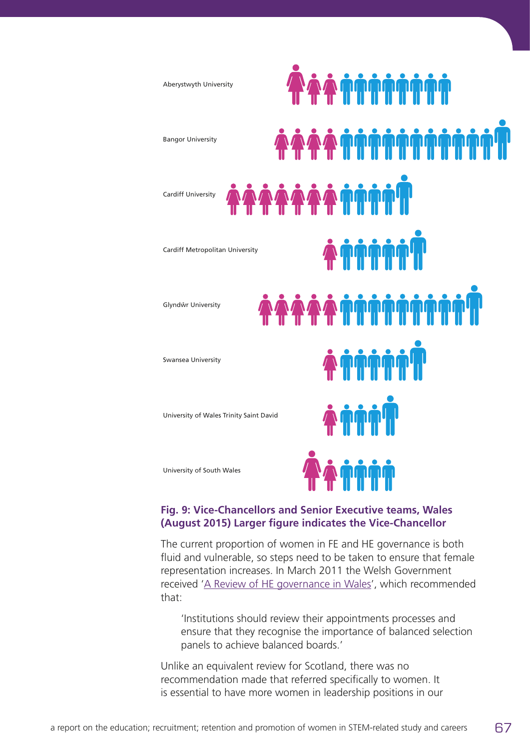Aberystwyth University

Bangor University

Cardiff University

Cardiff Metropolitan University

Glyndŵr University

Swansea University

University of Wales Trinity Saint David

University of South Wales

**Fig. 9: Vice-Chancellors and Senior Executive teams, Wales (August 2015) Larger figure indicates the Vice-Chancellor**

The current proportion of women in FE and HE governance is both fluid and vulnerable, so steps need to be taken to ensure that female representation increases. In March 2011 the Welsh Government received 'A Review of HE governance in Wales', which recommended that:

> 'Institutions should review their appointments processes and ensure that they recognise the importance of balanced selection panels to achieve balanced boards.'

Unlike an equivalent review for Scotland, there was no recommendation made that referred specifically to women. It is essential to have more women in leadership positions in our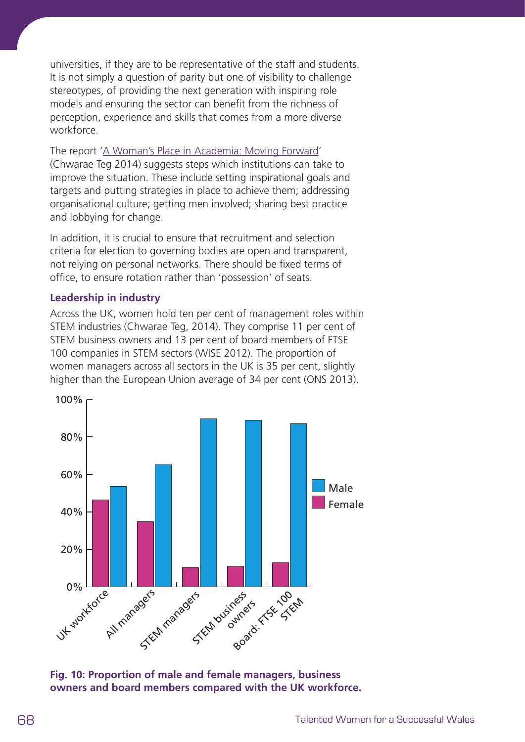universities, if they are to be representative of the staff and students. It is not simply a question of parity but one of visibility to challenge stereotypes, of providing the next generation with inspiring role models and ensuring the sector can benefit from the richness of perception, experience and skills that comes from a more diverse workforce.

The report 'A Woman's Place in Academia: Moving Forward' (Chwarae Teg 2014) suggests steps which institutions can take to improve the situation. These include setting inspirational goals and targets and putting strategies in place to achieve them; addressing organisational culture; getting men involved; sharing best practice and lobbying for change.

In addition, it is crucial to ensure that recruitment and selection criteria for election to governing bodies are open and transparent, not relying on personal networks. There should be fixed terms of office, to ensure rotation rather than 'possession' of seats.

### Leadership in industry

Across the UK, women hold ten per cent of management roles within STEM industries (Chwarae Teg, 2014). They comprise 11 per cent of STEM business owners and 13 per cent of board members of FTSE 100 companies in STEM sectors (WISE 2012). The proportion of women managers across all sectors in the UK is 35 per cent, slightly higher than the European Union average of 34 per cent (ONS 2013).

**Fig. 10: Proportion of male and female managers, business owners and board members compared with the UK workforce.**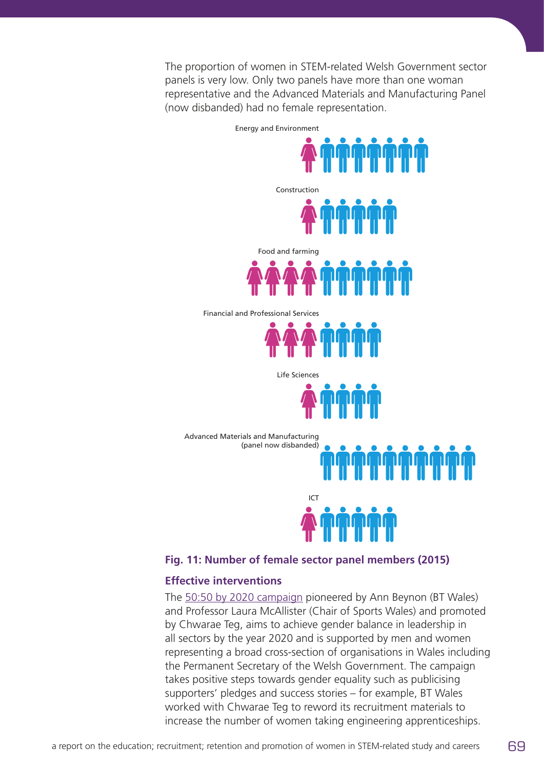The proportion of women in STEM-related Welsh Government sector panels is very low. Only two panels have more than one woman representative and the Advanced Materials and Manufacturing Panel (now disbanded) had no female representation.

Energy and Environment

Construction

Food and farming

Financial and Professional Services

Life Sciences

Advanced Materials and Manufacturing (panel now disbanded)

ICT

**Fig. 11: Number of female sector panel members (2015)**

### Effective interventions

The 50:50 by 2020 campaign pioneered by Ann Beynon (BT Wales) and Professor Laura McAllister (Chair of Sports Wales) and promoted by Chwarae Teg, aims to achieve gender balance in leadership in all sectors by the year 2020 and is supported by men and women representing a broad cross-section of organisations in Wales including the Permanent Secretary of the Welsh Government. The campaign takes positive steps towards gender equality such as publicising supporters' pledges and success stories – for example, BT Wales worked with Chwarae Teg to reword its recruitment materials to increase the number of women taking engineering apprenticeships.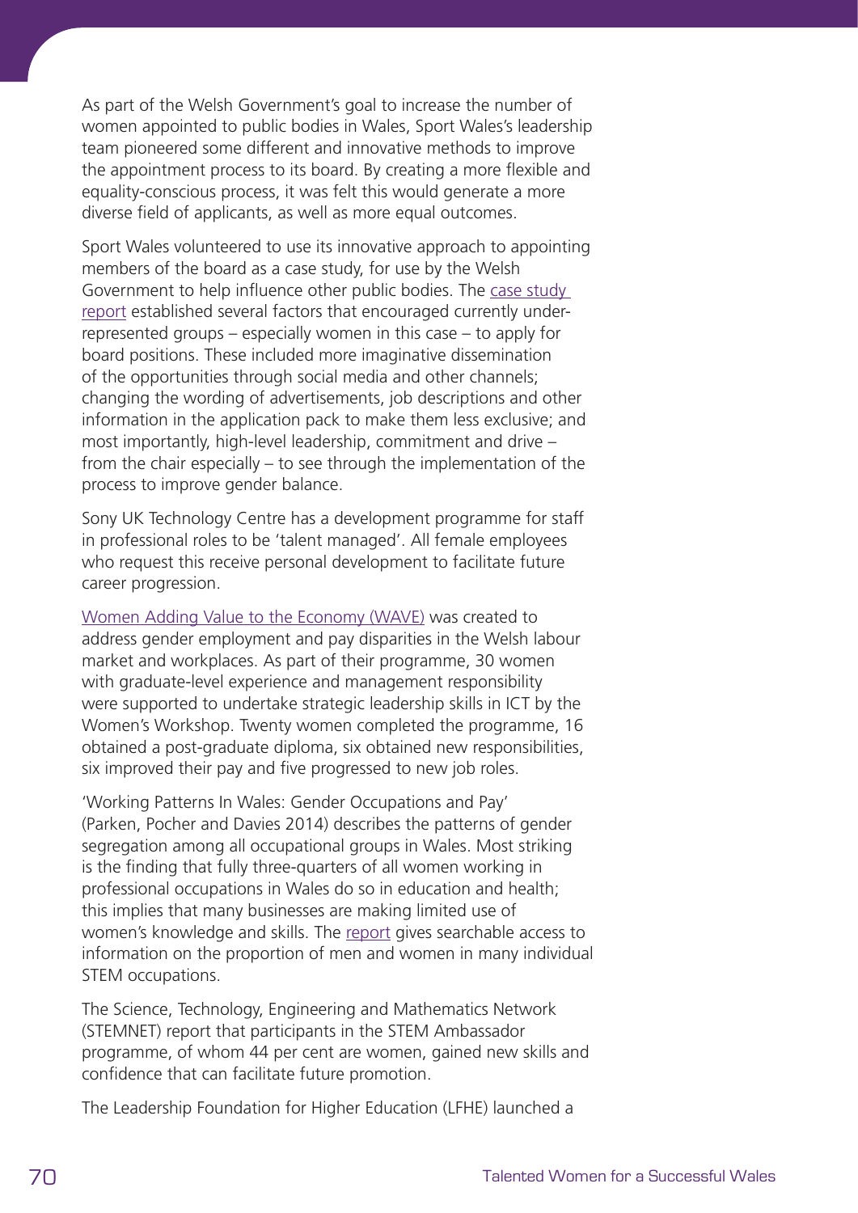As part of the Welsh Government's goal to increase the number of women appointed to public bodies in Wales, Sport Wales's leadership team pioneered some different and innovative methods to improve the appointment process to its board. By creating a more flexible and equality-conscious process, it was felt this would generate a more diverse field of applicants, as well as more equal outcomes.

Sport Wales volunteered to use its innovative approach to appointing members of the board as a case study, for use by the Welsh Government to help influence other public bodies. The case study report established several factors that encouraged currently under-represented groups – especially women in this case – to apply for board positions. These included more imaginative dissemination of the opportunities through social media and other channels; changing the wording of advertisements, job descriptions and other information in the application pack to make them less exclusive; and most importantly, high-level leadership, commitment and drive – from the chair especially – to see through the implementation of the process to improve gender balance.

Sony UK Technology Centre has a development programme for staff in professional roles to be 'talent managed'. All female employees who request this receive personal development to facilitate future career progression.

Women Adding Value to the Economy (WAVE) was created to address gender employment and pay disparities in the Welsh labour market and workplaces. As part of their programme, 30 women with graduate-level experience and management responsibility were supported to undertake strategic leadership skills in ICT by the Women's Workshop. Twenty women completed the programme, 16 obtained a post-graduate diploma, six obtained new responsibilities, six improved their pay and five progressed to new job roles.

'Working Patterns In Wales: Gender Occupations and Pay' (Parken, Pocher and Davies 2014) describes the patterns of gender segregation among all occupational groups in Wales. Most striking is the finding that fully three-quarters of all women working in professional occupations in Wales do so in education and health; this implies that many businesses are making limited use of women's knowledge and skills. The report gives searchable access to information on the proportion of men and women in many individual STEM occupations.

The Science, Technology, Engineering and Mathematics Network (STEMNET) report that participants in the STEM Ambassador programme, of whom 44 per cent are women, gained new skills and confidence that can facilitate future promotion.

The Leadership Foundation for Higher Education (LFHE) launched a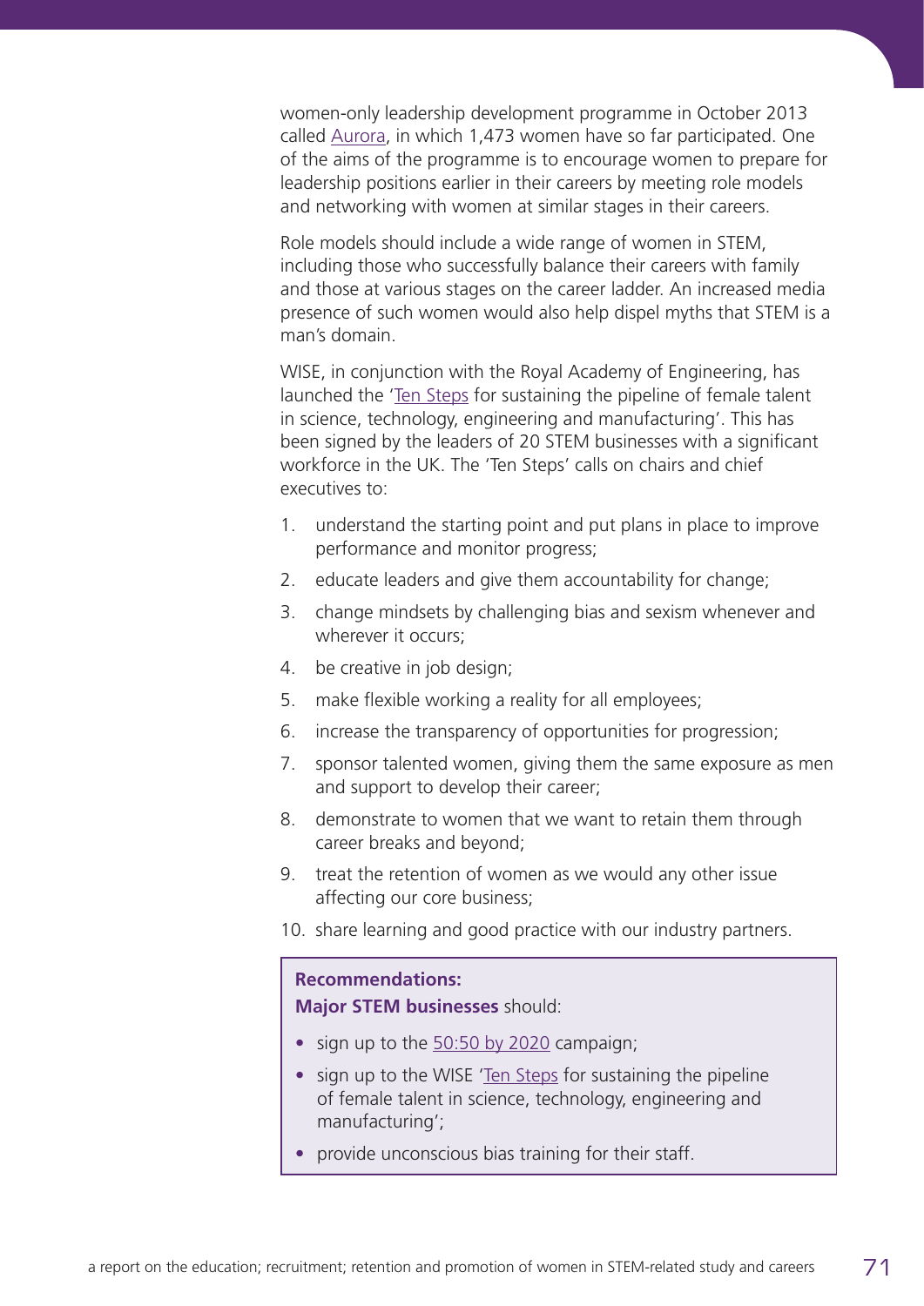women-only leadership development programme in October 2013 called Aurora, in which 1,473 women have so far participated. One of the aims of the programme is to encourage women to prepare for leadership positions earlier in their careers by meeting role models and networking with women at similar stages in their careers.

Role models should include a wide range of women in STEM, including those who successfully balance their careers with family and those at various stages on the career ladder. An increased media presence of such women would also help dispel myths that STEM is a man's domain.

WISE, in conjunction with the Royal Academy of Engineering, has launched the 'Ten Steps for sustaining the pipeline of female talent in science, technology, engineering and manufacturing'. This has been signed by the leaders of 20 STEM businesses with a significant workforce in the UK. The 'Ten Steps' calls on chairs and chief executives to:

1. understand the starting point and put plans in place to improve performance and monitor progress;
2. educate leaders and give them accountability for change;
3. change mindsets by challenging bias and sexism whenever and wherever it occurs;
4. be creative in job design;
5. make flexible working a reality for all employees;
6. increase the transparency of opportunities for progression;
7. sponsor talented women, giving them the same exposure as men and support to develop their career;
8. demonstrate to women that we want to retain them through career breaks and beyond;
9. treat the retention of women as we would any other issue affecting our core business;
10. share learning and good practice with our industry partners.

**Recommendations:**

**Major STEM businesses** should:

- sign up to the 50:50 by 2020 campaign;
- sign up to the WISE 'Ten Steps for sustaining the pipeline of female talent in science, technology, engineering and manufacturing';
- provide unconscious bias training for their staff.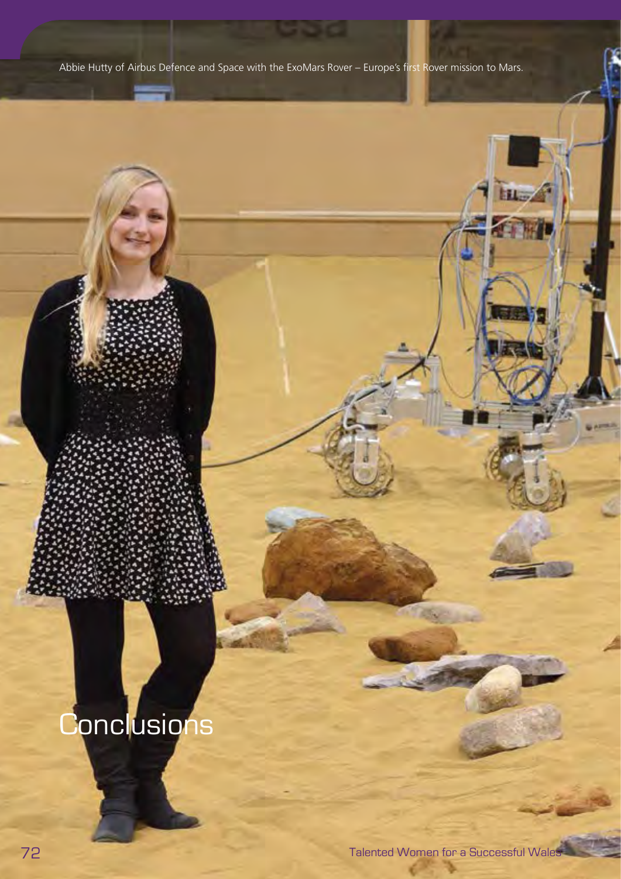Abbie Hutty of Airbus Defence and Space with the ExoMars Rover – Europe's first Rover mission to Mars.

# Conclusions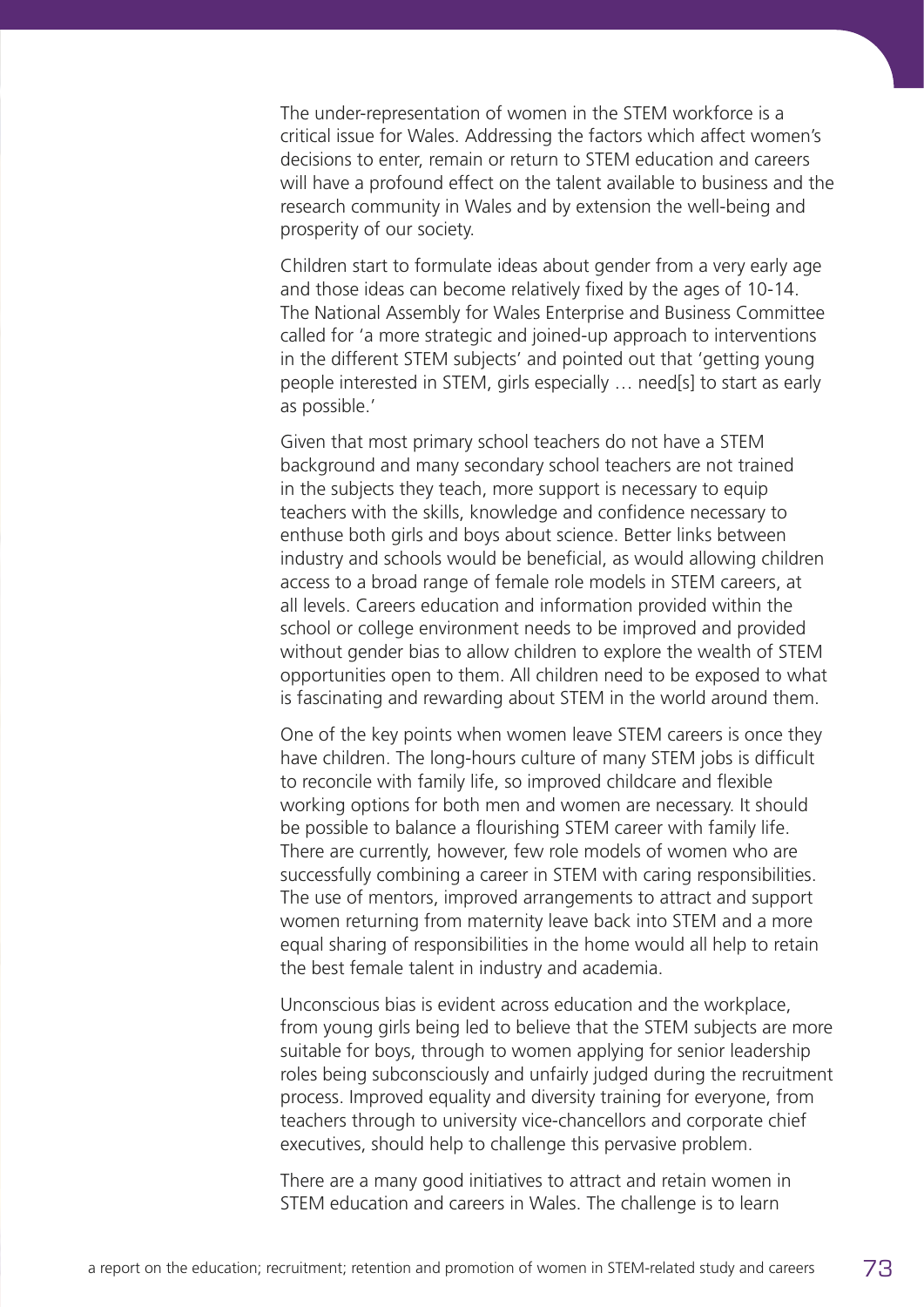The under-representation of women in the STEM workforce is a critical issue for Wales. Addressing the factors which affect women's decisions to enter, remain or return to STEM education and careers will have a profound effect on the talent available to business and the research community in Wales and by extension the well-being and prosperity of our society.

Children start to formulate ideas about gender from a very early age and those ideas can become relatively fixed by the ages of 10-14. The National Assembly for Wales Enterprise and Business Committee called for 'a more strategic and joined-up approach to interventions in the different STEM subjects' and pointed out that 'getting young people interested in STEM, girls especially … need[s] to start as early as possible.'

Given that most primary school teachers do not have a STEM background and many secondary school teachers are not trained in the subjects they teach, more support is necessary to equip teachers with the skills, knowledge and confidence necessary to enthuse both girls and boys about science. Better links between industry and schools would be beneficial, as would allowing children access to a broad range of female role models in STEM careers, at all levels. Careers education and information provided within the school or college environment needs to be improved and provided without gender bias to allow children to explore the wealth of STEM opportunities open to them. All children need to be exposed to what is fascinating and rewarding about STEM in the world around them.

One of the key points when women leave STEM careers is once they have children. The long-hours culture of many STEM jobs is difficult to reconcile with family life, so improved childcare and flexible working options for both men and women are necessary. It should be possible to balance a flourishing STEM career with family life. There are currently, however, few role models of women who are successfully combining a career in STEM with caring responsibilities. The use of mentors, improved arrangements to attract and support women returning from maternity leave back into STEM and a more equal sharing of responsibilities in the home would all help to retain the best female talent in industry and academia.

Unconscious bias is evident across education and the workplace, from young girls being led to believe that the STEM subjects are more suitable for boys, through to women applying for senior leadership roles being subconsciously and unfairly judged during the recruitment process. Improved equality and diversity training for everyone, from teachers through to university vice-chancellors and corporate chief executives, should help to challenge this pervasive problem.

There are a many good initiatives to attract and retain women in STEM education and careers in Wales. The challenge is to learn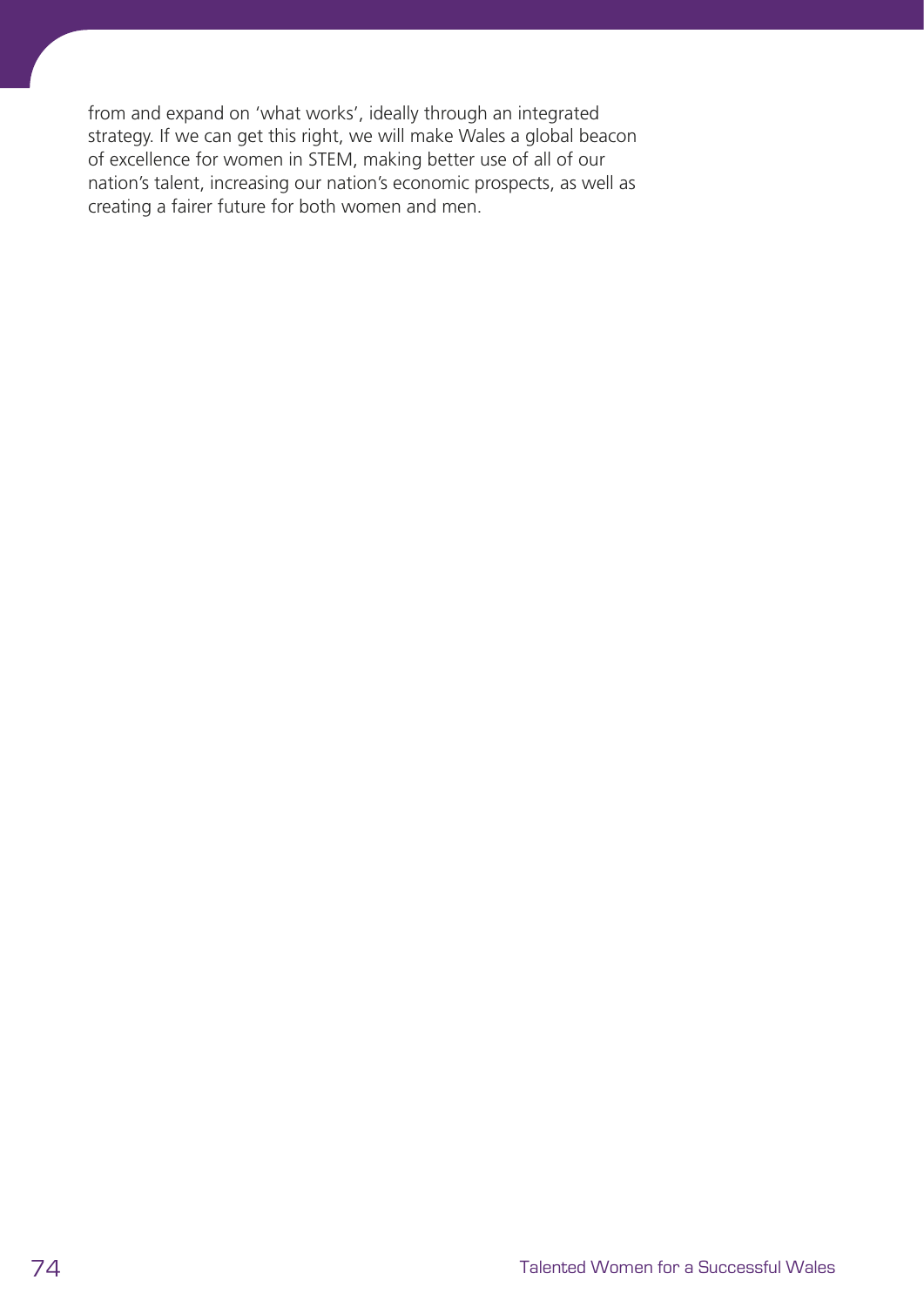from and expand on 'what works', ideally through an integrated strategy. If we can get this right, we will make Wales a global beacon of excellence for women in STEM, making better use of all of our nation's talent, increasing our nation's economic prospects, as well as creating a fairer future for both women and men.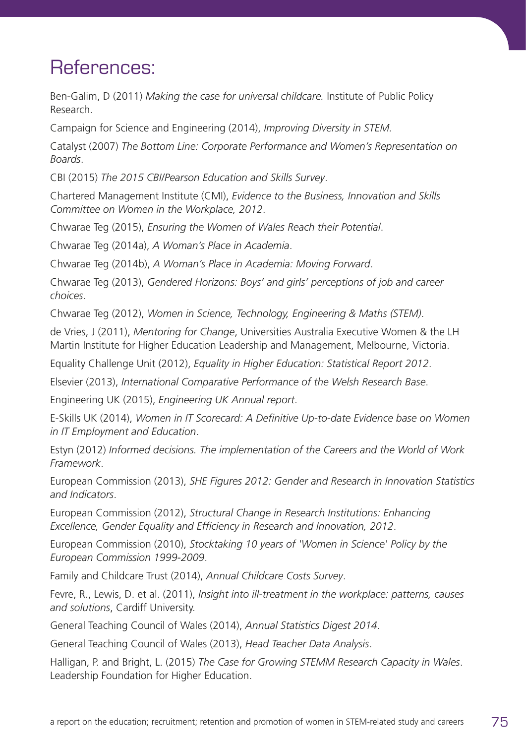# References:

Ben-Galim, D (2011) *Making the case for universal childcare.* Institute of Public Policy Research.

Campaign for Science and Engineering (2014), *Improving Diversity in STEM.*

Catalyst (2007) *The Bottom Line: Corporate Performance and Women's Representation on Boards*.

CBI (2015) *The 2015 CBI/Pearson Education and Skills Survey*.

Chartered Management Institute (CMI), *Evidence to the Business, Innovation and Skills Committee on Women in the Workplace, 2012*.

Chwarae Teg (2015), *Ensuring the Women of Wales Reach their Potential*.

Chwarae Teg (2014a), *A Woman's Place in Academia*.

Chwarae Teg (2014b), *A Woman's Place in Academia: Moving Forward*.

Chwarae Teg (2013), *Gendered Horizons: Boys' and girls' perceptions of job and career choices*.

Chwarae Teg (2012), *Women in Science, Technology, Engineering & Maths (STEM)*.

de Vries, J (2011), *Mentoring for Change*, Universities Australia Executive Women & the LH Martin Institute for Higher Education Leadership and Management, Melbourne, Victoria.

Equality Challenge Unit (2012), *Equality in Higher Education: Statistical Report 2012*.

Elsevier (2013), *International Comparative Performance of the Welsh Research Base*.

Engineering UK (2015), *Engineering UK Annual report*.

E-Skills UK (2014), *Women in IT Scorecard: A Definitive Up-to-date Evidence base on Women in IT Employment and Education*.

Estyn (2012) *Informed decisions. The implementation of the Careers and the World of Work Framework*.

European Commission (2013), *SHE Figures 2012: Gender and Research in Innovation Statistics and Indicators*.

European Commission (2012), *Structural Change in Research Institutions: Enhancing Excellence, Gender Equality and Efficiency in Research and Innovation, 2012*.

European Commission (2010), *Stocktaking 10 years of 'Women in Science' Policy by the European Commission 1999-2009*.

Family and Childcare Trust (2014), *Annual Childcare Costs Survey*.

Fevre, R., Lewis, D. et al. (2011), *Insight into ill-treatment in the workplace: patterns, causes and solutions*, Cardiff University.

General Teaching Council of Wales (2014), *Annual Statistics Digest 2014*.

General Teaching Council of Wales (2013), *Head Teacher Data Analysis*.

Halligan, P. and Bright, L. (2015) *The Case for Growing STEMM Research Capacity in Wales*. Leadership Foundation for Higher Education.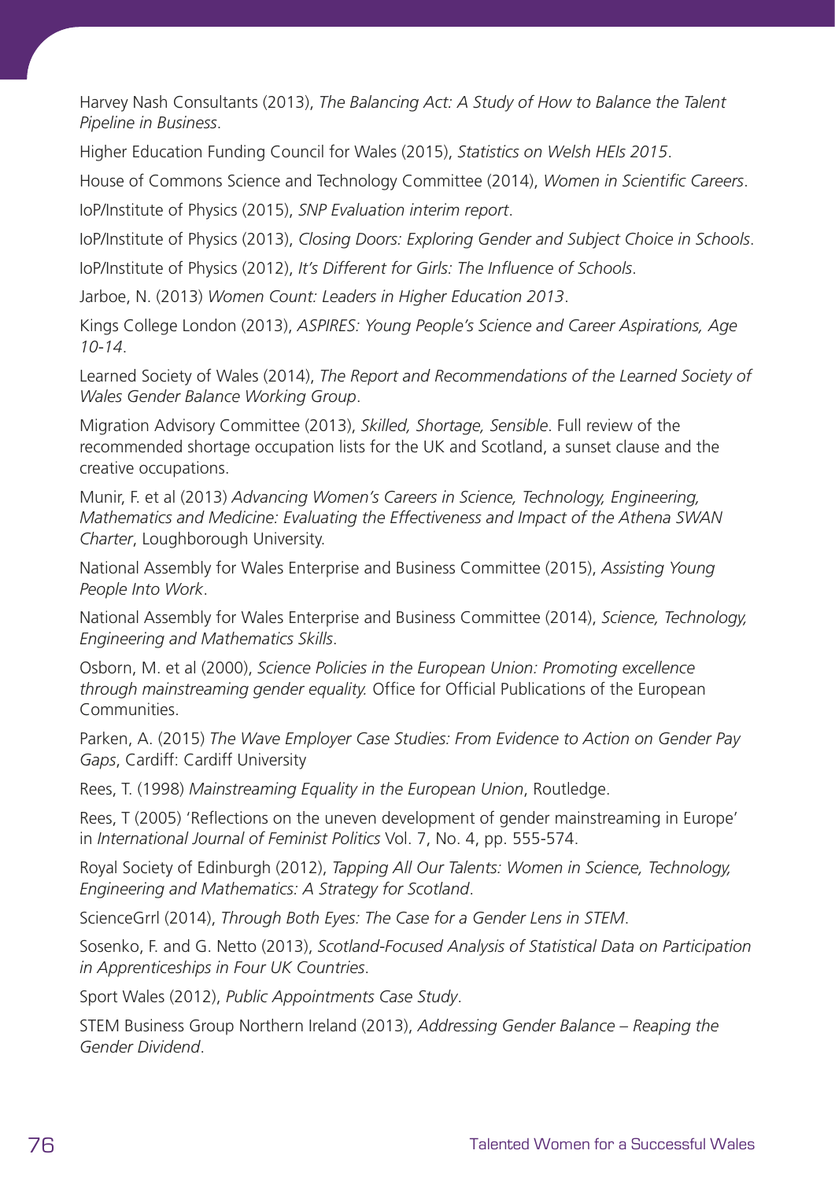Harvey Nash Consultants (2013), *The Balancing Act: A Study of How to Balance the Talent Pipeline in Business*.

Higher Education Funding Council for Wales (2015), *Statistics on Welsh HEIs 2015*.

House of Commons Science and Technology Committee (2014), *Women in Scientific Careers*.

IoP/Institute of Physics (2015), *SNP Evaluation interim report*.

IoP/Institute of Physics (2013), *Closing Doors: Exploring Gender and Subject Choice in Schools*.

IoP/Institute of Physics (2012), *It's Different for Girls: The Influence of Schools*.

Jarboe, N. (2013) *Women Count: Leaders in Higher Education 2013*.

Kings College London (2013), *ASPIRES: Young People's Science and Career Aspirations, Age 10-14*.

Learned Society of Wales (2014), *The Report and Recommendations of the Learned Society of Wales Gender Balance Working Group*.

Migration Advisory Committee (2013), *Skilled, Shortage, Sensible*. Full review of the recommended shortage occupation lists for the UK and Scotland, a sunset clause and the creative occupations.

Munir, F. et al (2013) *Advancing Women's Careers in Science, Technology, Engineering, Mathematics and Medicine: Evaluating the Effectiveness and Impact of the Athena SWAN Charter*, Loughborough University.

National Assembly for Wales Enterprise and Business Committee (2015), *Assisting Young People Into Work*.

National Assembly for Wales Enterprise and Business Committee (2014), *Science, Technology, Engineering and Mathematics Skills*.

Osborn, M. et al (2000), *Science Policies in the European Union: Promoting excellence through mainstreaming gender equality.* Office for Official Publications of the European Communities.

Parken, A. (2015) *The Wave Employer Case Studies: From Evidence to Action on Gender Pay Gaps*, Cardiff: Cardiff University

Rees, T. (1998) *Mainstreaming Equality in the European Union*, Routledge.

Rees, T (2005) 'Reflections on the uneven development of gender mainstreaming in Europe' in *International Journal of Feminist Politics* Vol. 7, No. 4, pp. 555-574.

Royal Society of Edinburgh (2012), *Tapping All Our Talents: Women in Science, Technology, Engineering and Mathematics: A Strategy for Scotland*.

ScienceGrrl (2014), *Through Both Eyes: The Case for a Gender Lens in STEM*.

Sosenko, F. and G. Netto (2013), *Scotland-Focused Analysis of Statistical Data on Participation in Apprenticeships in Four UK Countries*.

Sport Wales (2012), *Public Appointments Case Study*.

STEM Business Group Northern Ireland (2013), *Addressing Gender Balance – Reaping the Gender Dividend*.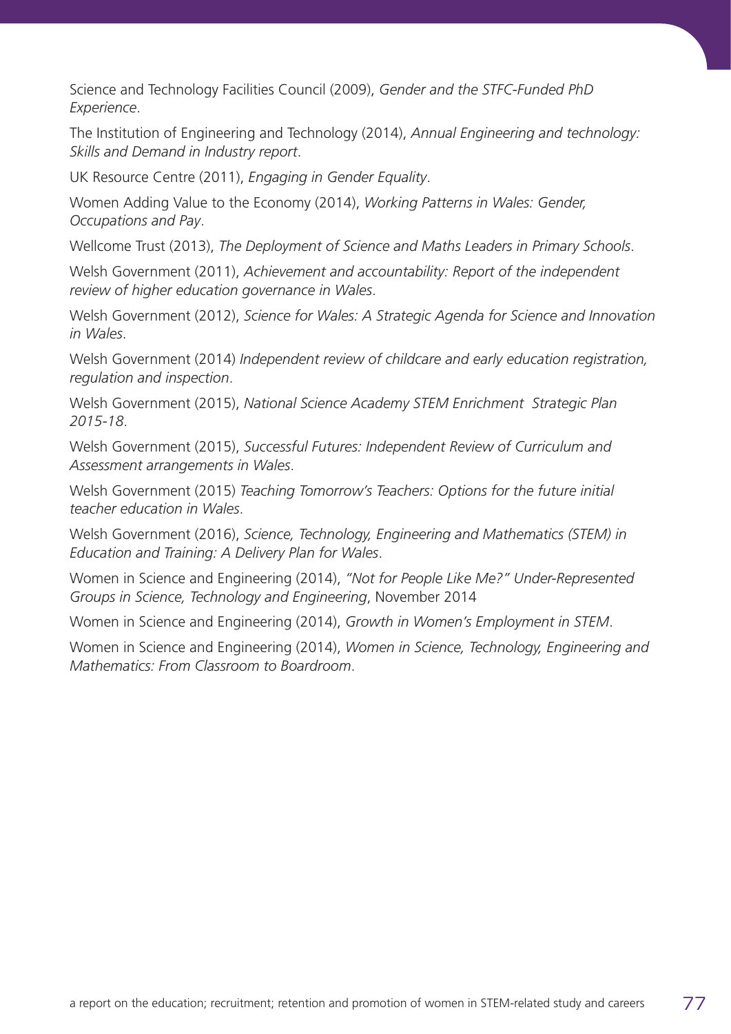Science and Technology Facilities Council (2009), *Gender and the STFC-Funded PhD Experience*.

The Institution of Engineering and Technology (2014), *Annual Engineering and technology: Skills and Demand in Industry report*.

UK Resource Centre (2011), *Engaging in Gender Equality*.

Women Adding Value to the Economy (2014), *Working Patterns in Wales: Gender, Occupations and Pay*.

Wellcome Trust (2013), *The Deployment of Science and Maths Leaders in Primary Schools*.

Welsh Government (2011), *Achievement and accountability: Report of the independent review of higher education governance in Wales*.

Welsh Government (2012), *Science for Wales: A Strategic Agenda for Science and Innovation in Wales*.

Welsh Government (2014) *Independent review of childcare and early education registration, regulation and inspection*.

Welsh Government (2015), *National Science Academy STEM Enrichment Strategic Plan 2015-18*.

Welsh Government (2015), *Successful Futures: Independent Review of Curriculum and Assessment arrangements in Wales*.

Welsh Government (2015) *Teaching Tomorrow's Teachers: Options for the future initial teacher education in Wales*.

Welsh Government (2016), *Science, Technology, Engineering and Mathematics (STEM) in Education and Training: A Delivery Plan for Wales*.

Women in Science and Engineering (2014), *"Not for People Like Me?" Under-Represented Groups in Science, Technology and Engineering*, November 2014

Women in Science and Engineering (2014), *Growth in Women's Employment in STEM*.

Women in Science and Engineering (2014), *Women in Science, Technology, Engineering and Mathematics: From Classroom to Boardroom*.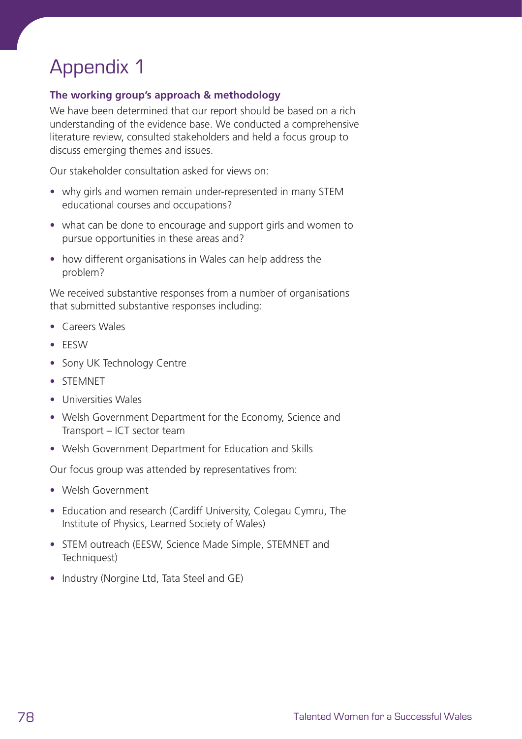# Appendix 1

### The working group's approach & methodology

We have been determined that our report should be based on a rich understanding of the evidence base. We conducted a comprehensive literature review, consulted stakeholders and held a focus group to discuss emerging themes and issues.

Our stakeholder consultation asked for views on:

- why girls and women remain under-represented in many STEM educational courses and occupations?
- what can be done to encourage and support girls and women to pursue opportunities in these areas and?
- how different organisations in Wales can help address the problem?

We received substantive responses from a number of organisations that submitted substantive responses including:

- Careers Wales
- EESW
- Sony UK Technology Centre
- STEMNET
- Universities Wales
- Welsh Government Department for the Economy, Science and Transport – ICT sector team
- Welsh Government Department for Education and Skills

Our focus group was attended by representatives from:

- Welsh Government
- Education and research (Cardiff University, Colegau Cymru, The Institute of Physics, Learned Society of Wales)
- STEM outreach (EESW, Science Made Simple, STEMNET and Techniquest)
- Industry (Norgine Ltd, Tata Steel and GE)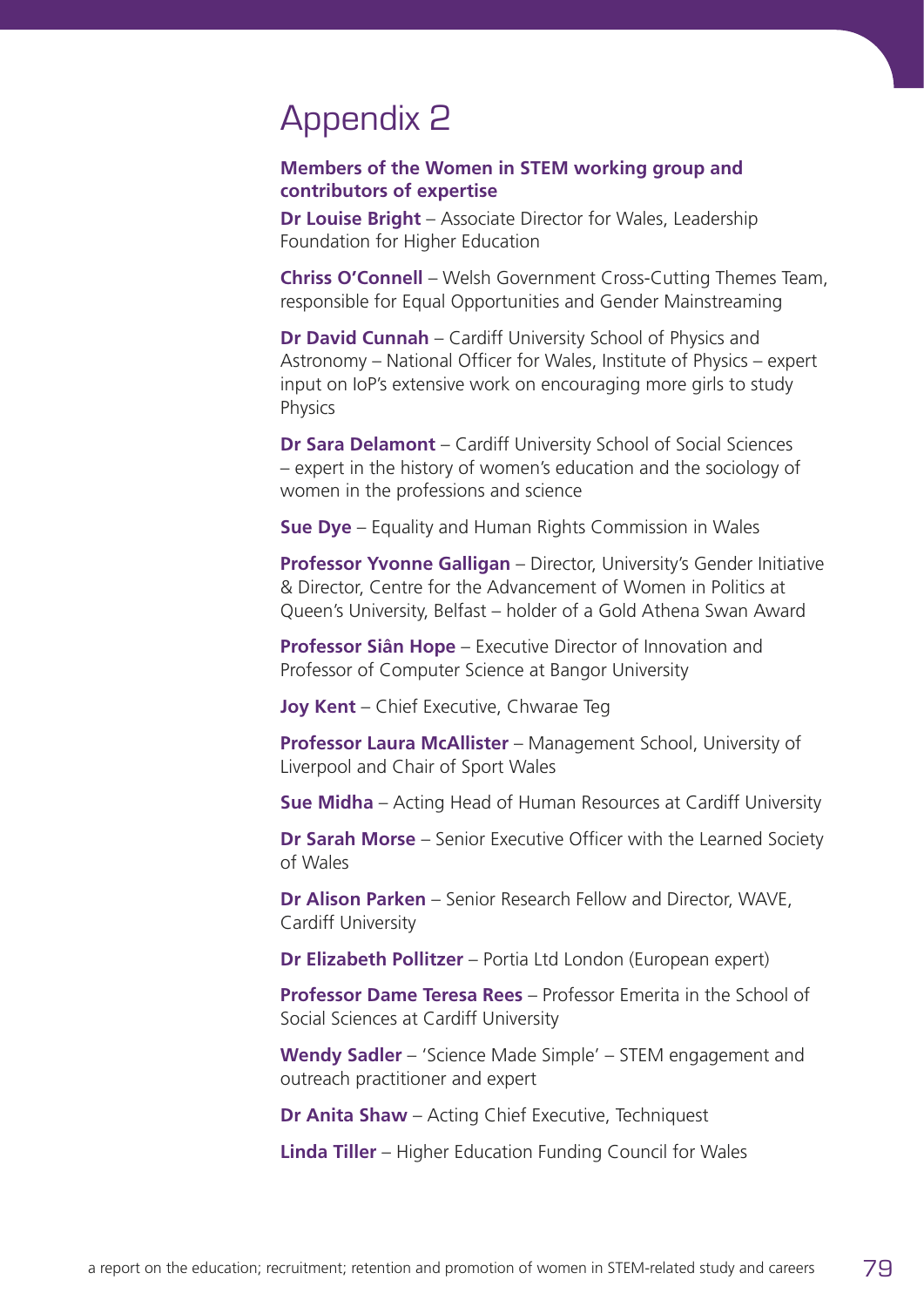# Appendix 2

### Members of the Women in STEM working group and contributors of expertise

**Dr Louise Bright** – Associate Director for Wales, Leadership Foundation for Higher Education

**Chriss O'Connell** – Welsh Government Cross-Cutting Themes Team, responsible for Equal Opportunities and Gender Mainstreaming

**Dr David Cunnah** – Cardiff University School of Physics and Astronomy – National Officer for Wales, Institute of Physics – expert input on IoP's extensive work on encouraging more girls to study Physics

**Dr Sara Delamont** – Cardiff University School of Social Sciences – expert in the history of women's education and the sociology of women in the professions and science

**Sue Dye** – Equality and Human Rights Commission in Wales

**Professor Yvonne Galligan** – Director, University's Gender Initiative & Director, Centre for the Advancement of Women in Politics at Queen's University, Belfast – holder of a Gold Athena Swan Award

**Professor Siân Hope** – Executive Director of Innovation and Professor of Computer Science at Bangor University

**Joy Kent** – Chief Executive, Chwarae Teg

**Professor Laura McAllister** – Management School, University of Liverpool and Chair of Sport Wales

**Sue Midha** – Acting Head of Human Resources at Cardiff University

**Dr Sarah Morse** – Senior Executive Officer with the Learned Society of Wales

**Dr Alison Parken** – Senior Research Fellow and Director, WAVE, Cardiff University

**Dr Elizabeth Pollitzer** – Portia Ltd London (European expert)

**Professor Dame Teresa Rees** – Professor Emerita in the School of Social Sciences at Cardiff University

**Wendy Sadler** – 'Science Made Simple' – STEM engagement and outreach practitioner and expert

**Dr Anita Shaw** – Acting Chief Executive, Techniquest

**Linda Tiller** – Higher Education Funding Council for Wales